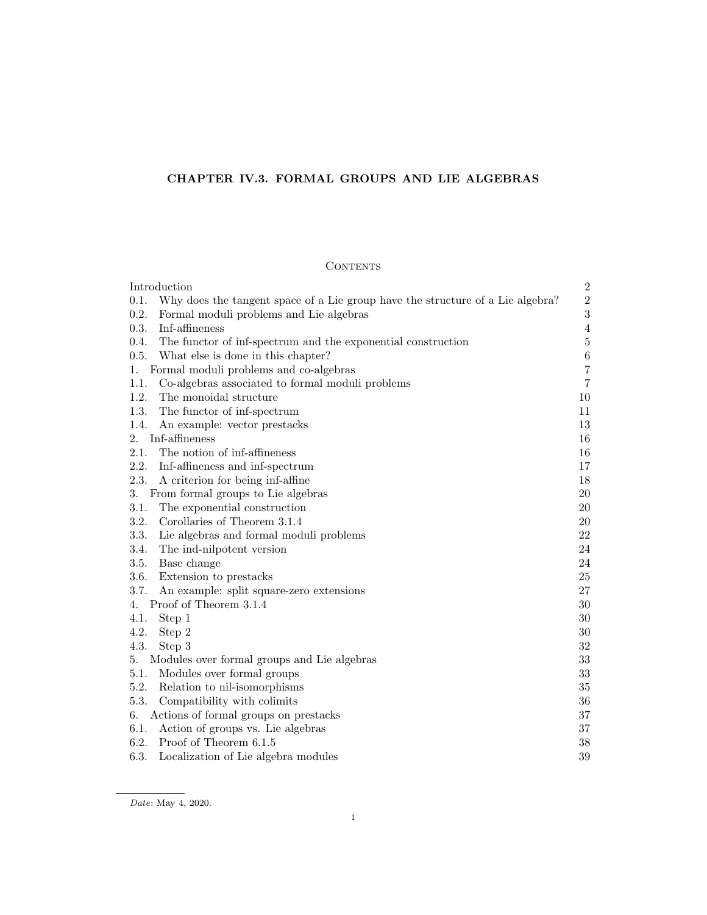# CHAPTER IV.3. FORMAL GROUPS AND LIE ALGEBRAS

## Contents

| | |
|---|---|
| Introduction | 2 |
| 0.1. Why does the tangent space of a Lie group have the structure of a Lie algebra? | 2 |
| 0.2. Formal moduli problems and Lie algebras | 3 |
| 0.3. Inf-affineness | 4 |
| 0.4. The functor of inf-spectrum and the exponential construction | 5 |
| 0.5. What else is done in this chapter? | 6 |
| 1. Formal moduli problems and co-algebras | 7 |
| 1.1. Co-algebras associated to formal moduli problems | 7 |
| 1.2. The monoidal structure | 10 |
| 1.3. The functor of inf-spectrum | 11 |
| 1.4. An example: vector prestacks | 13 |
| 2. Inf-affineness | 16 |
| 2.1. The notion of inf-affineness | 16 |
| 2.2. Inf-affineness and inf-spectrum | 17 |
| 2.3. A criterion for being inf-affine | 18 |
| 3. From formal groups to Lie algebras | 20 |
| 3.1. The exponential construction | 20 |
| 3.2. Corollaries of Theorem 3.1.4 | 20 |
| 3.3. Lie algebras and formal moduli problems | 22 |
| 3.4. The ind-nilpotent version | 24 |
| 3.5. Base change | 24 |
| 3.6. Extension to prestacks | 25 |
| 3.7. An example: split square-zero extensions | 27 |
| 4. Proof of Theorem 3.1.4 | 30 |
| 4.1. Step 1 | 30 |
| 4.2. Step 2 | 30 |
| 4.3. Step 3 | 32 |
| 5. Modules over formal groups and Lie algebras | 33 |
| 5.1. Modules over formal groups | 33 |
| 5.2. Relation to nil-isomorphisms | 35 |
| 5.3. Compatibility with colimits | 36 |
| 6. Actions of formal groups on prestacks | 37 |
| 6.1. Action of groups vs. Lie algebras | 37 |
| 6.2. Proof of Theorem 6.1.5 | 38 |
| 6.3. Localization of Lie algebra modules | 39 |

*Date*: May 4, 2020.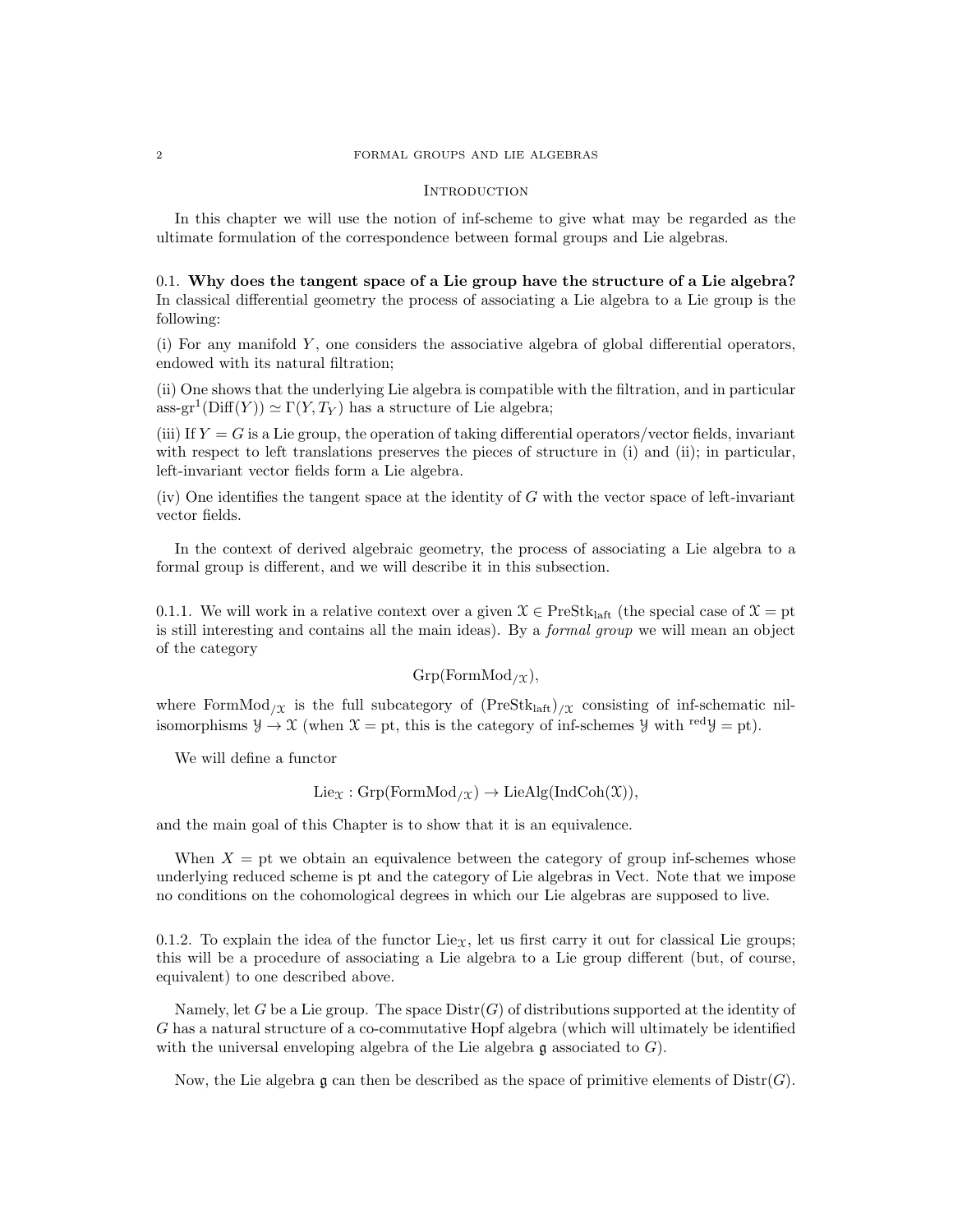## Introduction

In this chapter we will use the notion of inf-scheme to give what may be regarded as the ultimate formulation of the correspondence between formal groups and Lie algebras.

### 0.1. Why does the tangent space of a Lie group have the structure of a Lie algebra?

In classical differential geometry the process of associating a Lie algebra to a Lie group is the following:

(i) For any manifold $Y$, one considers the associative algebra of global differential operators, endowed with its natural filtration;

(ii) One shows that the underlying Lie algebra is compatible with the filtration, and in particular $\text{ass-gr}^1(\text{Diff}(Y)) \simeq \Gamma(Y, T_Y)$ has a structure of Lie algebra;

(iii) If $Y = G$ is a Lie group, the operation of taking differential operators/vector fields, invariant with respect to left translations preserves the pieces of structure in (i) and (ii); in particular, left-invariant vector fields form a Lie algebra.

(iv) One identifies the tangent space at the identity of $G$ with the vector space of left-invariant vector fields.

In the context of derived algebraic geometry, the process of associating a Lie algebra to a formal group is different, and we will describe it in this subsection.

0.1.1. We will work in a relative context over a given $\mathcal{X} \in \text{PreStk}_{\text{laft}}$ (the special case of $\mathcal{X} = \text{pt}$ is still interesting and contains all the main ideas). By a *formal group* we will mean an object of the category

$$\text{Grp}(\text{FormMod}_{/\mathcal{X}}),$$

where $\text{FormMod}_{/\mathcal{X}}$ is the full subcategory of $(\text{PreStk}_{\text{laft}})_{/\mathcal{X}}$ consisting of inf-schematic nil-isomorphisms $\mathcal{Y} \to \mathcal{X}$ (when $\mathcal{X} = \text{pt}$, this is the category of inf-schemes $\mathcal{Y}$ with ${}^{\text{red}}\mathcal{Y} = \text{pt}$).

We will define a functor

$$\text{Lie}_{\mathcal{X}} : \text{Grp}(\text{FormMod}_{/\mathcal{X}}) \to \text{LieAlg}(\text{IndCoh}(\mathcal{X})),$$

and the main goal of this Chapter is to show that it is an equivalence.

When $X = \text{pt}$ we obtain an equivalence between the category of group inf-schemes whose underlying reduced scheme is pt and the category of Lie algebras in Vect. Note that we impose no conditions on the cohomological degrees in which our Lie algebras are supposed to live.

0.1.2. To explain the idea of the functor $\text{Lie}_{\mathcal{X}}$, let us first carry it out for classical Lie groups; this will be a procedure of associating a Lie algebra to a Lie group different (but, of course, equivalent) to one described above.

Namely, let $G$ be a Lie group. The space $\text{Distr}(G)$ of distributions supported at the identity of $G$ has a natural structure of a co-commutative Hopf algebra (which will ultimately be identified with the universal enveloping algebra of the Lie algebra $\mathfrak{g}$ associated to $G$).

Now, the Lie algebra $\mathfrak{g}$ can then be described as the space of primitive elements of $\text{Distr}(G)$.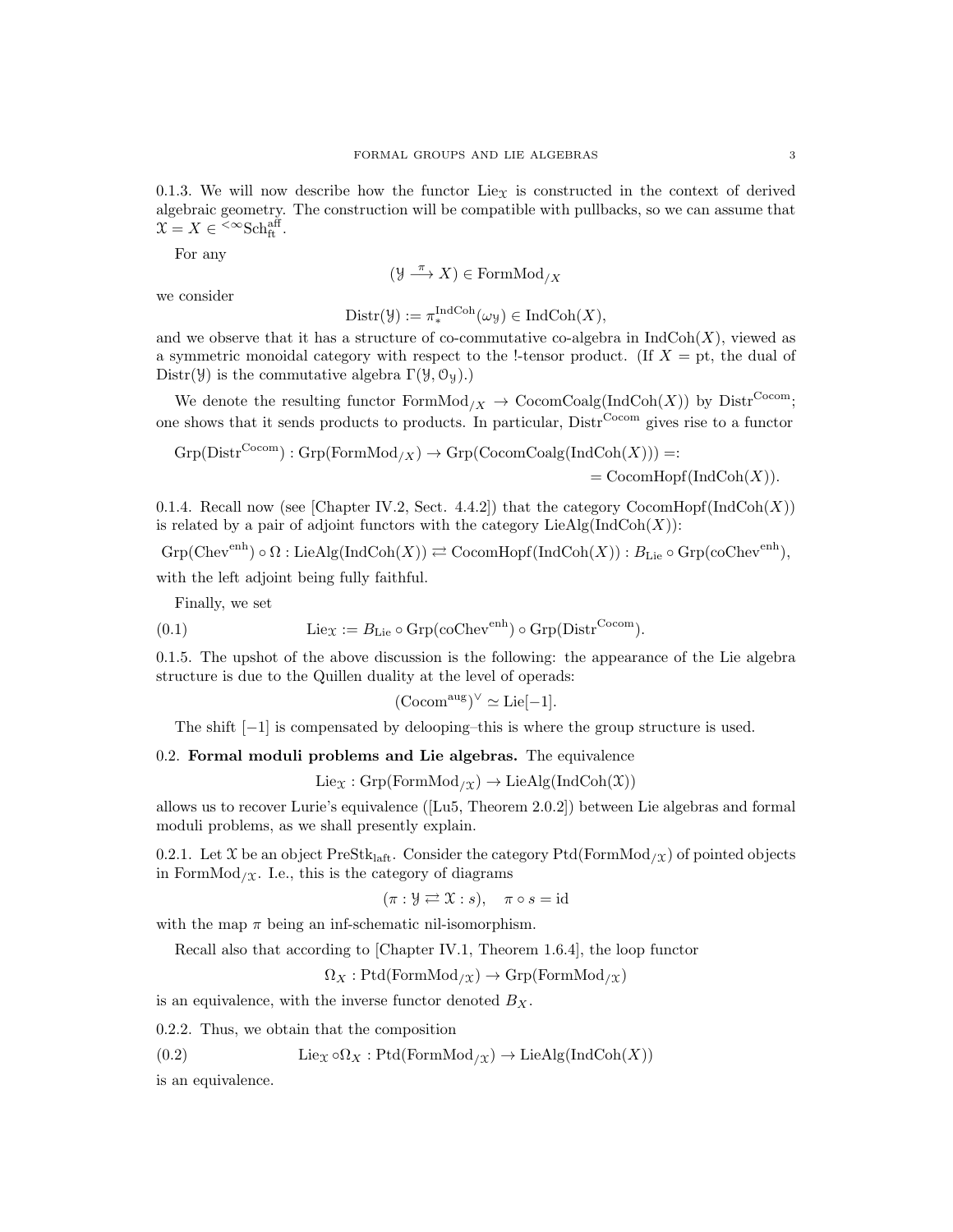0.1.3. We will now describe how the functor $\mathrm{Lie}_{\mathcal{X}}$ is constructed in the context of derived algebraic geometry. The construction will be compatible with pullbacks, so we can assume that $\mathcal{X} = X \in {}^{<\infty}\mathrm{Sch}^{\mathrm{aff}}_{\mathrm{ft}}$.

For any

$$(\mathcal{Y} \xrightarrow{\pi} X) \in \mathrm{FormMod}_{/X}$$

we consider

$$\mathrm{Distr}(\mathcal{Y}) := \pi_*^{\mathrm{IndCoh}}(\omega_{\mathcal{Y}}) \in \mathrm{IndCoh}(X),$$

and we observe that it has a structure of co-commutative co-algebra in $\mathrm{IndCoh}(X)$, viewed as a symmetric monoidal category with respect to the !-tensor product. (If $X = \mathrm{pt}$, the dual of $\mathrm{Distr}(\mathcal{Y})$ is the commutative algebra $\Gamma(\mathcal{Y}, \mathcal{O}_{\mathcal{Y}})$.)

We denote the resulting functor $\mathrm{FormMod}_{/X} \to \mathrm{CocomCoalg}(\mathrm{IndCoh}(X))$ by $\mathrm{Distr}^{\mathrm{Cocom}}$; one shows that it sends products to products. In particular, $\mathrm{Distr}^{\mathrm{Cocom}}$ gives rise to a functor

$$\mathrm{Grp}(\mathrm{Distr}^{\mathrm{Cocom}}) : \mathrm{Grp}(\mathrm{FormMod}_{/X}) \to \mathrm{Grp}(\mathrm{CocomCoalg}(\mathrm{IndCoh}(X))) =: \\ = \mathrm{CocomHopf}(\mathrm{IndCoh}(X)).$$

0.1.4. Recall now (see [Chapter IV.2, Sect. 4.4.2]) that the category $\mathrm{CocomHopf}(\mathrm{IndCoh}(X))$ is related by a pair of adjoint functors with the category $\mathrm{LieAlg}(\mathrm{IndCoh}(X))$:

$$\mathrm{Grp}(\mathrm{Chev}^{\mathrm{enh}}) \circ \Omega : \mathrm{LieAlg}(\mathrm{IndCoh}(X)) \rightleftarrows \mathrm{CocomHopf}(\mathrm{IndCoh}(X)) : B_{\mathrm{Lie}} \circ \mathrm{Grp}(\mathrm{coChev}^{\mathrm{enh}}),$$

with the left adjoint being fully faithful.

Finally, we set

$$\mathrm{Lie}_{\mathcal{X}} := B_{\mathrm{Lie}} \circ \mathrm{Grp}(\mathrm{coChev}^{\mathrm{enh}}) \circ \mathrm{Grp}(\mathrm{Distr}^{\mathrm{Cocom}}). \tag{0.1}$$

0.1.5. The upshot of the above discussion is the following: the appearance of the Lie algebra structure is due to the Quillen duality at the level of operads:

$$(\mathrm{Cocom}^{\mathrm{aug}})^{\vee} \simeq \mathrm{Lie}[-1].$$

The shift $[-1]$ is compensated by delooping–this is where the group structure is used.

## 0.2. Formal moduli problems and Lie algebras.

The equivalence

$$\mathrm{Lie}_{\mathcal{X}} : \mathrm{Grp}(\mathrm{FormMod}_{/\mathcal{X}}) \to \mathrm{LieAlg}(\mathrm{IndCoh}(\mathcal{X}))$$

allows us to recover Lurie's equivalence ([Lu5, Theorem 2.0.2]) between Lie algebras and formal moduli problems, as we shall presently explain.

0.2.1. Let $\mathcal{X}$ be an object $\mathrm{PreStk}_{\mathrm{laft}}$. Consider the category $\mathrm{Ptd}(\mathrm{FormMod}_{/\mathcal{X}})$ of pointed objects in $\mathrm{FormMod}_{/\mathcal{X}}$. I.e., this is the category of diagrams

$$(\pi : \mathcal{Y} \rightleftarrows \mathcal{X} : s), \quad \pi \circ s = \mathrm{id}$$

with the map $\pi$ being an inf-schematic nil-isomorphism.

Recall also that according to [Chapter IV.1, Theorem 1.6.4], the loop functor

$$\Omega_X : \mathrm{Ptd}(\mathrm{FormMod}_{/\mathcal{X}}) \to \mathrm{Grp}(\mathrm{FormMod}_{/\mathcal{X}})$$

is an equivalence, with the inverse functor denoted $B_X$.

0.2.2. Thus, we obtain that the composition

$$\mathrm{Lie}_{\mathcal{X}} \circ \Omega_X : \mathrm{Ptd}(\mathrm{FormMod}_{/\mathcal{X}}) \to \mathrm{LieAlg}(\mathrm{IndCoh}(X)) \tag{0.2}$$

is an equivalence.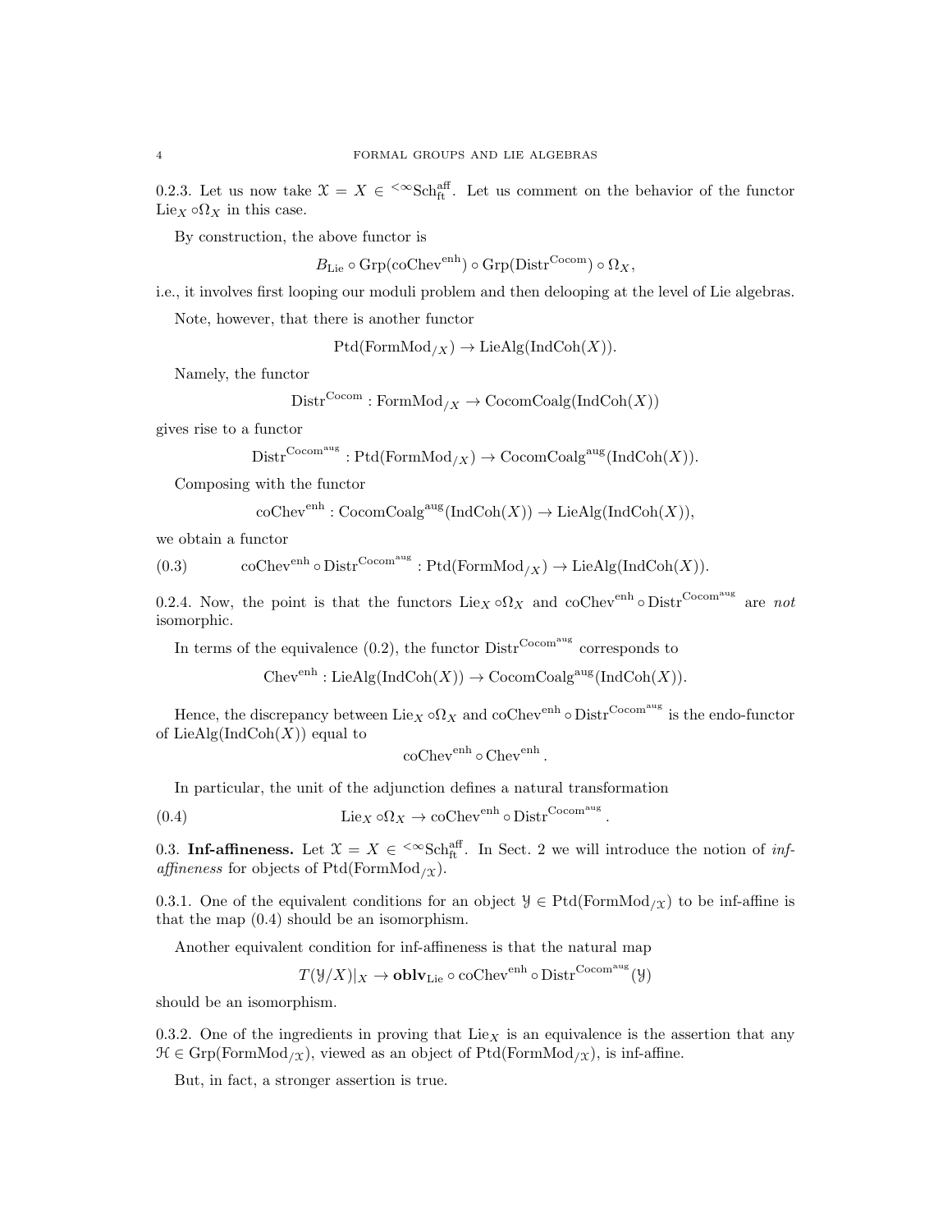0.2.3. Let us now take $\mathcal{X} = X \in {}^{<\infty}\mathrm{Sch}^{\mathrm{aff}}_{\mathrm{ft}}$. Let us comment on the behavior of the functor $\mathrm{Lie}_X \circ \Omega_X$ in this case.

By construction, the above functor is

$$B_{\mathrm{Lie}} \circ \mathrm{Grp}(\mathrm{coChev}^{\mathrm{enh}}) \circ \mathrm{Grp}(\mathrm{Distr}^{\mathrm{Cocom}}) \circ \Omega_X,$$

i.e., it involves first looping our moduli problem and then delooping at the level of Lie algebras.

Note, however, that there is another functor

$$\mathrm{Ptd}(\mathrm{FormMod}_{/X}) \to \mathrm{LieAlg}(\mathrm{IndCoh}(X)).$$

Namely, the functor

$$\mathrm{Distr}^{\mathrm{Cocom}} : \mathrm{FormMod}_{/X} \to \mathrm{CocomCoalg}(\mathrm{IndCoh}(X))$$

gives rise to a functor

$$\mathrm{Distr}^{\mathrm{Cocom}^{\mathrm{aug}}} : \mathrm{Ptd}(\mathrm{FormMod}_{/X}) \to \mathrm{CocomCoalg}^{\mathrm{aug}}(\mathrm{IndCoh}(X)).$$

Composing with the functor

$$\mathrm{coChev}^{\mathrm{enh}} : \mathrm{CocomCoalg}^{\mathrm{aug}}(\mathrm{IndCoh}(X)) \to \mathrm{LieAlg}(\mathrm{IndCoh}(X)),$$

we obtain a functor

$$\mathrm{coChev}^{\mathrm{enh}} \circ \mathrm{Distr}^{\mathrm{Cocom}^{\mathrm{aug}}} : \mathrm{Ptd}(\mathrm{FormMod}_{/X}) \to \mathrm{LieAlg}(\mathrm{IndCoh}(X)). \tag{0.3}$$

0.2.4. Now, the point is that the functors $\mathrm{Lie}_X \circ \Omega_X$ and $\mathrm{coChev}^{\mathrm{enh}} \circ \mathrm{Distr}^{\mathrm{Cocom}^{\mathrm{aug}}}$ are *not* isomorphic.

In terms of the equivalence (0.2), the functor $\mathrm{Distr}^{\mathrm{Cocom}^{\mathrm{aug}}}$ corresponds to

$$\mathrm{Chev}^{\mathrm{enh}} : \mathrm{LieAlg}(\mathrm{IndCoh}(X)) \to \mathrm{CocomCoalg}^{\mathrm{aug}}(\mathrm{IndCoh}(X)).$$

Hence, the discrepancy between $\mathrm{Lie}_X \circ \Omega_X$ and $\mathrm{coChev}^{\mathrm{enh}} \circ \mathrm{Distr}^{\mathrm{Cocom}^{\mathrm{aug}}}$ is the endo-functor of $\mathrm{LieAlg}(\mathrm{IndCoh}(X))$ equal to

$$\mathrm{coChev}^{\mathrm{enh}} \circ \mathrm{Chev}^{\mathrm{enh}}.$$

In particular, the unit of the adjunction defines a natural transformation

$$\mathrm{Lie}_X \circ \Omega_X \to \mathrm{coChev}^{\mathrm{enh}} \circ \mathrm{Distr}^{\mathrm{Cocom}^{\mathrm{aug}}}. \tag{0.4}$$

## 0.3. Inf-affineness.

Let $\mathcal{X} = X \in {}^{<\infty}\mathrm{Sch}^{\mathrm{aff}}_{\mathrm{ft}}$. In Sect. 2 we will introduce the notion of *inf-affineness* for objects of $\mathrm{Ptd}(\mathrm{FormMod}_{/\mathcal{X}})$.

0.3.1. One of the equivalent conditions for an object $\mathcal{Y} \in \mathrm{Ptd}(\mathrm{FormMod}_{/\mathcal{X}})$ to be inf-affine is that the map (0.4) should be an isomorphism.

Another equivalent condition for inf-affineness is that the natural map

$$T(\mathcal{Y}/X)|_X \to \mathbf{oblv}_{\mathrm{Lie}} \circ \mathrm{coChev}^{\mathrm{enh}} \circ \mathrm{Distr}^{\mathrm{Cocom}^{\mathrm{aug}}}(\mathcal{Y})$$

should be an isomorphism.

0.3.2. One of the ingredients in proving that $\mathrm{Lie}_X$ is an equivalence is the assertion that any $\mathcal{H} \in \mathrm{Grp}(\mathrm{FormMod}_{/\mathcal{X}})$, viewed as an object of $\mathrm{Ptd}(\mathrm{FormMod}_{/\mathcal{X}})$, is inf-affine.

But, in fact, a stronger assertion is true.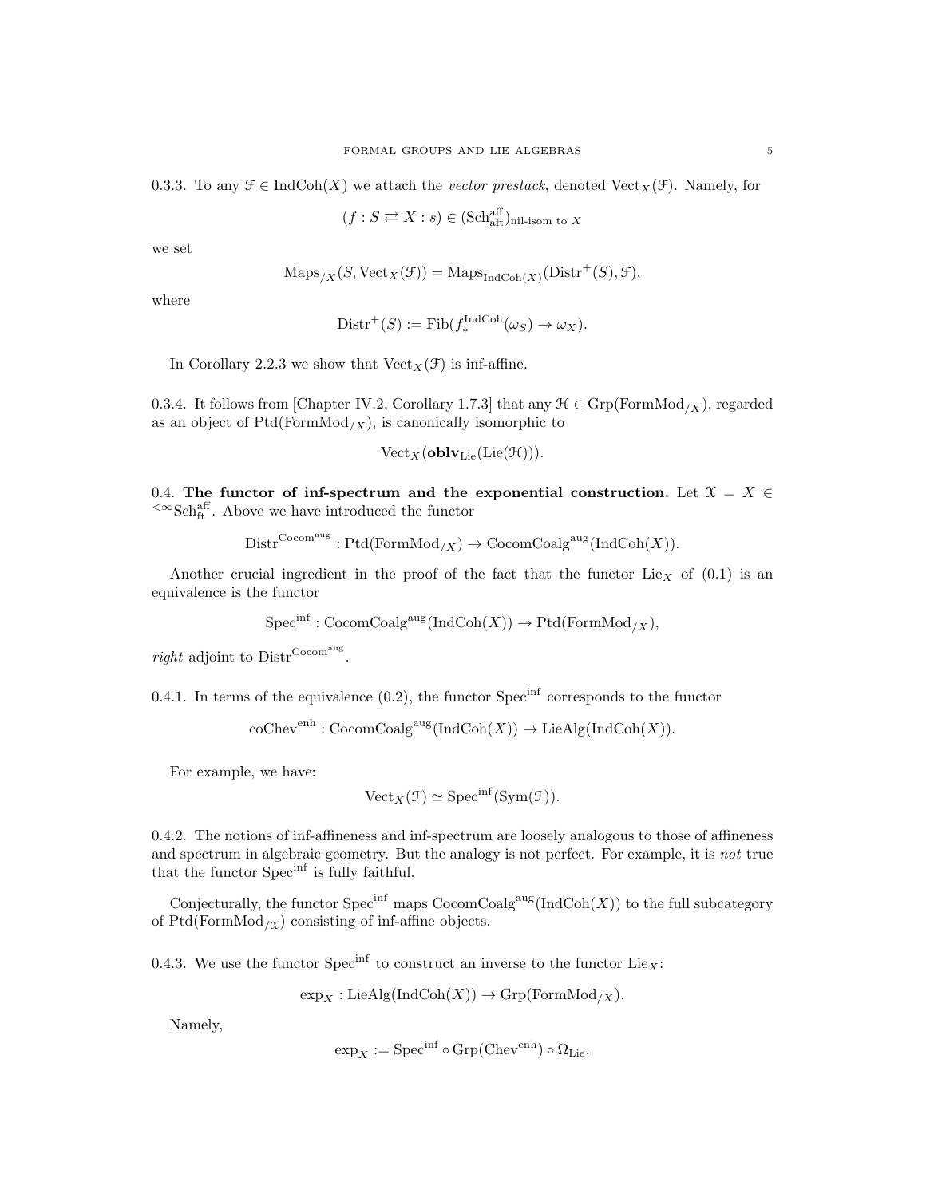0.3.3. To any $\mathcal{F} \in \mathrm{IndCoh}(X)$ we attach the *vector prestack*, denoted $\mathrm{Vect}_X(\mathcal{F})$. Namely, for

$$(f : S \rightleftarrows X : s) \in (\mathrm{Sch}^{\mathrm{aff}}_{\mathrm{aft}})_{\text{nil-isom to } X}$$

we set

$$\mathrm{Maps}_{/X}(S, \mathrm{Vect}_X(\mathcal{F})) = \mathrm{Maps}_{\mathrm{IndCoh}(X)}(\mathrm{Distr}^+(S), \mathcal{F}),$$

where

$$\mathrm{Distr}^+(S) := \mathrm{Fib}(f_*^{\mathrm{IndCoh}}(\omega_S) \to \omega_X).$$

In Corollary 2.2.3 we show that $\mathrm{Vect}_X(\mathcal{F})$ is inf-affine.

0.3.4. It follows from [Chapter IV.2, Corollary 1.7.3] that any $\mathcal{H} \in \mathrm{Grp}(\mathrm{FormMod}_{/X})$, regarded as an object of $\mathrm{Ptd}(\mathrm{FormMod}_{/X})$, is canonically isomorphic to

$$\mathrm{Vect}_X(\mathbf{oblv}_{\mathrm{Lie}}(\mathrm{Lie}(\mathcal{H}))).$$

0.4. **The functor of inf-spectrum and the exponential construction.** Let $\mathcal{X} = X \in {}^{<\infty}\mathrm{Sch}^{\mathrm{aff}}_{\mathrm{ft}}$. Above we have introduced the functor

$$\mathrm{Distr}^{\mathrm{Cocom}^{\mathrm{aug}}} : \mathrm{Ptd}(\mathrm{FormMod}_{/X}) \to \mathrm{CocomCoalg}^{\mathrm{aug}}(\mathrm{IndCoh}(X)).$$

Another crucial ingredient in the proof of the fact that the functor $\mathrm{Lie}_X$ of (0.1) is an equivalence is the functor

$$\mathrm{Spec}^{\mathrm{inf}} : \mathrm{CocomCoalg}^{\mathrm{aug}}(\mathrm{IndCoh}(X)) \to \mathrm{Ptd}(\mathrm{FormMod}_{/X}),$$

*right* adjoint to $\mathrm{Distr}^{\mathrm{Cocom}^{\mathrm{aug}}}$.

0.4.1. In terms of the equivalence (0.2), the functor $\mathrm{Spec}^{\mathrm{inf}}$ corresponds to the functor

$$\mathrm{coChev}^{\mathrm{enh}} : \mathrm{CocomCoalg}^{\mathrm{aug}}(\mathrm{IndCoh}(X)) \to \mathrm{LieAlg}(\mathrm{IndCoh}(X)).$$

For example, we have:

$$\mathrm{Vect}_X(\mathcal{F}) \simeq \mathrm{Spec}^{\mathrm{inf}}(\mathrm{Sym}(\mathcal{F})).$$

0.4.2. The notions of inf-affineness and inf-spectrum are loosely analogous to those of affineness and spectrum in algebraic geometry. But the analogy is not perfect. For example, it is *not* true that the functor $\mathrm{Spec}^{\mathrm{inf}}$ is fully faithful.

Conjecturally, the functor $\mathrm{Spec}^{\mathrm{inf}}$ maps $\mathrm{CocomCoalg}^{\mathrm{aug}}(\mathrm{IndCoh}(X))$ to the full subcategory of $\mathrm{Ptd}(\mathrm{FormMod}_{/\mathcal{X}})$ consisting of inf-affine objects.

0.4.3. We use the functor $\mathrm{Spec}^{\mathrm{inf}}$ to construct an inverse to the functor $\mathrm{Lie}_X$:

$$\exp_X : \mathrm{LieAlg}(\mathrm{IndCoh}(X)) \to \mathrm{Grp}(\mathrm{FormMod}_{/X}).$$

Namely,

$$\exp_X := \mathrm{Spec}^{\mathrm{inf}} \circ \mathrm{Grp}(\mathrm{Chev}^{\mathrm{enh}}) \circ \Omega_{\mathrm{Lie}}.$$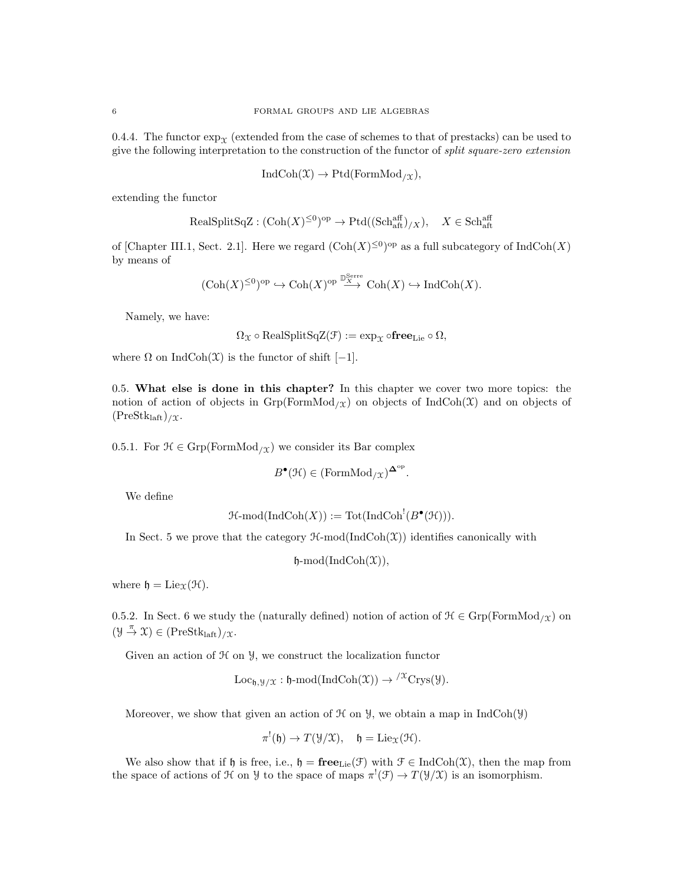0.4.4. The functor $\exp_{\mathcal{X}}$ (extended from the case of schemes to that of prestacks) can be used to give the following interpretation to the construction of the functor of *split square-zero extension*

$$\mathrm{IndCoh}(\mathcal{X}) \to \mathrm{Ptd}(\mathrm{FormMod}_{/\mathcal{X}}),$$

extending the functor

$$\mathrm{RealSplitSqZ} : (\mathrm{Coh}(X)^{\leq 0})^{\mathrm{op}} \to \mathrm{Ptd}((\mathrm{Sch}^{\mathrm{aff}}_{\mathrm{aft}})_{/X}), \quad X \in \mathrm{Sch}^{\mathrm{aff}}_{\mathrm{aft}}$$

of [Chapter III.1, Sect. 2.1]. Here we regard $(\mathrm{Coh}(X)^{\leq 0})^{\mathrm{op}}$ as a full subcategory of $\mathrm{IndCoh}(X)$ by means of

$$(\mathrm{Coh}(X)^{\leq 0})^{\mathrm{op}} \hookrightarrow \mathrm{Coh}(X)^{\mathrm{op}} \overset{\mathbb{D}^{\mathrm{Serre}}_X}{\longrightarrow} \mathrm{Coh}(X) \hookrightarrow \mathrm{IndCoh}(X).$$

Namely, we have:

$$\Omega_{\mathcal{X}} \circ \mathrm{RealSplitSqZ}(\mathcal{F}) := \exp_{\mathcal{X}} \circ \mathbf{free}_{\mathrm{Lie}} \circ \Omega,$$

where $\Omega$ on $\mathrm{IndCoh}(\mathcal{X})$ is the functor of shift $[-1]$.

0.5. **What else is done in this chapter?** In this chapter we cover two more topics: the notion of action of objects in $\mathrm{Grp}(\mathrm{FormMod}_{/\mathcal{X}})$ on objects of $\mathrm{IndCoh}(\mathcal{X})$ and on objects of $(\mathrm{PreStk}_{\mathrm{laft}})_{/\mathcal{X}}$.

0.5.1. For $\mathcal{H} \in \mathrm{Grp}(\mathrm{FormMod}_{/\mathcal{X}})$ we consider its Bar complex

$$B^\bullet(\mathcal{H}) \in (\mathrm{FormMod}_{/\mathcal{X}})^{\mathbf{\Delta}^{\mathrm{op}}}.$$

We define

$$\mathcal{H}\text{-mod}(\mathrm{IndCoh}(X)) := \mathrm{Tot}(\mathrm{IndCoh}^!(B^\bullet(\mathcal{H}))).$$

In Sect. 5 we prove that the category $\mathcal{H}\text{-mod}(\mathrm{IndCoh}(\mathcal{X}))$ identifies canonically with

$$\mathfrak{h}\text{-mod}(\mathrm{IndCoh}(\mathcal{X})),$$

where $\mathfrak{h} = \mathrm{Lie}_{\mathcal{X}}(\mathcal{H})$.

0.5.2. In Sect. 6 we study the (naturally defined) notion of action of $\mathcal{H} \in \mathrm{Grp}(\mathrm{FormMod}_{/\mathcal{X}})$ on $(\mathcal{Y} \overset{\pi}{\to} \mathcal{X}) \in (\mathrm{PreStk}_{\mathrm{laft}})_{/\mathcal{X}}$.

Given an action of $\mathcal{H}$ on $\mathcal{Y}$, we construct the localization functor

$$\mathrm{Loc}_{\mathfrak{h},\mathcal{Y}/\mathcal{X}} : \mathfrak{h}\text{-mod}(\mathrm{IndCoh}(\mathcal{X})) \to {}^{/\mathcal{X}}\mathrm{Crys}(\mathcal{Y}).$$

Moreover, we show that given an action of $\mathcal{H}$ on $\mathcal{Y}$, we obtain a map in $\mathrm{IndCoh}(\mathcal{Y})$

$$\pi^!(\mathfrak{h}) \to T(\mathcal{Y}/\mathcal{X}), \quad \mathfrak{h} = \mathrm{Lie}_{\mathcal{X}}(\mathcal{H}).$$

We also show that if $\mathfrak{h}$ is free, i.e., $\mathfrak{h} = \mathbf{free}_{\mathrm{Lie}}(\mathcal{F})$ with $\mathcal{F} \in \mathrm{IndCoh}(\mathcal{X})$, then the map from the space of actions of $\mathcal{H}$ on $\mathcal{Y}$ to the space of maps $\pi^!(\mathcal{F}) \to T(\mathcal{Y}/\mathcal{X})$ is an isomorphism.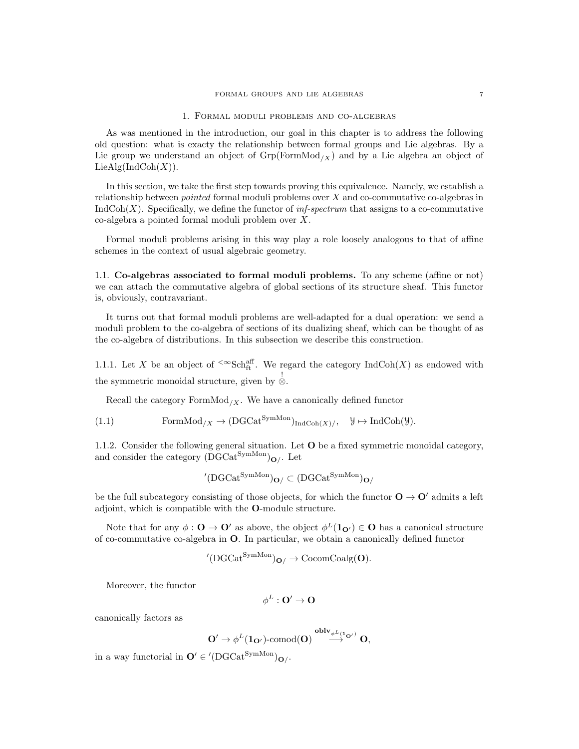## 1. Formal moduli problems and co-algebras

As was mentioned in the introduction, our goal in this chapter is to address the following old question: what is exacty the relationship between formal groups and Lie algebras. By a Lie group we understand an object of $\mathrm{Grp}(\mathrm{FormMod}_{/X})$ and by a Lie algebra an object of $\mathrm{LieAlg}(\mathrm{IndCoh}(X))$.

In this section, we take the first step towards proving this equivalence. Namely, we establish a relationship between *pointed* formal moduli problems over $X$ and co-commutative co-algebras in $\mathrm{IndCoh}(X)$. Specifically, we define the functor of *inf-spectrum* that assigns to a co-commutative co-algebra a pointed formal moduli problem over $X$.

Formal moduli problems arising in this way play a role loosely analogous to that of affine schemes in the context of usual algebraic geometry.

### 1.1. Co-algebras associated to formal moduli problems.

To any scheme (affine or not) we can attach the commutative algebra of global sections of its structure sheaf. This functor is, obviously, contravariant.

It turns out that formal moduli problems are well-adapted for a dual operation: we send a moduli problem to the co-algebra of sections of its dualizing sheaf, which can be thought of as the co-algebra of distributions. In this subsection we describe this construction.

1.1.1. Let $X$ be an object of ${}^{<\infty}\mathrm{Sch}^{\mathrm{aff}}_{\mathrm{ft}}$. We regard the category $\mathrm{IndCoh}(X)$ as endowed with the symmetric monoidal structure, given by $\overset{!}{\otimes}$.

Recall the category $\mathrm{FormMod}_{/X}$. We have a canonically defined functor

$$\mathrm{FormMod}_{/X} \to (\mathrm{DGCat}^{\mathrm{SymMon}})_{\mathrm{IndCoh}(X)/}, \quad \mathcal{Y} \mapsto \mathrm{IndCoh}(\mathcal{Y}). \tag{1.1}$$

1.1.2. Consider the following general situation. Let $\mathbf{O}$ be a fixed symmetric monoidal category, and consider the category $(\mathrm{DGCat}^{\mathrm{SymMon}})_{\mathbf{O}/}$. Let

$$'(\mathrm{DGCat}^{\mathrm{SymMon}})_{\mathbf{O}/} \subset (\mathrm{DGCat}^{\mathrm{SymMon}})_{\mathbf{O}/}$$

be the full subcategory consisting of those objects, for which the functor $\mathbf{O} \to \mathbf{O}'$ admits a left adjoint, which is compatible with the $\mathbf{O}$-module structure.

Note that for any $\phi : \mathbf{O} \to \mathbf{O}'$ as above, the object $\phi^L(\mathbf{1}_{\mathbf{O}'}) \in \mathbf{O}$ has a canonical structure of co-commutative co-algebra in $\mathbf{O}$. In particular, we obtain a canonically defined functor

$$'(\mathrm{DGCat}^{\mathrm{SymMon}})_{\mathbf{O}/} \to \mathrm{CocomCoalg}(\mathbf{O}).$$

Moreover, the functor

$$\phi^L : \mathbf{O}' \to \mathbf{O}$$

canonically factors as

$$\mathbf{O}' \to \phi^L(\mathbf{1}_{\mathbf{O}'})\text{-comod}(\mathbf{O}) \overset{\mathbf{oblv}_{\phi^L(\mathbf{1}_{\mathbf{O}'})}}{\longrightarrow} \mathbf{O},$$

in a way functorial in $\mathbf{O}' \in {}'(\mathrm{DGCat}^{\mathrm{SymMon}})_{\mathbf{O}/}$.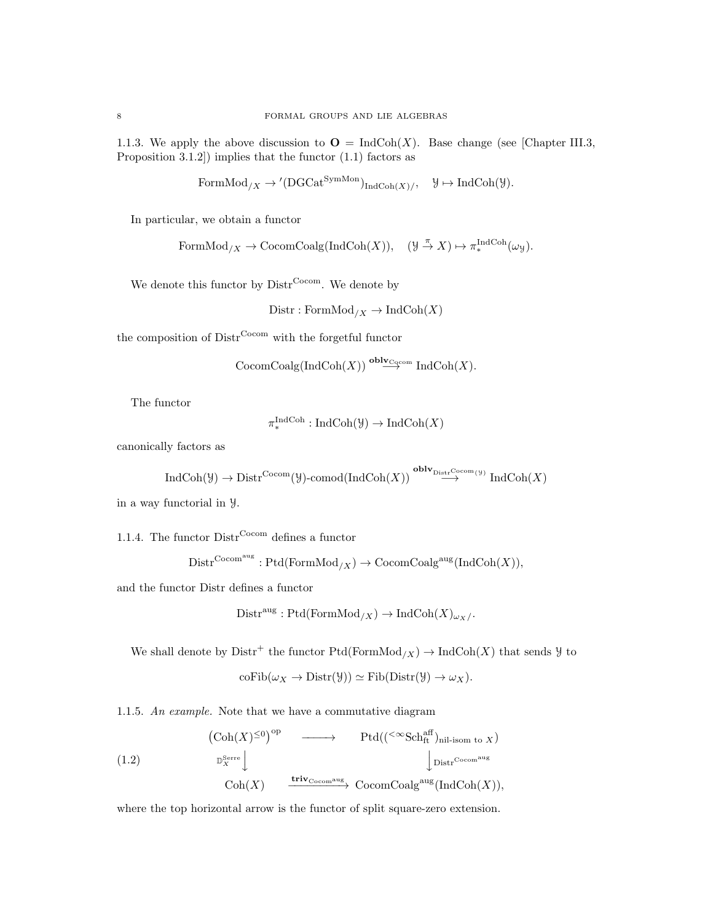1.1.3. We apply the above discussion to $\mathbf{O} = \operatorname{IndCoh}(X)$. Base change (see [Chapter III.3, Proposition 3.1.2]) implies that the functor (1.1) factors as

$$\operatorname{FormMod}_{/X} \to {}'(\operatorname{DGCat}^{\operatorname{SymMon}})_{\operatorname{IndCoh}(X)/}, \quad \mathcal{Y} \mapsto \operatorname{IndCoh}(\mathcal{Y}).$$

In particular, we obtain a functor

$$\operatorname{FormMod}_{/X} \to \operatorname{CocomCoalg}(\operatorname{IndCoh}(X)), \quad (\mathcal{Y} \xrightarrow{\pi} X) \mapsto \pi_*^{\operatorname{IndCoh}}(\omega_{\mathcal{Y}}).$$

We denote this functor by $\operatorname{Distr}^{\operatorname{Cocom}}$. We denote by

$$\operatorname{Distr} : \operatorname{FormMod}_{/X} \to \operatorname{IndCoh}(X)$$

the composition of $\operatorname{Distr}^{\operatorname{Cocom}}$ with the forgetful functor

$$\operatorname{CocomCoalg}(\operatorname{IndCoh}(X)) \xrightarrow{\mathbf{oblv}_{\operatorname{Cocom}}} \operatorname{IndCoh}(X).$$

The functor

$$\pi_*^{\operatorname{IndCoh}} : \operatorname{IndCoh}(\mathcal{Y}) \to \operatorname{IndCoh}(X)$$

canonically factors as

$$\operatorname{IndCoh}(\mathcal{Y}) \to \operatorname{Distr}^{\operatorname{Cocom}}(\mathcal{Y})\text{-comod}(\operatorname{IndCoh}(X)) \xrightarrow{\mathbf{oblv}_{\operatorname{Distr}^{\operatorname{Cocom}}(\mathcal{Y})}} \operatorname{IndCoh}(X)$$

in a way functorial in $\mathcal{Y}$.

1.1.4. The functor $\operatorname{Distr}^{\operatorname{Cocom}}$ defines a functor

$$\operatorname{Distr}^{\operatorname{Cocom}^{\operatorname{aug}}} : \operatorname{Ptd}(\operatorname{FormMod}_{/X}) \to \operatorname{CocomCoalg}^{\operatorname{aug}}(\operatorname{IndCoh}(X)),$$

and the functor Distr defines a functor

$$\operatorname{Distr}^{\operatorname{aug}} : \operatorname{Ptd}(\operatorname{FormMod}_{/X}) \to \operatorname{IndCoh}(X)_{\omega_X/}.$$

We shall denote by $\operatorname{Distr}^+$ the functor $\operatorname{Ptd}(\operatorname{FormMod}_{/X}) \to \operatorname{IndCoh}(X)$ that sends $\mathcal{Y}$ to

$$\operatorname{coFib}(\omega_X \to \operatorname{Distr}(\mathcal{Y})) \simeq \operatorname{Fib}(\operatorname{Distr}(\mathcal{Y}) \to \omega_X).$$

1.1.5. *An example.* Note that we have a commutative diagram

$$\begin{array}{ccc} \left(\operatorname{Coh}(X)^{\leq 0}\right)^{\operatorname{op}} & \longrightarrow & \operatorname{Ptd}(({}^{<\infty}\operatorname{Sch}^{\operatorname{aff}}_{\operatorname{ft}})_{\text{nil-isom to } X}) \\ \Big\downarrow {\scriptstyle \mathbb{D}_X^{\operatorname{Serre}}} & & \Big\downarrow {\scriptstyle \operatorname{Distr}^{\operatorname{Cocom}^{\operatorname{aug}}}} \\ \operatorname{Coh}(X) & \xrightarrow{\mathbf{triv}_{\operatorname{Cocom}^{\operatorname{aug}}}} & \operatorname{CocomCoalg}^{\operatorname{aug}}(\operatorname{IndCoh}(X)), \end{array} \tag{1.2}$$

where the top horizontal arrow is the functor of split square-zero extension.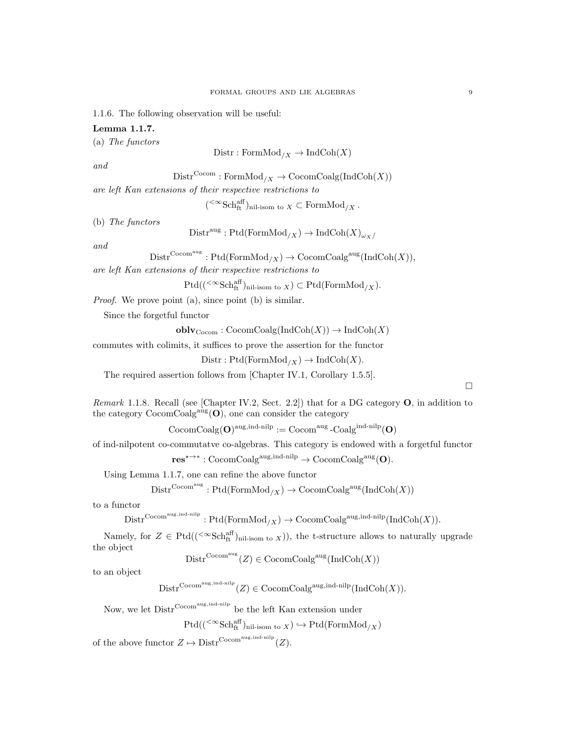1.1.6. The following observation will be useful:

**Lemma 1.1.7.**

(a) *The functors*

$$\mathrm{Distr} : \mathrm{FormMod}_{/X} \to \mathrm{IndCoh}(X)$$

*and*

$$\mathrm{Distr}^{\mathrm{Cocom}} : \mathrm{FormMod}_{/X} \to \mathrm{CocomCoalg}(\mathrm{IndCoh}(X))$$

*are left Kan extensions of their respective restrictions to*

$$({}^{<\infty}\mathrm{Sch}^{\mathrm{aff}}_{\mathrm{ft}})_{\text{nil-isom to } X} \subset \mathrm{FormMod}_{/X}\,.$$

(b) *The functors*

$$\mathrm{Distr}^{\mathrm{aug}} : \mathrm{Ptd}(\mathrm{FormMod}_{/X}) \to \mathrm{IndCoh}(X)_{\omega_X/}$$

*and*

$$\mathrm{Distr}^{\mathrm{Cocom}^{\mathrm{aug}}} : \mathrm{Ptd}(\mathrm{FormMod}_{/X}) \to \mathrm{CocomCoalg}^{\mathrm{aug}}(\mathrm{IndCoh}(X)),$$

*are left Kan extensions of their respective restrictions to*

$$\mathrm{Ptd}(({}^{<\infty}\mathrm{Sch}^{\mathrm{aff}}_{\mathrm{ft}})_{\text{nil-isom to } X}) \subset \mathrm{Ptd}(\mathrm{FormMod}_{/X}).$$

*Proof.* We prove point (a), since point (b) is similar.

Since the forgetful functor

$$\mathbf{oblv}_{\mathrm{Cocom}} : \mathrm{CocomCoalg}(\mathrm{IndCoh}(X)) \to \mathrm{IndCoh}(X)$$

commutes with colimits, it suffices to prove the assertion for the functor

$$\mathrm{Distr} : \mathrm{Ptd}(\mathrm{FormMod}_{/X}) \to \mathrm{IndCoh}(X).$$

The required assertion follows from [Chapter IV.1, Corollary 1.5.5].

□

*Remark* 1.1.8. Recall (see [Chapter IV.2, Sect. 2.2]) that for a DG category $\mathbf{O}$, in addition to the category $\mathrm{CocomCoalg}^{\mathrm{aug}}(\mathbf{O})$, one can consider the category

$$\mathrm{CocomCoalg}(\mathbf{O})^{\mathrm{aug,ind\text{-}nilp}} := \mathrm{Cocom}^{\mathrm{aug}}\text{-}\mathrm{Coalg}^{\mathrm{ind\text{-}nilp}}(\mathbf{O})$$

of ind-nilpotent co-commutatve co-algebras. This category is endowed with a forgetful functor

$$\mathbf{res}^{\star\to *} : \mathrm{CocomCoalg}^{\mathrm{aug,ind\text{-}nilp}} \to \mathrm{CocomCoalg}^{\mathrm{aug}}(\mathbf{O}).$$

Using Lemma 1.1.7, one can refine the above functor

$$\mathrm{Distr}^{\mathrm{Cocom}^{\mathrm{aug}}} : \mathrm{Ptd}(\mathrm{FormMod}_{/X}) \to \mathrm{CocomCoalg}^{\mathrm{aug}}(\mathrm{IndCoh}(X))$$

to a functor

$$\mathrm{Distr}^{\mathrm{Cocom}^{\mathrm{aug,ind\text{-}nilp}}} : \mathrm{Ptd}(\mathrm{FormMod}_{/X}) \to \mathrm{CocomCoalg}^{\mathrm{aug,ind\text{-}nilp}}(\mathrm{IndCoh}(X)).$$

Namely, for $Z \in \mathrm{Ptd}(({}^{<\infty}\mathrm{Sch}^{\mathrm{aff}}_{\mathrm{ft}})_{\text{nil-isom to } X}))$, the t-structure allows to naturally upgrade the object

$$\mathrm{Distr}^{\mathrm{Cocom}^{\mathrm{aug}}}(Z) \in \mathrm{CocomCoalg}^{\mathrm{aug}}(\mathrm{IndCoh}(X))$$

to an object

$$\mathrm{Distr}^{\mathrm{Cocom}^{\mathrm{aug,ind\text{-}nilp}}}(Z) \in \mathrm{CocomCoalg}^{\mathrm{aug,ind\text{-}nilp}}(\mathrm{IndCoh}(X)).$$

Now, we let $\mathrm{Distr}^{\mathrm{Cocom}^{\mathrm{aug,ind\text{-}nilp}}}$ be the left Kan extension under

$$\mathrm{Ptd}(({}^{<\infty}\mathrm{Sch}^{\mathrm{aff}}_{\mathrm{ft}})_{\text{nil-isom to } X}) \hookrightarrow \mathrm{Ptd}(\mathrm{FormMod}_{/X})$$

of the above functor $Z \mapsto \mathrm{Distr}^{\mathrm{Cocom}^{\mathrm{aug,ind\text{-}nilp}}}(Z)$.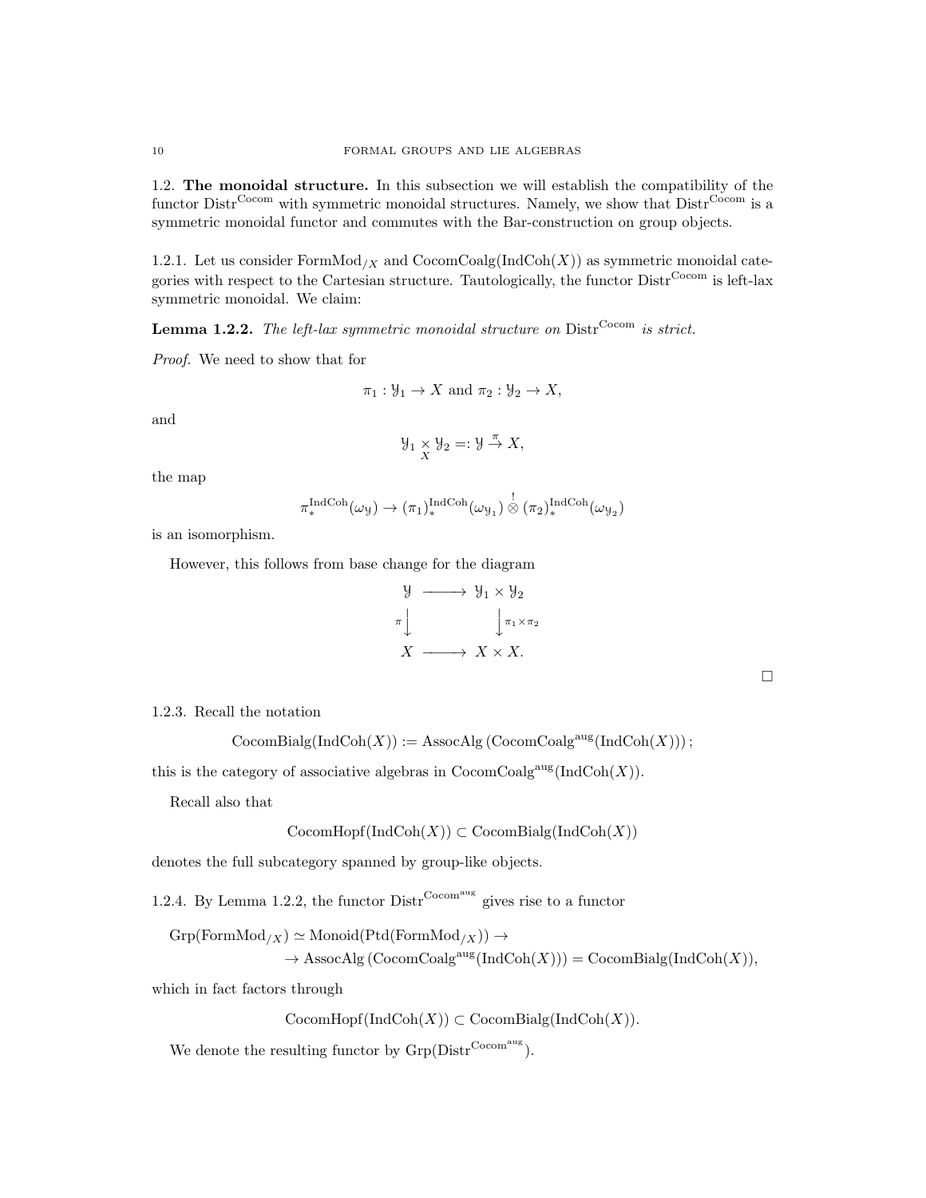1.2. **The monoidal structure.** In this subsection we will establish the compatibility of the functor $\mathrm{Distr}^{\mathrm{Cocom}}$ with symmetric monoidal structures. Namely, we show that $\mathrm{Distr}^{\mathrm{Cocom}}$ is a symmetric monoidal functor and commutes with the Bar-construction on group objects.

1.2.1. Let us consider $\mathrm{FormMod}_{/X}$ and $\mathrm{CocomCoalg}(\mathrm{IndCoh}(X))$ as symmetric monoidal categories with respect to the Cartesian structure. Tautologically, the functor $\mathrm{Distr}^{\mathrm{Cocom}}$ is left-lax symmetric monoidal. We claim:

**Lemma 1.2.2.** *The left-lax symmetric monoidal structure on* $\mathrm{Distr}^{\mathrm{Cocom}}$ *is strict.*

*Proof.* We need to show that for

$$\pi_1 : \mathcal{Y}_1 \to X \text{ and } \pi_2 : \mathcal{Y}_2 \to X,$$

and

$$\mathcal{Y}_1 \underset{X}{\times} \mathcal{Y}_2 =: \mathcal{Y} \overset{\pi}{\to} X,$$

the map

$$\pi_*^{\mathrm{IndCoh}}(\omega_{\mathcal{Y}}) \to (\pi_1)_*^{\mathrm{IndCoh}}(\omega_{\mathcal{Y}_1}) \overset{!}{\otimes} (\pi_2)_*^{\mathrm{IndCoh}}(\omega_{\mathcal{Y}_2})$$

is an isomorphism.

However, this follows from base change for the diagram

$$\begin{array}{ccc} \mathcal{Y} & \longrightarrow & \mathcal{Y}_1 \times \mathcal{Y}_2 \\ {\scriptstyle \pi}\downarrow & & \downarrow{\scriptstyle \pi_1 \times \pi_2} \\ X & \longrightarrow & X \times X. \end{array}$$

□

1.2.3. Recall the notation

$$\mathrm{CocomBialg}(\mathrm{IndCoh}(X)) := \mathrm{AssocAlg}\left(\mathrm{CocomCoalg}^{\mathrm{aug}}(\mathrm{IndCoh}(X))\right);$$

this is the category of associative algebras in $\mathrm{CocomCoalg}^{\mathrm{aug}}(\mathrm{IndCoh}(X))$.

Recall also that

$$\mathrm{CocomHopf}(\mathrm{IndCoh}(X)) \subset \mathrm{CocomBialg}(\mathrm{IndCoh}(X))$$

denotes the full subcategory spanned by group-like objects.

1.2.4. By Lemma 1.2.2, the functor $\mathrm{Distr}^{\mathrm{Cocom}^{\mathrm{aug}}}$ gives rise to a functor

$$\mathrm{Grp}(\mathrm{FormMod}_{/X}) \simeq \mathrm{Monoid}(\mathrm{Ptd}(\mathrm{FormMod}_{/X})) \to$$
$$\to \mathrm{AssocAlg}\left(\mathrm{CocomCoalg}^{\mathrm{aug}}(\mathrm{IndCoh}(X))\right) = \mathrm{CocomBialg}(\mathrm{IndCoh}(X)),$$

which in fact factors through

$$\mathrm{CocomHopf}(\mathrm{IndCoh}(X)) \subset \mathrm{CocomBialg}(\mathrm{IndCoh}(X)).$$

We denote the resulting functor by $\mathrm{Grp}(\mathrm{Distr}^{\mathrm{Cocom}^{\mathrm{aug}}})$.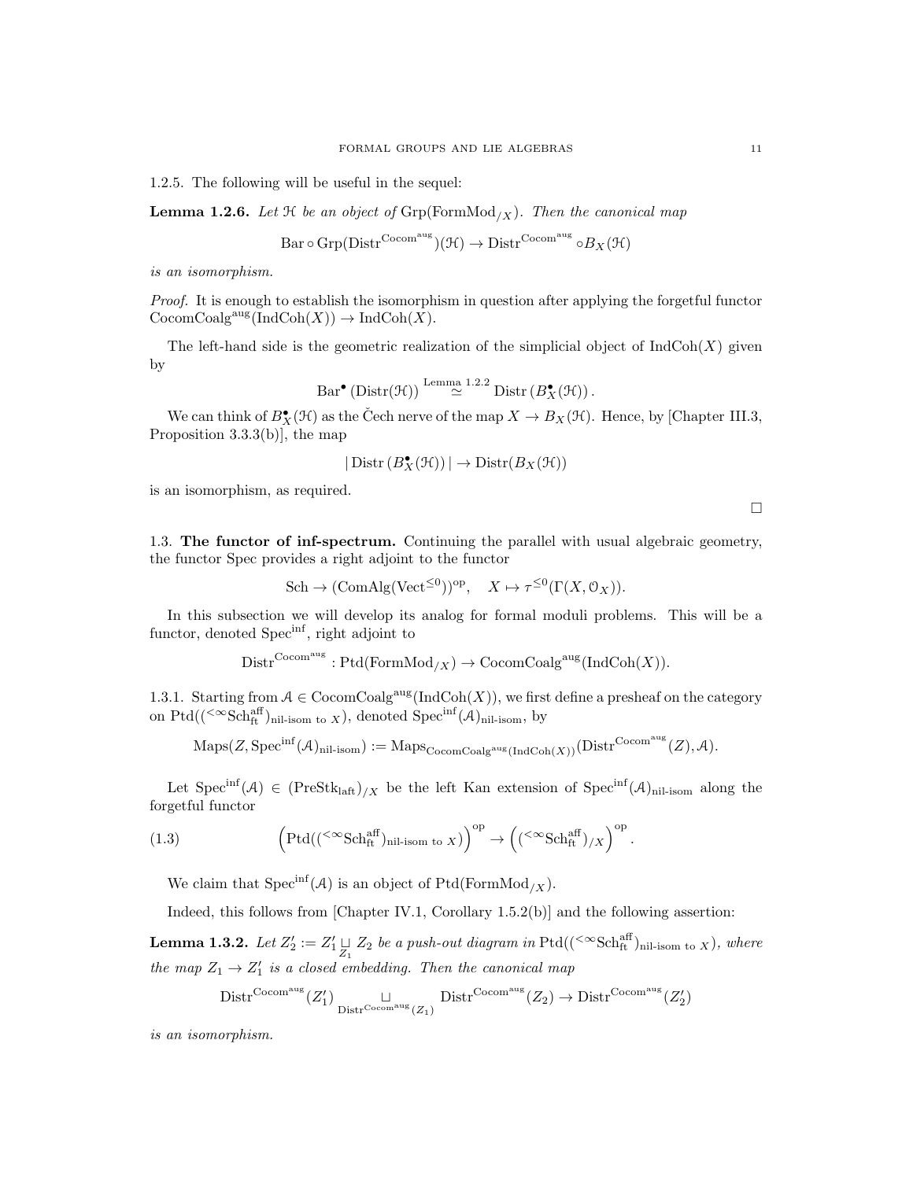1.2.5. The following will be useful in the sequel:

**Lemma 1.2.6.** *Let $\mathcal{H}$ be an object of $\mathrm{Grp}(\mathrm{FormMod}_{/X})$. Then the canonical map*

$$\mathrm{Bar} \circ \mathrm{Grp}(\mathrm{Distr}^{\mathrm{Cocom}^{\mathrm{aug}}})(\mathcal{H}) \to \mathrm{Distr}^{\mathrm{Cocom}^{\mathrm{aug}}} \circ B_X(\mathcal{H})$$

*is an isomorphism.*

*Proof.* It is enough to establish the isomorphism in question after applying the forgetful functor $\mathrm{CocomCoalg}^{\mathrm{aug}}(\mathrm{IndCoh}(X)) \to \mathrm{IndCoh}(X)$.

The left-hand side is the geometric realization of the simplicial object of $\mathrm{IndCoh}(X)$ given by

$$\mathrm{Bar}^\bullet(\mathrm{Distr}(\mathcal{H})) \overset{\text{Lemma 1.2.2}}{\simeq} \mathrm{Distr}\left(B^\bullet_X(\mathcal{H})\right).$$

We can think of $B^\bullet_X(\mathcal{H})$ as the Čech nerve of the map $X \to B_X(\mathcal{H})$. Hence, by [Chapter III.3, Proposition 3.3.3(b)], the map

$$|\,\mathrm{Distr}\left(B^\bullet_X(\mathcal{H})\right)| \to \mathrm{Distr}(B_X(\mathcal{H}))$$

is an isomorphism, as required.

□

1.3. **The functor of inf-spectrum.** Continuing the parallel with usual algebraic geometry, the functor Spec provides a right adjoint to the functor

$$\mathrm{Sch} \to (\mathrm{ComAlg}(\mathrm{Vect}^{\leq 0}))^{\mathrm{op}}, \quad X \mapsto \tau^{\leq 0}(\Gamma(X, \mathcal{O}_X)).$$

In this subsection we will develop its analog for formal moduli problems. This will be a functor, denoted $\mathrm{Spec}^{\mathrm{inf}}$, right adjoint to

$$\mathrm{Distr}^{\mathrm{Cocom}^{\mathrm{aug}}} : \mathrm{Ptd}(\mathrm{FormMod}_{/X}) \to \mathrm{CocomCoalg}^{\mathrm{aug}}(\mathrm{IndCoh}(X)).$$

1.3.1. Starting from $\mathcal{A} \in \mathrm{CocomCoalg}^{\mathrm{aug}}(\mathrm{IndCoh}(X))$, we first define a presheaf on the category on $\mathrm{Ptd}(({}^{<\infty}\mathrm{Sch}^{\mathrm{aff}}_{\mathrm{ft}})_{\text{nil-isom to } X})$, denoted $\mathrm{Spec}^{\mathrm{inf}}(\mathcal{A})_{\text{nil-isom}}$, by

$$\mathrm{Maps}(Z, \mathrm{Spec}^{\mathrm{inf}}(\mathcal{A})_{\text{nil-isom}}) := \mathrm{Maps}_{\mathrm{CocomCoalg}^{\mathrm{aug}}(\mathrm{IndCoh}(X))}(\mathrm{Distr}^{\mathrm{Cocom}^{\mathrm{aug}}}(Z), \mathcal{A}).$$

Let $\mathrm{Spec}^{\mathrm{inf}}(\mathcal{A}) \in (\mathrm{PreStk}_{\mathrm{laft}})_{/X}$ be the left Kan extension of $\mathrm{Spec}^{\mathrm{inf}}(\mathcal{A})_{\text{nil-isom}}$ along the forgetful functor

$$\left(\mathrm{Ptd}(({}^{<\infty}\mathrm{Sch}^{\mathrm{aff}}_{\mathrm{ft}})_{\text{nil-isom to } X})\right)^{\mathrm{op}} \to \left(({}^{<\infty}\mathrm{Sch}^{\mathrm{aff}}_{\mathrm{ft}})_{/X}\right)^{\mathrm{op}}. \tag{1.3}$$

We claim that $\mathrm{Spec}^{\mathrm{inf}}(\mathcal{A})$ is an object of $\mathrm{Ptd}(\mathrm{FormMod}_{/X})$.

Indeed, this follows from [Chapter IV.1, Corollary 1.5.2(b)] and the following assertion:

**Lemma 1.3.2.** *Let $Z'_2 := Z'_1 \underset{Z_1}{\sqcup} Z_2$ be a push-out diagram in $\mathrm{Ptd}(({}^{<\infty}\mathrm{Sch}^{\mathrm{aff}}_{\mathrm{ft}})_{\text{nil-isom to } X})$, where the map $Z_1 \to Z'_1$ is a closed embedding. Then the canonical map*

$$\mathrm{Distr}^{\mathrm{Cocom}^{\mathrm{aug}}}(Z'_1) \underset{\mathrm{Distr}^{\mathrm{Cocom}^{\mathrm{aug}}}(Z_1)}{\sqcup} \mathrm{Distr}^{\mathrm{Cocom}^{\mathrm{aug}}}(Z_2) \to \mathrm{Distr}^{\mathrm{Cocom}^{\mathrm{aug}}}(Z'_2)$$

*is an isomorphism.*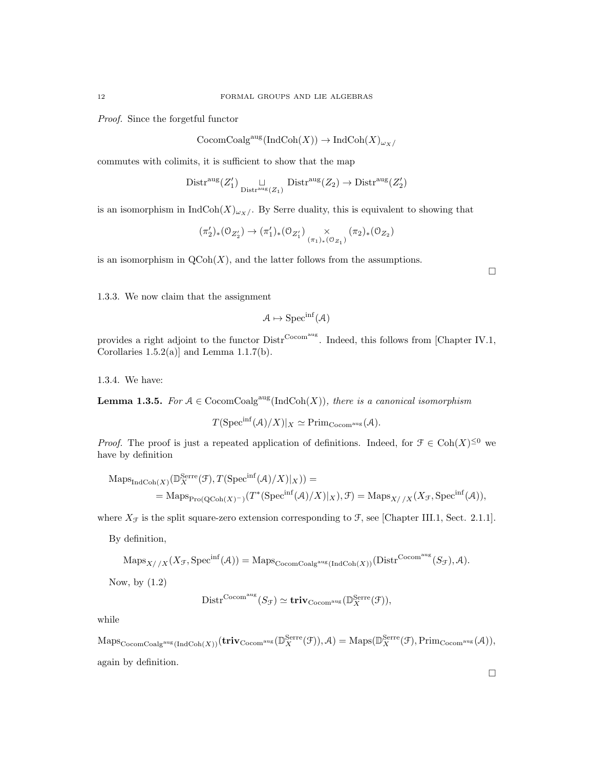*Proof.* Since the forgetful functor

$$\text{CocomCoalg}^{\text{aug}}(\text{IndCoh}(X)) \to \text{IndCoh}(X)_{\omega_X/}$$

commutes with colimits, it is sufficient to show that the map

$$\text{Distr}^{\text{aug}}(Z_1') \underset{\text{Distr}^{\text{aug}}(Z_1)}{\sqcup} \text{Distr}^{\text{aug}}(Z_2) \to \text{Distr}^{\text{aug}}(Z_2')$$

is an isomorphism in $\text{IndCoh}(X)_{\omega_X/}$. By Serre duality, this is equivalent to showing that

$$(\pi_2')_*(\mathcal{O}_{Z_2'}) \to (\pi_1')_*(\mathcal{O}_{Z_1'}) \underset{(\pi_1)_*(\mathcal{O}_{Z_1})}{\times} (\pi_2)_*(\mathcal{O}_{Z_2})$$

is an isomorphism in $\text{QCoh}(X)$, and the latter follows from the assumptions. □

1.3.3. We now claim that the assignment

$$\mathcal{A} \mapsto \text{Spec}^{\text{inf}}(\mathcal{A})$$

provides a right adjoint to the functor $\text{Distr}^{\text{Cocom}^{\text{aug}}}$. Indeed, this follows from [Chapter IV.1, Corollaries 1.5.2(a)] and Lemma 1.1.7(b).

1.3.4. We have:

**Lemma 1.3.5.** *For $\mathcal{A} \in \text{CocomCoalg}^{\text{aug}}(\text{IndCoh}(X))$, there is a canonical isomorphism*

$$T(\text{Spec}^{\text{inf}}(\mathcal{A})/X)|_X \simeq \text{Prim}_{\text{Cocom}^{\text{aug}}}(\mathcal{A}).$$

*Proof.* The proof is just a repeated application of definitions. Indeed, for $\mathcal{F} \in \text{Coh}(X)^{\leq 0}$ we have by definition

$$\begin{aligned}
&\text{Maps}_{\text{IndCoh}(X)}(\mathbb{D}_X^{\text{Serre}}(\mathcal{F}), T(\text{Spec}^{\text{inf}}(\mathcal{A})/X)|_X)) = \\
&\qquad = \text{Maps}_{\text{Pro}(\text{QCoh}(X)^-)}(T^*(\text{Spec}^{\text{inf}}(\mathcal{A})/X)|_X), \mathcal{F}) = \text{Maps}_{X//X}(X_{\mathcal{F}}, \text{Spec}^{\text{inf}}(\mathcal{A})),
\end{aligned}$$

where $X_{\mathcal{F}}$ is the split square-zero extension corresponding to $\mathcal{F}$, see [Chapter III.1, Sect. 2.1.1].

By definition,

$$\text{Maps}_{X//X}(X_{\mathcal{F}}, \text{Spec}^{\text{inf}}(\mathcal{A})) = \text{Maps}_{\text{CocomCoalg}^{\text{aug}}(\text{IndCoh}(X))}(\text{Distr}^{\text{Cocom}^{\text{aug}}}(S_{\mathcal{F}}), \mathcal{A}).$$

Now, by (1.2)

$$\text{Distr}^{\text{Cocom}^{\text{aug}}}(S_{\mathcal{F}}) \simeq \mathbf{triv}_{\text{Cocom}^{\text{aug}}}(\mathbb{D}_X^{\text{Serre}}(\mathcal{F})),$$

while

$$\text{Maps}_{\text{CocomCoalg}^{\text{aug}}(\text{IndCoh}(X))}(\mathbf{triv}_{\text{Cocom}^{\text{aug}}}(\mathbb{D}_X^{\text{Serre}}(\mathcal{F})), \mathcal{A}) = \text{Maps}(\mathbb{D}_X^{\text{Serre}}(\mathcal{F}), \text{Prim}_{\text{Cocom}^{\text{aug}}}(\mathcal{A})),$$

again by definition. □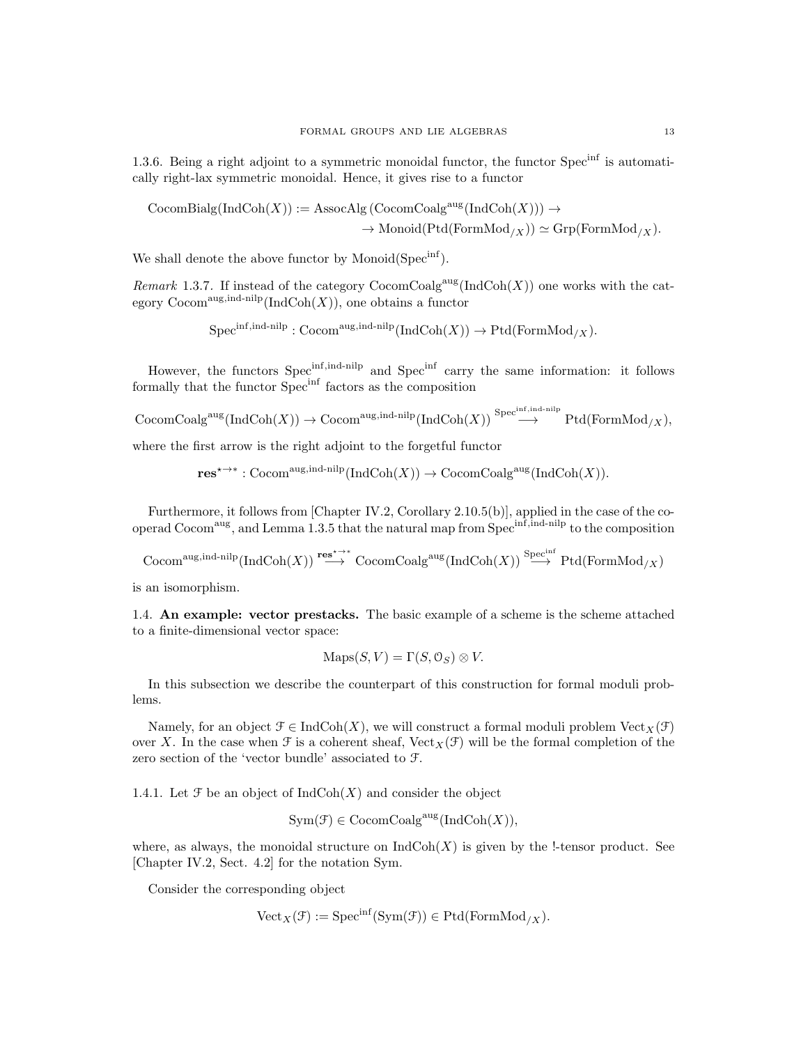1.3.6. Being a right adjoint to a symmetric monoidal functor, the functor $\mathrm{Spec}^{\mathrm{inf}}$ is automatically right-lax symmetric monoidal. Hence, it gives rise to a functor

$$\begin{aligned}\mathrm{CocomBialg}(\mathrm{IndCoh}(X)) := \mathrm{AssocAlg}\left(\mathrm{CocomCoalg}^{\mathrm{aug}}(\mathrm{IndCoh}(X))\right) \to \\ \to \mathrm{Monoid}(\mathrm{Ptd}(\mathrm{FormMod}_{/X})) \simeq \mathrm{Grp}(\mathrm{FormMod}_{/X}).\end{aligned}$$

We shall denote the above functor by $\mathrm{Monoid}(\mathrm{Spec}^{\mathrm{inf}})$.

*Remark* 1.3.7. If instead of the category $\mathrm{CocomCoalg}^{\mathrm{aug}}(\mathrm{IndCoh}(X))$ one works with the category $\mathrm{Cocom}^{\mathrm{aug,ind\text{-}nilp}}(\mathrm{IndCoh}(X))$, one obtains a functor

$$\mathrm{Spec}^{\mathrm{inf,ind\text{-}nilp}} : \mathrm{Cocom}^{\mathrm{aug,ind\text{-}nilp}}(\mathrm{IndCoh}(X)) \to \mathrm{Ptd}(\mathrm{FormMod}_{/X}).$$

However, the functors $\mathrm{Spec}^{\mathrm{inf,ind\text{-}nilp}}$ and $\mathrm{Spec}^{\mathrm{inf}}$ carry the same information: it follows formally that the functor $\mathrm{Spec}^{\mathrm{inf}}$ factors as the composition

$$\mathrm{CocomCoalg}^{\mathrm{aug}}(\mathrm{IndCoh}(X)) \to \mathrm{Cocom}^{\mathrm{aug,ind\text{-}nilp}}(\mathrm{IndCoh}(X)) \overset{\mathrm{Spec}^{\mathrm{inf,ind\text{-}nilp}}}{\longrightarrow} \mathrm{Ptd}(\mathrm{FormMod}_{/X}),$$

where the first arrow is the right adjoint to the forgetful functor

$$\mathbf{res}^{\star\to *} : \mathrm{Cocom}^{\mathrm{aug,ind\text{-}nilp}}(\mathrm{IndCoh}(X)) \to \mathrm{CocomCoalg}^{\mathrm{aug}}(\mathrm{IndCoh}(X)).$$

Furthermore, it follows from [Chapter IV.2, Corollary 2.10.5(b)], applied in the case of the co-operad $\mathrm{Cocom}^{\mathrm{aug}}$, and Lemma 1.3.5 that the natural map from $\mathrm{Spec}^{\mathrm{inf,ind\text{-}nilp}}$ to the composition

$$\mathrm{Cocom}^{\mathrm{aug,ind\text{-}nilp}}(\mathrm{IndCoh}(X)) \overset{\mathbf{res}^{\star\to *}}{\longrightarrow} \mathrm{CocomCoalg}^{\mathrm{aug}}(\mathrm{IndCoh}(X)) \overset{\mathrm{Spec}^{\mathrm{inf}}}{\longrightarrow} \mathrm{Ptd}(\mathrm{FormMod}_{/X})$$

is an isomorphism.

1.4. **An example: vector prestacks.** The basic example of a scheme is the scheme attached to a finite-dimensional vector space:

$$\mathrm{Maps}(S, V) = \Gamma(S, \mathcal{O}_S) \otimes V.$$

In this subsection we describe the counterpart of this construction for formal moduli problems.

Namely, for an object $\mathcal{F} \in \mathrm{IndCoh}(X)$, we will construct a formal moduli problem $\mathrm{Vect}_X(\mathcal{F})$ over $X$. In the case when $\mathcal{F}$ is a coherent sheaf, $\mathrm{Vect}_X(\mathcal{F})$ will be the formal completion of the zero section of the 'vector bundle' associated to $\mathcal{F}$.

1.4.1. Let $\mathcal{F}$ be an object of $\mathrm{IndCoh}(X)$ and consider the object

$$\mathrm{Sym}(\mathcal{F}) \in \mathrm{CocomCoalg}^{\mathrm{aug}}(\mathrm{IndCoh}(X)),$$

where, as always, the monoidal structure on $\mathrm{IndCoh}(X)$ is given by the !-tensor product. See [Chapter IV.2, Sect. 4.2] for the notation Sym.

Consider the corresponding object

$$\mathrm{Vect}_X(\mathcal{F}) := \mathrm{Spec}^{\mathrm{inf}}(\mathrm{Sym}(\mathcal{F})) \in \mathrm{Ptd}(\mathrm{FormMod}_{/X}).$$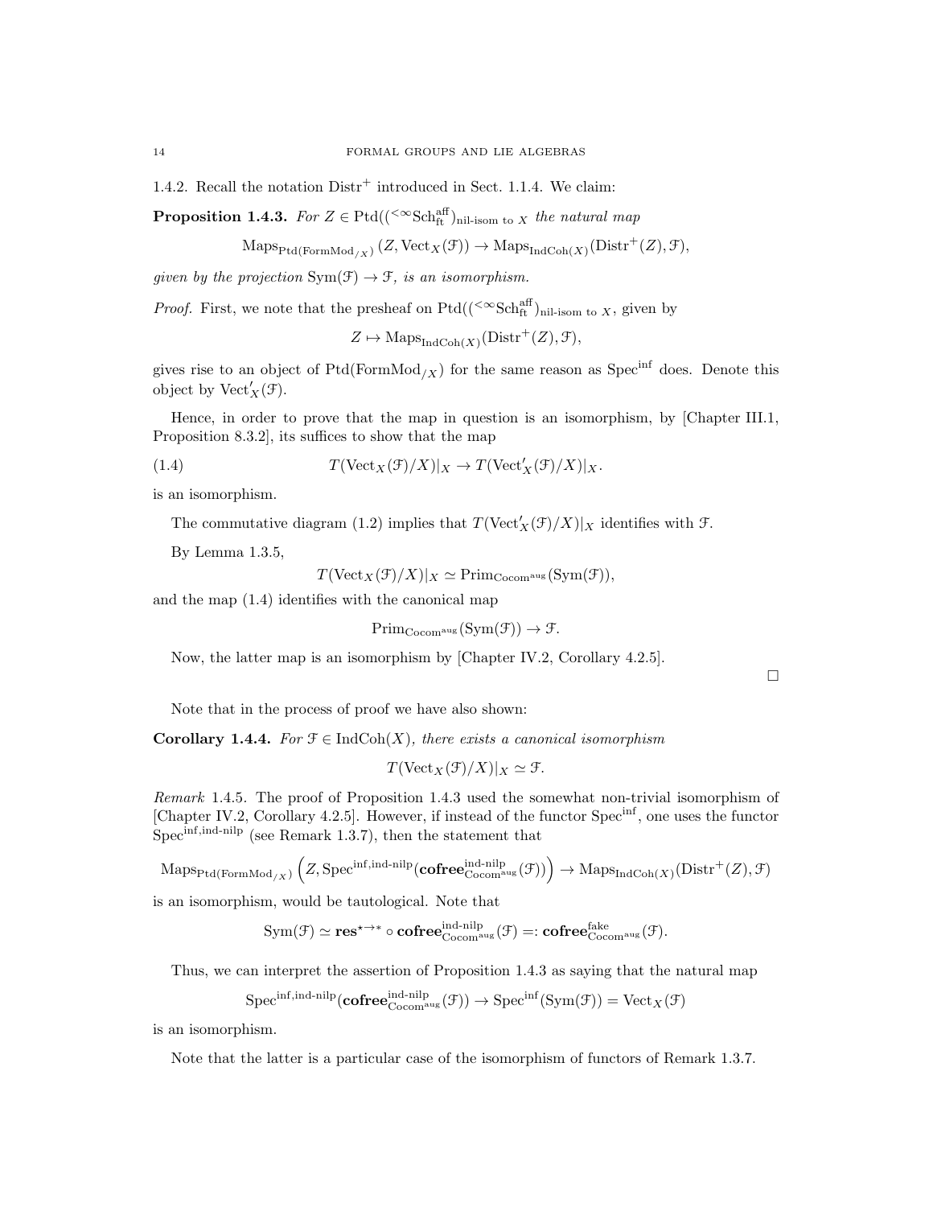1.4.2. Recall the notation $\mathrm{Distr}^+$ introduced in Sect. 1.1.4. We claim:

**Proposition 1.4.3.** *For $Z \in \mathrm{Ptd}((^{<\infty}\mathrm{Sch}^{\mathrm{aff}}_{\mathrm{ft}})_{\text{nil-isom to } X}$ the natural map*

$$\mathrm{Maps}_{\mathrm{Ptd}(\mathrm{FormMod}_{/X})}(Z, \mathrm{Vect}_X(\mathcal{F})) \to \mathrm{Maps}_{\mathrm{IndCoh}(X)}(\mathrm{Distr}^+(Z), \mathcal{F}),$$

*given by the projection $\mathrm{Sym}(\mathcal{F}) \to \mathcal{F}$, is an isomorphism.*

*Proof.* First, we note that the presheaf on $\mathrm{Ptd}((^{<\infty}\mathrm{Sch}^{\mathrm{aff}}_{\mathrm{ft}})_{\text{nil-isom to } X}$, given by

$$Z \mapsto \mathrm{Maps}_{\mathrm{IndCoh}(X)}(\mathrm{Distr}^+(Z), \mathcal{F}),$$

gives rise to an object of $\mathrm{Ptd}(\mathrm{FormMod}_{/X})$ for the same reason as $\mathrm{Spec}^{\mathrm{inf}}$ does. Denote this object by $\mathrm{Vect}'_X(\mathcal{F})$.

Hence, in order to prove that the map in question is an isomorphism, by [Chapter III.1, Proposition 8.3.2], its suffices to show that the map

$$T(\mathrm{Vect}_X(\mathcal{F})/X)|_X \to T(\mathrm{Vect}'_X(\mathcal{F})/X)|_X. \tag{1.4}$$

is an isomorphism.

The commutative diagram (1.2) implies that $T(\mathrm{Vect}'_X(\mathcal{F})/X)|_X$ identifies with $\mathcal{F}$.

By Lemma 1.3.5,

$$T(\mathrm{Vect}_X(\mathcal{F})/X)|_X \simeq \mathrm{Prim}_{\mathrm{Cocom}^{\mathrm{aug}}}(\mathrm{Sym}(\mathcal{F})),$$

and the map (1.4) identifies with the canonical map

$$\mathrm{Prim}_{\mathrm{Cocom}^{\mathrm{aug}}}(\mathrm{Sym}(\mathcal{F})) \to \mathcal{F}.$$

Now, the latter map is an isomorphism by [Chapter IV.2, Corollary 4.2.5].

□

Note that in the process of proof we have also shown:

**Corollary 1.4.4.** *For $\mathcal{F} \in \mathrm{IndCoh}(X)$, there exists a canonical isomorphism*

$$T(\mathrm{Vect}_X(\mathcal{F})/X)|_X \simeq \mathcal{F}.$$

*Remark* 1.4.5. The proof of Proposition 1.4.3 used the somewhat non-trivial isomorphism of [Chapter IV.2, Corollary 4.2.5]. However, if instead of the functor $\mathrm{Spec}^{\mathrm{inf}}$, one uses the functor $\mathrm{Spec}^{\mathrm{inf,ind\text{-}nilp}}$ (see Remark 1.3.7), then the statement that

$$\mathrm{Maps}_{\mathrm{Ptd}(\mathrm{FormMod}_{/X})}\left(Z, \mathrm{Spec}^{\mathrm{inf,ind\text{-}nilp}}(\mathbf{cofree}^{\mathrm{ind\text{-}nilp}}_{\mathrm{Cocom}^{\mathrm{aug}}}(\mathcal{F}))\right) \to \mathrm{Maps}_{\mathrm{IndCoh}(X)}(\mathrm{Distr}^+(Z), \mathcal{F})$$

is an isomorphism, would be tautological. Note that

$$\mathrm{Sym}(\mathcal{F}) \simeq \mathbf{res}^{\star \to *} \circ \mathbf{cofree}^{\mathrm{ind\text{-}nilp}}_{\mathrm{Cocom}^{\mathrm{aug}}}(\mathcal{F}) =: \mathbf{cofree}^{\mathrm{fake}}_{\mathrm{Cocom}^{\mathrm{aug}}}(\mathcal{F}).$$

Thus, we can interpret the assertion of Proposition 1.4.3 as saying that the natural map

$$\mathrm{Spec}^{\mathrm{inf,ind\text{-}nilp}}(\mathbf{cofree}^{\mathrm{ind\text{-}nilp}}_{\mathrm{Cocom}^{\mathrm{aug}}}(\mathcal{F})) \to \mathrm{Spec}^{\mathrm{inf}}(\mathrm{Sym}(\mathcal{F})) = \mathrm{Vect}_X(\mathcal{F})$$

is an isomorphism.

Note that the latter is a particular case of the isomorphism of functors of Remark 1.3.7.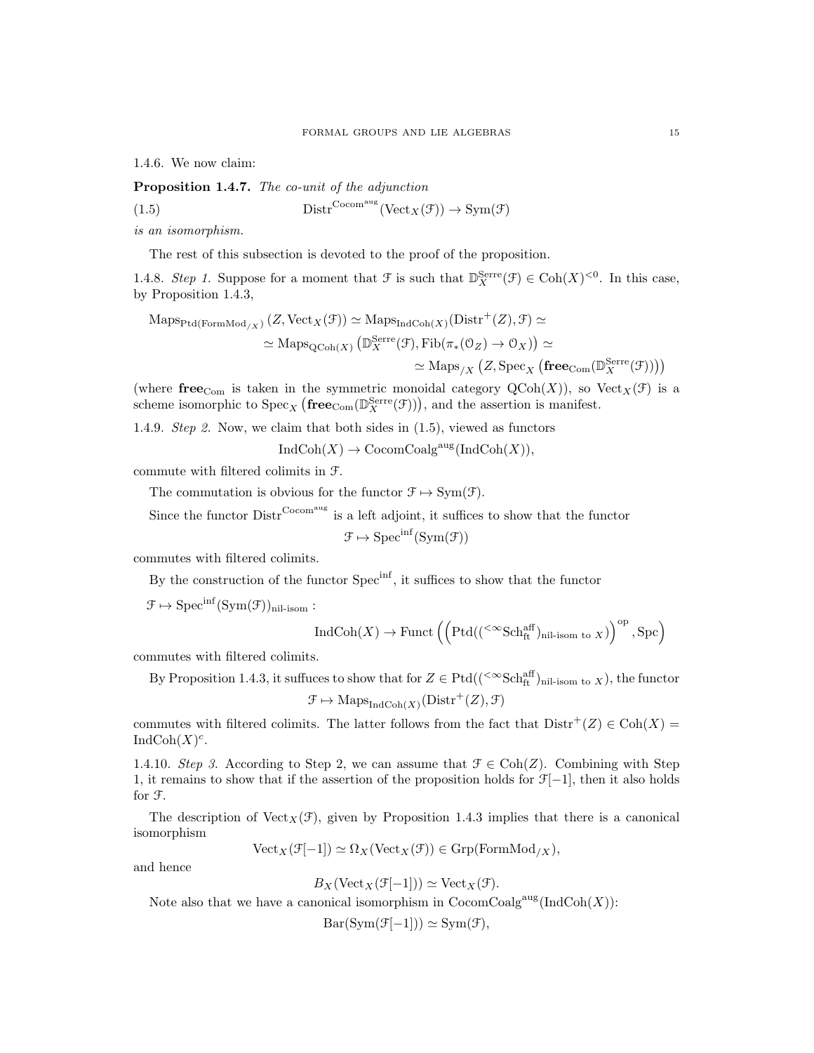1.4.6. We now claim:

**Proposition 1.4.7.** *The co-unit of the adjunction*

$$\mathrm{Distr}^{\mathrm{Cocom}^{\mathrm{aug}}}(\mathrm{Vect}_X(\mathcal{F})) \to \mathrm{Sym}(\mathcal{F}) \tag{1.5}$$

*is an isomorphism.*

The rest of this subsection is devoted to the proof of the proposition.

1.4.8. *Step 1.* Suppose for a moment that $\mathcal{F}$ is such that $\mathbb{D}_X^{\mathrm{Serre}}(\mathcal{F}) \in \mathrm{Coh}(X)^{<0}$. In this case, by Proposition 1.4.3,

$$\begin{aligned}\mathrm{Maps}_{\mathrm{Ptd}(\mathrm{FormMod}_{/X})}(Z, \mathrm{Vect}_X(\mathcal{F})) &\simeq \mathrm{Maps}_{\mathrm{IndCoh}(X)}(\mathrm{Distr}^+(Z), \mathcal{F}) \simeq \\ &\simeq \mathrm{Maps}_{\mathrm{QCoh}(X)}\left(\mathbb{D}_X^{\mathrm{Serre}}(\mathcal{F}), \mathrm{Fib}(\pi_*(\mathcal{O}_Z) \to \mathcal{O}_X)\right) \simeq \\ &\simeq \mathrm{Maps}_{/X}\left(Z, \mathrm{Spec}_X\left(\mathbf{free}_{\mathrm{Com}}(\mathbb{D}_X^{\mathrm{Serre}}(\mathcal{F}))\right)\right)\end{aligned}$$

(where $\mathbf{free}_{\mathrm{Com}}$ is taken in the symmetric monoidal category $\mathrm{QCoh}(X)$), so $\mathrm{Vect}_X(\mathcal{F})$ is a scheme isomorphic to $\mathrm{Spec}_X\left(\mathbf{free}_{\mathrm{Com}}(\mathbb{D}_X^{\mathrm{Serre}}(\mathcal{F}))\right)$, and the assertion is manifest.

1.4.9. *Step 2.* Now, we claim that both sides in (1.5), viewed as functors

$$\mathrm{IndCoh}(X) \to \mathrm{CocomCoalg}^{\mathrm{aug}}(\mathrm{IndCoh}(X)),$$

commute with filtered colimits in $\mathcal{F}$.

The commutation is obvious for the functor $\mathcal{F} \mapsto \mathrm{Sym}(\mathcal{F})$.

Since the functor $\mathrm{Distr}^{\mathrm{Cocom}^{\mathrm{aug}}}$ is a left adjoint, it suffices to show that the functor

$$\mathcal{F} \mapsto \mathrm{Spec}^{\mathrm{inf}}(\mathrm{Sym}(\mathcal{F}))$$

commutes with filtered colimits.

By the construction of the functor $\mathrm{Spec}^{\mathrm{inf}}$, it suffices to show that the functor

$$\mathcal{F} \mapsto \mathrm{Spec}^{\mathrm{inf}}(\mathrm{Sym}(\mathcal{F}))_{\text{nil-isom}} :$$

$$\mathrm{IndCoh}(X) \to \mathrm{Funct}\left(\left(\mathrm{Ptd}(({}^{<\infty}\mathrm{Sch}^{\mathrm{aff}}_{\mathrm{ft}})_{\text{nil-isom to } X})\right)^{\mathrm{op}}, \mathrm{Spc}\right)$$

commutes with filtered colimits.

By Proposition 1.4.3, it suffuces to show that for $Z \in \mathrm{Ptd}(({}^{<\infty}\mathrm{Sch}^{\mathrm{aff}}_{\mathrm{ft}})_{\text{nil-isom to } X})$, the functor

$$\mathcal{F} \mapsto \mathrm{Maps}_{\mathrm{IndCoh}(X)}(\mathrm{Distr}^+(Z), \mathcal{F})$$

commutes with filtered colimits. The latter follows from the fact that $\mathrm{Distr}^+(Z) \in \mathrm{Coh}(X) = \mathrm{IndCoh}(X)^c$.

1.4.10. *Step 3.* According to Step 2, we can assume that $\mathcal{F} \in \mathrm{Coh}(Z)$. Combining with Step 1, it remains to show that if the assertion of the proposition holds for $\mathcal{F}[-1]$, then it also holds for $\mathcal{F}$.

The description of $\mathrm{Vect}_X(\mathcal{F})$, given by Proposition 1.4.3 implies that there is a canonical isomorphism

$$\mathrm{Vect}_X(\mathcal{F}[-1]) \simeq \Omega_X(\mathrm{Vect}_X(\mathcal{F})) \in \mathrm{Grp}(\mathrm{FormMod}_{/X}),$$

and hence

$$B_X(\mathrm{Vect}_X(\mathcal{F}[-1])) \simeq \mathrm{Vect}_X(\mathcal{F}).$$

Note also that we have a canonical isomorphism in $\mathrm{CocomCoalg}^{\mathrm{aug}}(\mathrm{IndCoh}(X))$:

$$\mathrm{Bar}(\mathrm{Sym}(\mathcal{F}[-1])) \simeq \mathrm{Sym}(\mathcal{F}),$$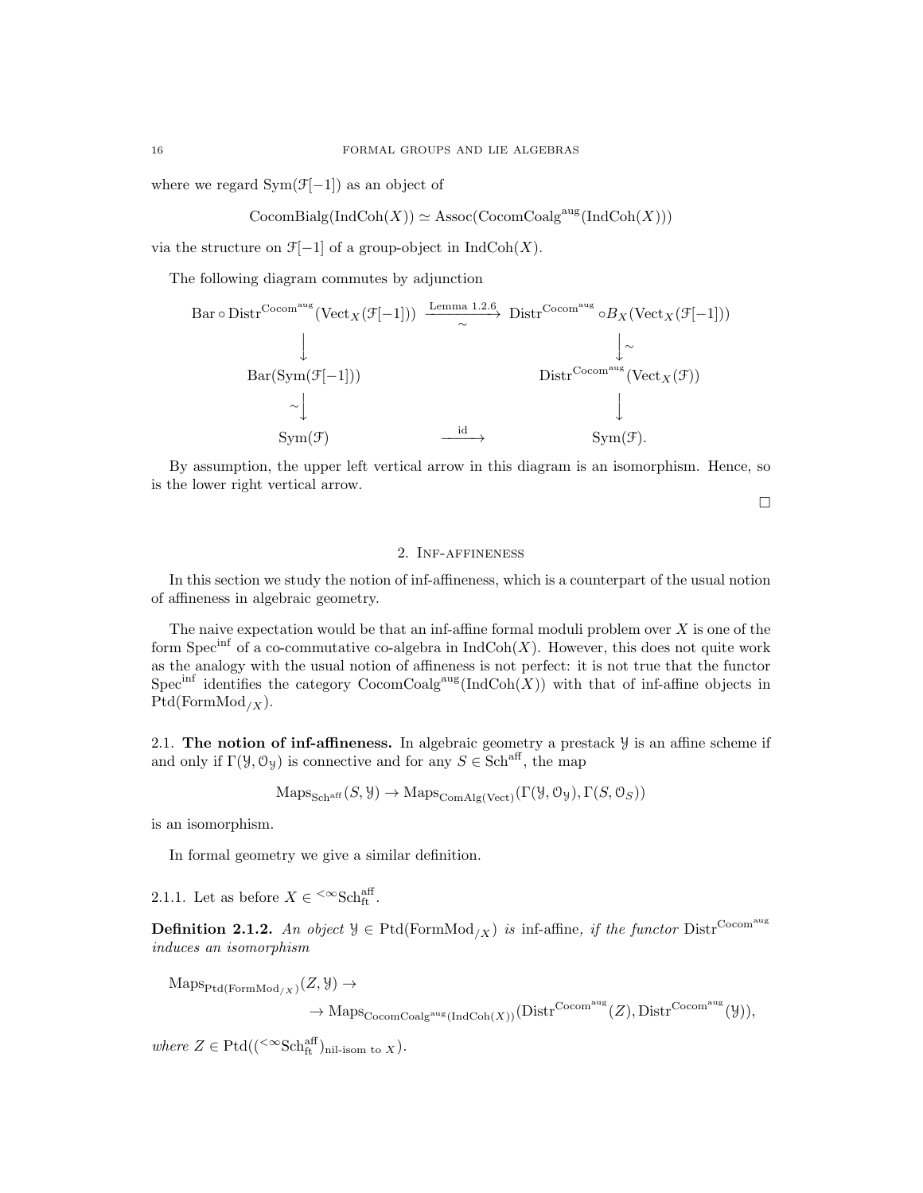where we regard $\mathrm{Sym}(\mathcal{F}[-1])$ as an object of

$$\mathrm{CocomBialg}(\mathrm{IndCoh}(X)) \simeq \mathrm{Assoc}(\mathrm{CocomCoalg}^{\mathrm{aug}}(\mathrm{IndCoh}(X)))$$

via the structure on $\mathcal{F}[-1]$ of a group-object in $\mathrm{IndCoh}(X)$.

The following diagram commutes by adjunction

$$\begin{array}{ccc}
\mathrm{Bar} \circ \mathrm{Distr}^{\mathrm{Cocom}^{\mathrm{aug}}}(\mathrm{Vect}_X(\mathcal{F}[-1])) & \xrightarrow[\sim]{\text{Lemma 1.2.6}} & \mathrm{Distr}^{\mathrm{Cocom}^{\mathrm{aug}}} \circ B_X(\mathrm{Vect}_X(\mathcal{F}[-1])) \\
\downarrow & & \downarrow \sim \\
\mathrm{Bar}(\mathrm{Sym}(\mathcal{F}[-1])) & & \mathrm{Distr}^{\mathrm{Cocom}^{\mathrm{aug}}}(\mathrm{Vect}_X(\mathcal{F})) \\
\sim \downarrow & & \downarrow \\
\mathrm{Sym}(\mathcal{F}) & \xrightarrow{\mathrm{id}} & \mathrm{Sym}(\mathcal{F}).
\end{array}$$

By assumption, the upper left vertical arrow in this diagram is an isomorphism. Hence, so is the lower right vertical arrow.

□

## 2. Inf-affineness

In this section we study the notion of inf-affineness, which is a counterpart of the usual notion of affineness in algebraic geometry.

The naive expectation would be that an inf-affine formal moduli problem over $X$ is one of the form $\mathrm{Spec}^{\mathrm{inf}}$ of a co-commutative co-algebra in $\mathrm{IndCoh}(X)$. However, this does not quite work as the analogy with the usual notion of affineness is not perfect: it is not true that the functor $\mathrm{Spec}^{\mathrm{inf}}$ identifies the category $\mathrm{CocomCoalg}^{\mathrm{aug}}(\mathrm{IndCoh}(X))$ with that of inf-affine objects in $\mathrm{Ptd}(\mathrm{FormMod}_{/X})$.

### 2.1. The notion of inf-affineness.

In algebraic geometry a prestack $\mathcal{Y}$ is an affine scheme if and only if $\Gamma(\mathcal{Y}, \mathcal{O}_{\mathcal{Y}})$ is connective and for any $S \in \mathrm{Sch}^{\mathrm{aff}}$, the map

$$\mathrm{Maps}_{\mathrm{Sch}^{\mathrm{aff}}}(S, \mathcal{Y}) \to \mathrm{Maps}_{\mathrm{ComAlg}(\mathrm{Vect})}(\Gamma(\mathcal{Y}, \mathcal{O}_{\mathcal{Y}}), \Gamma(S, \mathcal{O}_S))$$

is an isomorphism.

In formal geometry we give a similar definition.

2.1.1. Let as before $X \in {}^{<\infty}\mathrm{Sch}^{\mathrm{aff}}_{\mathrm{ft}}$.

**Definition 2.1.2.** *An object $\mathcal{Y} \in \mathrm{Ptd}(\mathrm{FormMod}_{/X})$ is* inf-affine, *if the functor $\mathrm{Distr}^{\mathrm{Cocom}^{\mathrm{aug}}}$ induces an isomorphism*

$$\mathrm{Maps}_{\mathrm{Ptd}(\mathrm{FormMod}_{/X})}(Z, \mathcal{Y}) \to$$
$$\to \mathrm{Maps}_{\mathrm{CocomCoalg}^{\mathrm{aug}}(\mathrm{IndCoh}(X))}(\mathrm{Distr}^{\mathrm{Cocom}^{\mathrm{aug}}}(Z), \mathrm{Distr}^{\mathrm{Cocom}^{\mathrm{aug}}}(\mathcal{Y})),$$

*where $Z \in \mathrm{Ptd}(({}^{<\infty}\mathrm{Sch}^{\mathrm{aff}}_{\mathrm{ft}})_{\text{nil-isom to } X})$.*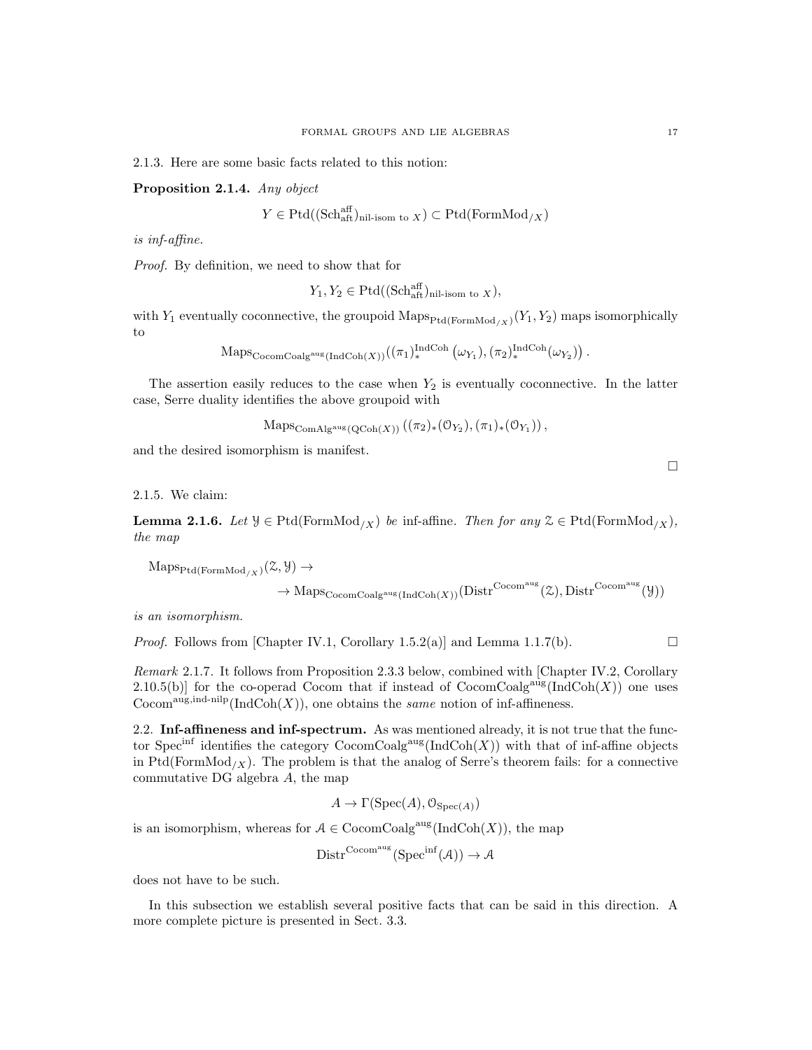2.1.3. Here are some basic facts related to this notion:

**Proposition 2.1.4.** *Any object*

$$Y \in \mathrm{Ptd}((\mathrm{Sch}^{\mathrm{aff}}_{\mathrm{aft}})_{\text{nil-isom to } X}) \subset \mathrm{Ptd}(\mathrm{FormMod}_{/X})$$

*is inf-affine.*

*Proof.* By definition, we need to show that for

$$Y_1, Y_2 \in \mathrm{Ptd}((\mathrm{Sch}^{\mathrm{aff}}_{\mathrm{aft}})_{\text{nil-isom to } X}),$$

with $Y_1$ eventually coconnective, the groupoid $\mathrm{Maps}_{\mathrm{Ptd}(\mathrm{FormMod}_{/X})}(Y_1, Y_2)$ maps isomorphically to

$$\mathrm{Maps}_{\mathrm{CocomCoalg}^{\mathrm{aug}}(\mathrm{IndCoh}(X))}\left((\pi_1)^{\mathrm{IndCoh}}_*(\omega_{Y_1}), (\pi_2)^{\mathrm{IndCoh}}_*(\omega_{Y_2})\right).$$

The assertion easily reduces to the case when $Y_2$ is eventually coconnective. In the latter case, Serre duality identifies the above groupoid with

$$\mathrm{Maps}_{\mathrm{ComAlg}^{\mathrm{aug}}(\mathrm{QCoh}(X))}\left((\pi_2)_*(\mathcal{O}_{Y_2}), (\pi_1)_*(\mathcal{O}_{Y_1})\right),$$

and the desired isomorphism is manifest.

□

2.1.5. We claim:

**Lemma 2.1.6.** *Let $\mathcal{Y} \in \mathrm{Ptd}(\mathrm{FormMod}_{/X})$ be inf-affine. Then for any $\mathcal{Z} \in \mathrm{Ptd}(\mathrm{FormMod}_{/X})$, the map*

$$\mathrm{Maps}_{\mathrm{Ptd}(\mathrm{FormMod}_{/X})}(\mathcal{Z}, \mathcal{Y}) \to$$
$$\to \mathrm{Maps}_{\mathrm{CocomCoalg}^{\mathrm{aug}}(\mathrm{IndCoh}(X))}(\mathrm{Distr}^{\mathrm{Cocom}^{\mathrm{aug}}}(\mathcal{Z}), \mathrm{Distr}^{\mathrm{Cocom}^{\mathrm{aug}}}(\mathcal{Y}))$$

*is an isomorphism.*

*Proof.* Follows from [Chapter IV.1, Corollary 1.5.2(a)] and Lemma 1.1.7(b). □

*Remark* 2.1.7. It follows from Proposition 2.3.3 below, combined with [Chapter IV.2, Corollary 2.10.5(b)] for the co-operad Cocom that if instead of $\mathrm{CocomCoalg}^{\mathrm{aug}}(\mathrm{IndCoh}(X))$ one uses $\mathrm{Cocom}^{\mathrm{aug,ind\text{-}nilp}}(\mathrm{IndCoh}(X))$, one obtains the *same* notion of inf-affineness.

## 2.2. Inf-affineness and inf-spectrum.

As was mentioned already, it is not true that the functor $\mathrm{Spec}^{\mathrm{inf}}$ identifies the category $\mathrm{CocomCoalg}^{\mathrm{aug}}(\mathrm{IndCoh}(X))$ with that of inf-affine objects in $\mathrm{Ptd}(\mathrm{FormMod}_{/X})$. The problem is that the analog of Serre's theorem fails: for a connective commutative DG algebra $A$, the map

$$A \to \Gamma(\mathrm{Spec}(A), \mathcal{O}_{\mathrm{Spec}(A)})$$

is an isomorphism, whereas for $\mathcal{A} \in \mathrm{CocomCoalg}^{\mathrm{aug}}(\mathrm{IndCoh}(X))$, the map

$$\mathrm{Distr}^{\mathrm{Cocom}^{\mathrm{aug}}}(\mathrm{Spec}^{\mathrm{inf}}(\mathcal{A})) \to \mathcal{A}$$

does not have to be such.

In this subsection we establish several positive facts that can be said in this direction. A more complete picture is presented in Sect. 3.3.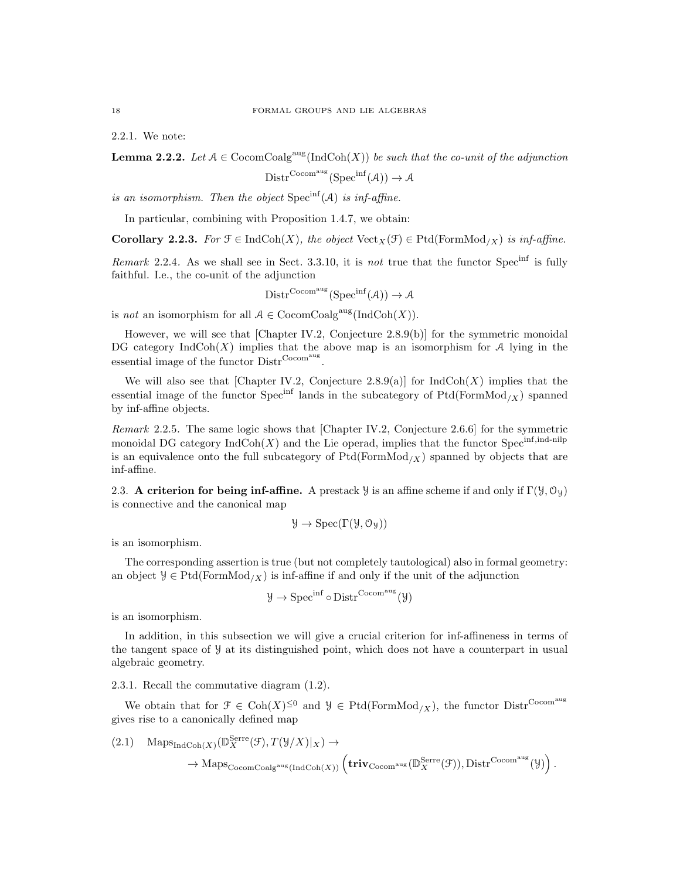2.2.1. We note:

**Lemma 2.2.2.** *Let $\mathcal{A} \in \mathrm{CocomCoalg}^{\mathrm{aug}}(\mathrm{IndCoh}(X))$ be such that the co-unit of the adjunction*

$$\mathrm{Distr}^{\mathrm{Cocom}^{\mathrm{aug}}}(\mathrm{Spec}^{\mathrm{inf}}(\mathcal{A})) \to \mathcal{A}$$

*is an isomorphism. Then the object $\mathrm{Spec}^{\mathrm{inf}}(\mathcal{A})$ is inf-affine.*

In particular, combining with Proposition 1.4.7, we obtain:

**Corollary 2.2.3.** *For $\mathcal{F} \in \mathrm{IndCoh}(X)$, the object $\mathrm{Vect}_X(\mathcal{F}) \in \mathrm{Ptd}(\mathrm{FormMod}_{/X})$ is inf-affine.*

*Remark* 2.2.4. As we shall see in Sect. 3.3.10, it is *not* true that the functor $\mathrm{Spec}^{\mathrm{inf}}$ is fully faithful. I.e., the co-unit of the adjunction

$$\mathrm{Distr}^{\mathrm{Cocom}^{\mathrm{aug}}}(\mathrm{Spec}^{\mathrm{inf}}(\mathcal{A})) \to \mathcal{A}$$

is *not* an isomorphism for all $\mathcal{A} \in \mathrm{CocomCoalg}^{\mathrm{aug}}(\mathrm{IndCoh}(X))$.

However, we will see that [Chapter IV.2, Conjecture 2.8.9(b)] for the symmetric monoidal DG category $\mathrm{IndCoh}(X)$ implies that the above map is an isomorphism for $\mathcal{A}$ lying in the essential image of the functor $\mathrm{Distr}^{\mathrm{Cocom}^{\mathrm{aug}}}$.

We will also see that [Chapter IV.2, Conjecture 2.8.9(a)] for $\mathrm{IndCoh}(X)$ implies that the essential image of the functor $\mathrm{Spec}^{\mathrm{inf}}$ lands in the subcategory of $\mathrm{Ptd}(\mathrm{FormMod}_{/X})$ spanned by inf-affine objects.

*Remark* 2.2.5. The same logic shows that [Chapter IV.2, Conjecture 2.6.6] for the symmetric monoidal DG category $\mathrm{IndCoh}(X)$ and the Lie operad, implies that the functor $\mathrm{Spec}^{\mathrm{inf,ind\text{-}nilp}}$ is an equivalence onto the full subcategory of $\mathrm{Ptd}(\mathrm{FormMod}_{/X})$ spanned by objects that are inf-affine.

2.3. **A criterion for being inf-affine.** A prestack $\mathcal{Y}$ is an affine scheme if and only if $\Gamma(\mathcal{Y}, \mathcal{O}_{\mathcal{Y}})$ is connective and the canonical map

$$\mathcal{Y} \to \mathrm{Spec}(\Gamma(\mathcal{Y}, \mathcal{O}_{\mathcal{Y}}))$$

is an isomorphism.

The corresponding assertion is true (but not completely tautological) also in formal geometry: an object $\mathcal{Y} \in \mathrm{Ptd}(\mathrm{FormMod}_{/X})$ is inf-affine if and only if the unit of the adjunction

$$\mathcal{Y} \to \mathrm{Spec}^{\mathrm{inf}} \circ \mathrm{Distr}^{\mathrm{Cocom}^{\mathrm{aug}}}(\mathcal{Y})$$

is an isomorphism.

In addition, in this subsection we will give a crucial criterion for inf-affineness in terms of the tangent space of $\mathcal{Y}$ at its distinguished point, which does not have a counterpart in usual algebraic geometry.

2.3.1. Recall the commutative diagram (1.2).

We obtain that for $\mathcal{F} \in \mathrm{Coh}(X)^{\leq 0}$ and $\mathcal{Y} \in \mathrm{Ptd}(\mathrm{FormMod}_{/X})$, the functor $\mathrm{Distr}^{\mathrm{Cocom}^{\mathrm{aug}}}$ gives rise to a canonically defined map

$$(2.1) \quad \mathrm{Maps}_{\mathrm{IndCoh}(X)}(\mathbb{D}^{\mathrm{Serre}}_X(\mathcal{F}), T(\mathcal{Y}/X)|_X) \to \\ \to \mathrm{Maps}_{\mathrm{CocomCoalg}^{\mathrm{aug}}(\mathrm{IndCoh}(X))}\left(\mathbf{triv}_{\mathrm{Cocom}^{\mathrm{aug}}}(\mathbb{D}^{\mathrm{Serre}}_X(\mathcal{F})), \mathrm{Distr}^{\mathrm{Cocom}^{\mathrm{aug}}}(\mathcal{Y})\right).$$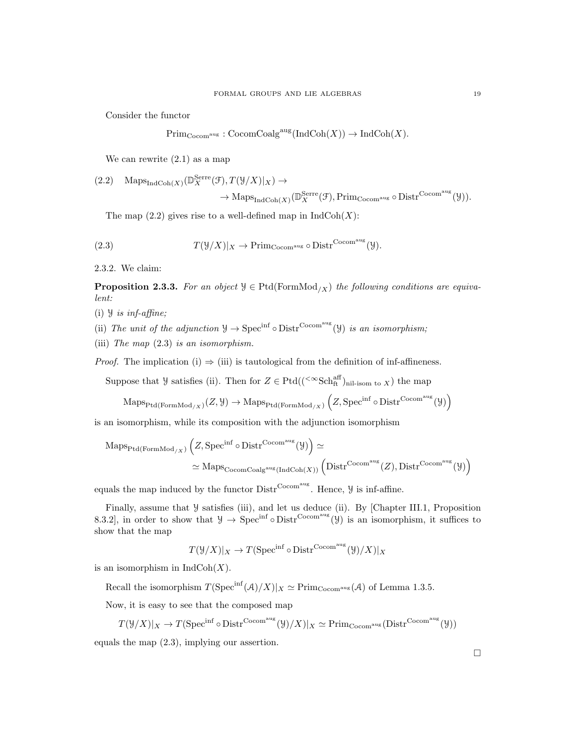Consider the functor

$$\mathrm{Prim}_{\mathrm{Cocom}^{\mathrm{aug}}} : \mathrm{CocomCoalg}^{\mathrm{aug}}(\mathrm{IndCoh}(X)) \to \mathrm{IndCoh}(X).$$

We can rewrite (2.1) as a map

$$(2.2) \quad \mathrm{Maps}_{\mathrm{IndCoh}(X)}(\mathbb{D}^{\mathrm{Serre}}_X(\mathcal{F}), T(\mathcal{Y}/X)|_X) \to \\ \to \mathrm{Maps}_{\mathrm{IndCoh}(X)}(\mathbb{D}^{\mathrm{Serre}}_X(\mathcal{F}), \mathrm{Prim}_{\mathrm{Cocom}^{\mathrm{aug}}} \circ \mathrm{Distr}^{\mathrm{Cocom}^{\mathrm{aug}}}(\mathcal{Y})).$$

The map (2.2) gives rise to a well-defined map in $\mathrm{IndCoh}(X)$:

$$(2.3) \qquad T(\mathcal{Y}/X)|_X \to \mathrm{Prim}_{\mathrm{Cocom}^{\mathrm{aug}}} \circ \mathrm{Distr}^{\mathrm{Cocom}^{\mathrm{aug}}}(\mathcal{Y}).$$

2.3.2. We claim:

**Proposition 2.3.3.** *For an object $\mathcal{Y} \in \mathrm{Ptd}(\mathrm{FormMod}_{/X})$ the following conditions are equivalent:*

(i) *$\mathcal{Y}$ is inf-affine;*

(ii) *The unit of the adjunction $\mathcal{Y} \to \mathrm{Spec}^{\mathrm{inf}} \circ \mathrm{Distr}^{\mathrm{Cocom}^{\mathrm{aug}}}(\mathcal{Y})$ is an isomorphism;*

(iii) *The map (2.3) is an isomorphism.*

*Proof.* The implication (i) $\Rightarrow$ (iii) is tautological from the definition of inf-affineness.

Suppose that $\mathcal{Y}$ satisfies (ii). Then for $Z \in \mathrm{Ptd}(({}^{<\infty}\mathrm{Sch}^{\mathrm{aff}}_{\mathrm{ft}})_{\text{nil-isom to } X})$ the map

$$\mathrm{Maps}_{\mathrm{Ptd}(\mathrm{FormMod}_{/X})}(Z, \mathcal{Y}) \to \mathrm{Maps}_{\mathrm{Ptd}(\mathrm{FormMod}_{/X})}\left(Z, \mathrm{Spec}^{\mathrm{inf}} \circ \mathrm{Distr}^{\mathrm{Cocom}^{\mathrm{aug}}}(\mathcal{Y})\right)$$

is an isomorphism, while its composition with the adjunction isomorphism

$$\mathrm{Maps}_{\mathrm{Ptd}(\mathrm{FormMod}_{/X})}\left(Z, \mathrm{Spec}^{\mathrm{inf}} \circ \mathrm{Distr}^{\mathrm{Cocom}^{\mathrm{aug}}}(\mathcal{Y})\right) \simeq \\ \simeq \mathrm{Maps}_{\mathrm{CocomCoalg}^{\mathrm{aug}}(\mathrm{IndCoh}(X))}\left(\mathrm{Distr}^{\mathrm{Cocom}^{\mathrm{aug}}}(Z), \mathrm{Distr}^{\mathrm{Cocom}^{\mathrm{aug}}}(\mathcal{Y})\right)$$

equals the map induced by the functor $\mathrm{Distr}^{\mathrm{Cocom}^{\mathrm{aug}}}$. Hence, $\mathcal{Y}$ is inf-affine.

Finally, assume that $\mathcal{Y}$ satisfies (iii), and let us deduce (ii). By [Chapter III.1, Proposition 8.3.2], in order to show that $\mathcal{Y} \to \mathrm{Spec}^{\mathrm{inf}} \circ \mathrm{Distr}^{\mathrm{Cocom}^{\mathrm{aug}}}(\mathcal{Y})$ is an isomorphism, it suffices to show that the map

$$T(\mathcal{Y}/X)|_X \to T(\mathrm{Spec}^{\mathrm{inf}} \circ \mathrm{Distr}^{\mathrm{Cocom}^{\mathrm{aug}}}(\mathcal{Y})/X)|_X$$

is an isomorphism in $\mathrm{IndCoh}(X)$.

Recall the isomorphism $T(\mathrm{Spec}^{\mathrm{inf}}(\mathcal{A})/X)|_X \simeq \mathrm{Prim}_{\mathrm{Cocom}^{\mathrm{aug}}}(\mathcal{A})$ of Lemma 1.3.5.

Now, it is easy to see that the composed map

$$T(\mathcal{Y}/X)|_X \to T(\mathrm{Spec}^{\mathrm{inf}} \circ \mathrm{Distr}^{\mathrm{Cocom}^{\mathrm{aug}}}(\mathcal{Y})/X)|_X \simeq \mathrm{Prim}_{\mathrm{Cocom}^{\mathrm{aug}}}(\mathrm{Distr}^{\mathrm{Cocom}^{\mathrm{aug}}}(\mathcal{Y}))$$

equals the map (2.3), implying our assertion.

□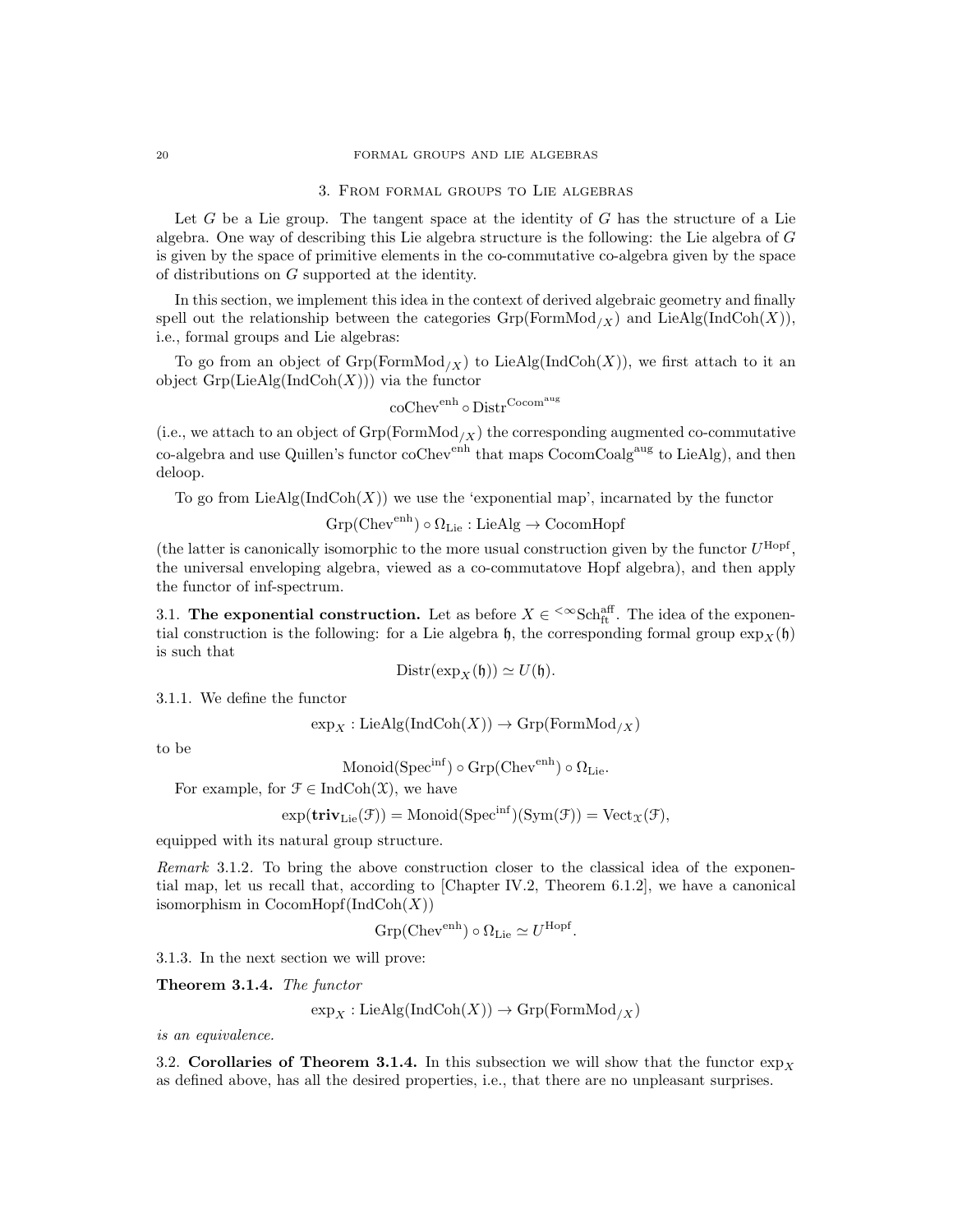## 3. From formal groups to Lie algebras

Let $G$ be a Lie group. The tangent space at the identity of $G$ has the structure of a Lie algebra. One way of describing this Lie algebra structure is the following: the Lie algebra of $G$ is given by the space of primitive elements in the co-commutative co-algebra given by the space of distributions on $G$ supported at the identity.

In this section, we implement this idea in the context of derived algebraic geometry and finally spell out the relationship between the categories $\mathrm{Grp}(\mathrm{FormMod}_{/X})$ and $\mathrm{LieAlg}(\mathrm{IndCoh}(X))$, i.e., formal groups and Lie algebras:

To go from an object of $\mathrm{Grp}(\mathrm{FormMod}_{/X})$ to $\mathrm{LieAlg}(\mathrm{IndCoh}(X))$, we first attach to it an object $\mathrm{Grp}(\mathrm{LieAlg}(\mathrm{IndCoh}(X)))$ via the functor

$$\mathrm{coChev}^{\mathrm{enh}} \circ \mathrm{Distr}^{\mathrm{Cocom}^{\mathrm{aug}}}$$

(i.e., we attach to an object of $\mathrm{Grp}(\mathrm{FormMod}_{/X})$ the corresponding augmented co-commutative co-algebra and use Quillen's functor $\mathrm{coChev}^{\mathrm{enh}}$ that maps $\mathrm{CocomCoalg}^{\mathrm{aug}}$ to $\mathrm{LieAlg}$), and then deloop.

To go from $\mathrm{LieAlg}(\mathrm{IndCoh}(X))$ we use the 'exponential map', incarnated by the functor

$$\mathrm{Grp}(\mathrm{Chev}^{\mathrm{enh}}) \circ \Omega_{\mathrm{Lie}} : \mathrm{LieAlg} \to \mathrm{CocomHopf}$$

(the latter is canonically isomorphic to the more usual construction given by the functor $U^{\mathrm{Hopf}}$, the universal enveloping algebra, viewed as a co-commutatove Hopf algebra), and then apply the functor of inf-spectrum.

**3.1. The exponential construction.** Let as before $X \in {}^{<\infty}\mathrm{Sch}^{\mathrm{aff}}_{\mathrm{ft}}$. The idea of the exponential construction is the following: for a Lie algebra $\mathfrak{h}$, the corresponding formal group $\exp_X(\mathfrak{h})$ is such that

$$\mathrm{Distr}(\exp_X(\mathfrak{h})) \simeq U(\mathfrak{h}).$$

3.1.1. We define the functor

$$\exp_X : \mathrm{LieAlg}(\mathrm{IndCoh}(X)) \to \mathrm{Grp}(\mathrm{FormMod}_{/X})$$

to be

$$\mathrm{Monoid}(\mathrm{Spec}^{\mathrm{inf}}) \circ \mathrm{Grp}(\mathrm{Chev}^{\mathrm{enh}}) \circ \Omega_{\mathrm{Lie}}.$$

For example, for $\mathcal{F} \in \mathrm{IndCoh}(\mathcal{X})$, we have

$$\exp(\mathbf{triv}_{\mathrm{Lie}}(\mathcal{F})) = \mathrm{Monoid}(\mathrm{Spec}^{\mathrm{inf}})(\mathrm{Sym}(\mathcal{F})) = \mathrm{Vect}_{\mathcal{X}}(\mathcal{F}),$$

equipped with its natural group structure.

*Remark* 3.1.2. To bring the above construction closer to the classical idea of the exponential map, let us recall that, according to [Chapter IV.2, Theorem 6.1.2], we have a canonical isomorphism in $\mathrm{CocomHopf}(\mathrm{IndCoh}(X))$

$$\mathrm{Grp}(\mathrm{Chev}^{\mathrm{enh}}) \circ \Omega_{\mathrm{Lie}} \simeq U^{\mathrm{Hopf}}.$$

3.1.3. In the next section we will prove:

**Theorem 3.1.4.** *The functor*

$$\exp_X : \mathrm{LieAlg}(\mathrm{IndCoh}(X)) \to \mathrm{Grp}(\mathrm{FormMod}_{/X})$$

*is an equivalence.*

**3.2. Corollaries of Theorem 3.1.4.** In this subsection we will show that the functor $\exp_X$ as defined above, has all the desired properties, i.e., that there are no unpleasant surprises.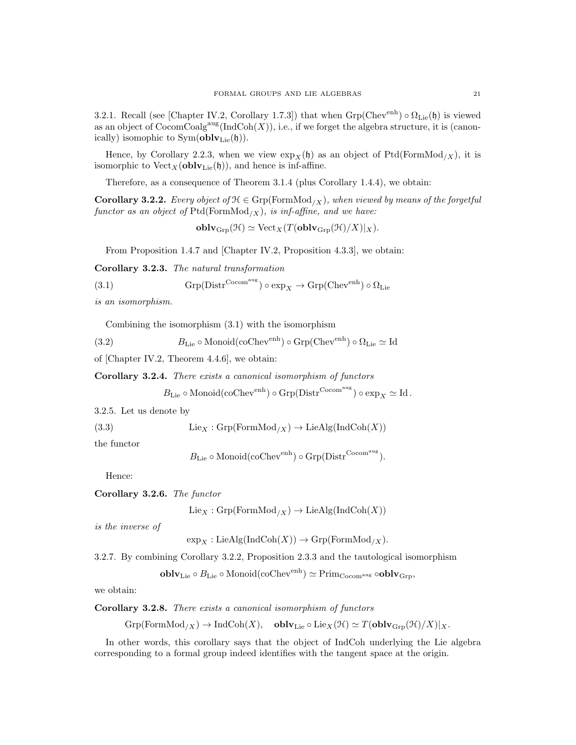3.2.1. Recall (see [Chapter IV.2, Corollary 1.7.3]) that when $\mathrm{Grp}(\mathrm{Chev}^{\mathrm{enh}}) \circ \Omega_{\mathrm{Lie}}(\mathfrak{h})$ is viewed as an object of $\mathrm{CocomCoalg}^{\mathrm{aug}}(\mathrm{IndCoh}(X))$, i.e., if we forget the algebra structure, it is (canonically) isomophic to $\mathrm{Sym}(\mathbf{oblv}_{\mathrm{Lie}}(\mathfrak{h}))$.

Hence, by Corollary 2.2.3, when we view $\exp_X(\mathfrak{h})$ as an object of $\mathrm{Ptd}(\mathrm{FormMod}_{/X})$, it is isomorphic to $\mathrm{Vect}_X(\mathbf{oblv}_{\mathrm{Lie}}(\mathfrak{h}))$, and hence is inf-affine.

Therefore, as a consequence of Theorem 3.1.4 (plus Corollary 1.4.4), we obtain:

**Corollary 3.2.2.** *Every object of $\mathcal{H} \in \mathrm{Grp}(\mathrm{FormMod}_{/X})$, when viewed by means of the forgetful functor as an object of $\mathrm{Ptd}(\mathrm{FormMod}_{/X})$, is inf-affine, and we have:*

$$\mathbf{oblv}_{\mathrm{Grp}}(\mathcal{H}) \simeq \mathrm{Vect}_X(T(\mathbf{oblv}_{\mathrm{Grp}}(\mathcal{H})/X)|_X).$$

From Proposition 1.4.7 and [Chapter IV.2, Proposition 4.3.3], we obtain:

**Corollary 3.2.3.** *The natural transformation*

$$\mathrm{Grp}(\mathrm{Distr}^{\mathrm{Cocom}^{\mathrm{aug}}}) \circ \exp_X \to \mathrm{Grp}(\mathrm{Chev}^{\mathrm{enh}}) \circ \Omega_{\mathrm{Lie}} \tag{3.1}$$

*is an isomorphism.*

Combining the isomorphism (3.1) with the isomorphism

$$B_{\mathrm{Lie}} \circ \mathrm{Monoid}(\mathrm{coChev}^{\mathrm{enh}}) \circ \mathrm{Grp}(\mathrm{Chev}^{\mathrm{enh}}) \circ \Omega_{\mathrm{Lie}} \simeq \mathrm{Id} \tag{3.2}$$

of [Chapter IV.2, Theorem 4.4.6], we obtain:

**Corollary 3.2.4.** *There exists a canonical isomorphism of functors*

$$B_{\mathrm{Lie}} \circ \mathrm{Monoid}(\mathrm{coChev}^{\mathrm{enh}}) \circ \mathrm{Grp}(\mathrm{Distr}^{\mathrm{Cocom}^{\mathrm{aug}}}) \circ \exp_X \simeq \mathrm{Id}\,.$$

3.2.5. Let us denote by

$$\mathrm{Lie}_X : \mathrm{Grp}(\mathrm{FormMod}_{/X}) \to \mathrm{LieAlg}(\mathrm{IndCoh}(X)) \tag{3.3}$$

the functor

$$B_{\mathrm{Lie}} \circ \mathrm{Monoid}(\mathrm{coChev}^{\mathrm{enh}}) \circ \mathrm{Grp}(\mathrm{Distr}^{\mathrm{Cocom}^{\mathrm{aug}}}).$$

Hence:

**Corollary 3.2.6.** *The functor*

$$\mathrm{Lie}_X : \mathrm{Grp}(\mathrm{FormMod}_{/X}) \to \mathrm{LieAlg}(\mathrm{IndCoh}(X))$$

*is the inverse of*

$$\exp_X : \mathrm{LieAlg}(\mathrm{IndCoh}(X)) \to \mathrm{Grp}(\mathrm{FormMod}_{/X}).$$

3.2.7. By combining Corollary 3.2.2, Proposition 2.3.3 and the tautological isomorphism

$$\mathbf{oblv}_{\mathrm{Lie}} \circ B_{\mathrm{Lie}} \circ \mathrm{Monoid}(\mathrm{coChev}^{\mathrm{enh}}) \simeq \mathrm{Prim}_{\mathrm{Cocom}^{\mathrm{aug}}} \circ \mathbf{oblv}_{\mathrm{Grp}},$$

we obtain:

**Corollary 3.2.8.** *There exists a canonical isomorphism of functors*

$$\mathrm{Grp}(\mathrm{FormMod}_{/X}) \to \mathrm{IndCoh}(X), \quad \mathbf{oblv}_{\mathrm{Lie}} \circ \mathrm{Lie}_X(\mathcal{H}) \simeq T(\mathbf{oblv}_{\mathrm{Grp}}(\mathcal{H})/X)|_X.$$

In other words, this corollary says that the object of IndCoh underlying the Lie algebra corresponding to a formal group indeed identifies with the tangent space at the origin.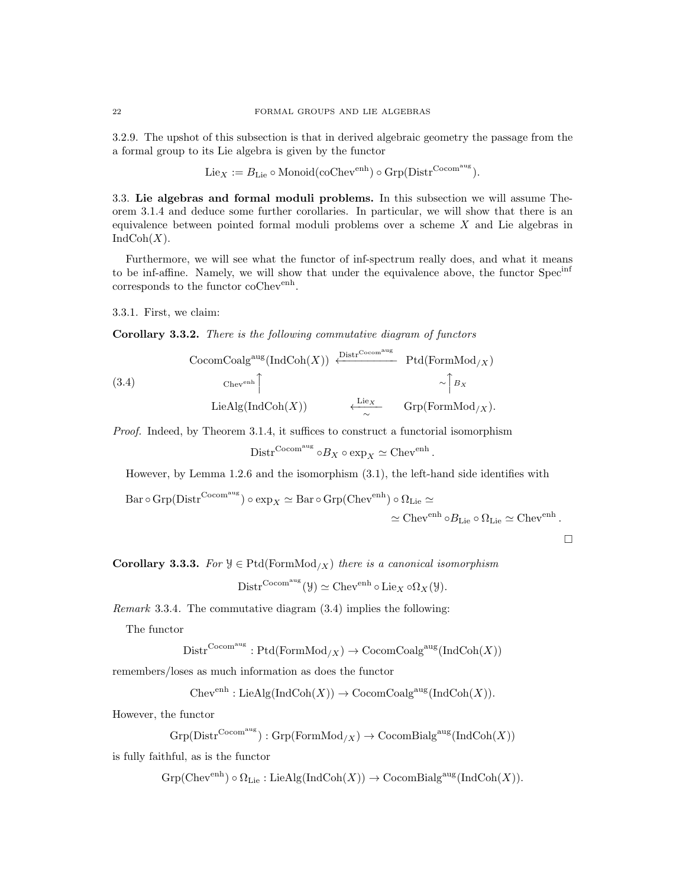3.2.9. The upshot of this subsection is that in derived algebraic geometry the passage from the a formal group to its Lie algebra is given by the functor

$$\mathrm{Lie}_X := B_{\mathrm{Lie}} \circ \mathrm{Monoid}(\mathrm{coChev}^{\mathrm{enh}}) \circ \mathrm{Grp}(\mathrm{Distr}^{\mathrm{Cocom}^{\mathrm{aug}}}).$$

## 3.3. Lie algebras and formal moduli problems.

In this subsection we will assume Theorem 3.1.4 and deduce some further corollaries. In particular, we will show that there is an equivalence between pointed formal moduli problems over a scheme $X$ and Lie algebras in $\mathrm{IndCoh}(X)$.

Furthermore, we will see what the functor of inf-spectrum really does, and what it means to be inf-affine. Namely, we will show that under the equivalence above, the functor $\mathrm{Spec}^{\mathrm{inf}}$ corresponds to the functor $\mathrm{coChev}^{\mathrm{enh}}$.

3.3.1. First, we claim:

**Corollary 3.3.2.** *There is the following commutative diagram of functors*

$$\begin{array}{ccc} \mathrm{CocomCoalg}^{\mathrm{aug}}(\mathrm{IndCoh}(X)) & \xleftarrow{\mathrm{Distr}^{\mathrm{Cocom}^{\mathrm{aug}}}} & \mathrm{Ptd}(\mathrm{FormMod}_{/X}) \\ {\scriptstyle \mathrm{Chev}^{\mathrm{enh}}}\Big\uparrow & & \sim \Big\uparrow {\scriptstyle B_X} \\ \mathrm{LieAlg}(\mathrm{IndCoh}(X)) & \underset{\sim}{\xleftarrow{\mathrm{Lie}_X}} & \mathrm{Grp}(\mathrm{FormMod}_{/X}). \end{array} \tag{3.4}$$

*Proof.* Indeed, by Theorem 3.1.4, it suffices to construct a functorial isomorphism

$$\mathrm{Distr}^{\mathrm{Cocom}^{\mathrm{aug}}} \circ B_X \circ \exp_X \simeq \mathrm{Chev}^{\mathrm{enh}}.$$

However, by Lemma 1.2.6 and the isomorphism (3.1), the left-hand side identifies with

$$\mathrm{Bar} \circ \mathrm{Grp}(\mathrm{Distr}^{\mathrm{Cocom}^{\mathrm{aug}}}) \circ \exp_X \simeq \mathrm{Bar} \circ \mathrm{Grp}(\mathrm{Chev}^{\mathrm{enh}}) \circ \Omega_{\mathrm{Lie}} \simeq$$
$$\simeq \mathrm{Chev}^{\mathrm{enh}} \circ B_{\mathrm{Lie}} \circ \Omega_{\mathrm{Lie}} \simeq \mathrm{Chev}^{\mathrm{enh}}.$$

□

**Corollary 3.3.3.** *For $\mathcal{Y} \in \mathrm{Ptd}(\mathrm{FormMod}_{/X})$ there is a canonical isomorphism*

$$\mathrm{Distr}^{\mathrm{Cocom}^{\mathrm{aug}}}(\mathcal{Y}) \simeq \mathrm{Chev}^{\mathrm{enh}} \circ \mathrm{Lie}_X \circ \Omega_X(\mathcal{Y}).$$

*Remark* 3.3.4. The commutative diagram (3.4) implies the following:

The functor

$$\mathrm{Distr}^{\mathrm{Cocom}^{\mathrm{aug}}} : \mathrm{Ptd}(\mathrm{FormMod}_{/X}) \to \mathrm{CocomCoalg}^{\mathrm{aug}}(\mathrm{IndCoh}(X))$$

remembers/loses as much information as does the functor

$$\mathrm{Chev}^{\mathrm{enh}} : \mathrm{LieAlg}(\mathrm{IndCoh}(X)) \to \mathrm{CocomCoalg}^{\mathrm{aug}}(\mathrm{IndCoh}(X)).$$

However, the functor

$$\mathrm{Grp}(\mathrm{Distr}^{\mathrm{Cocom}^{\mathrm{aug}}}) : \mathrm{Grp}(\mathrm{FormMod}_{/X}) \to \mathrm{CocomBialg}^{\mathrm{aug}}(\mathrm{IndCoh}(X))$$

is fully faithful, as is the functor

$$\mathrm{Grp}(\mathrm{Chev}^{\mathrm{enh}}) \circ \Omega_{\mathrm{Lie}} : \mathrm{LieAlg}(\mathrm{IndCoh}(X)) \to \mathrm{CocomBialg}^{\mathrm{aug}}(\mathrm{IndCoh}(X)).$$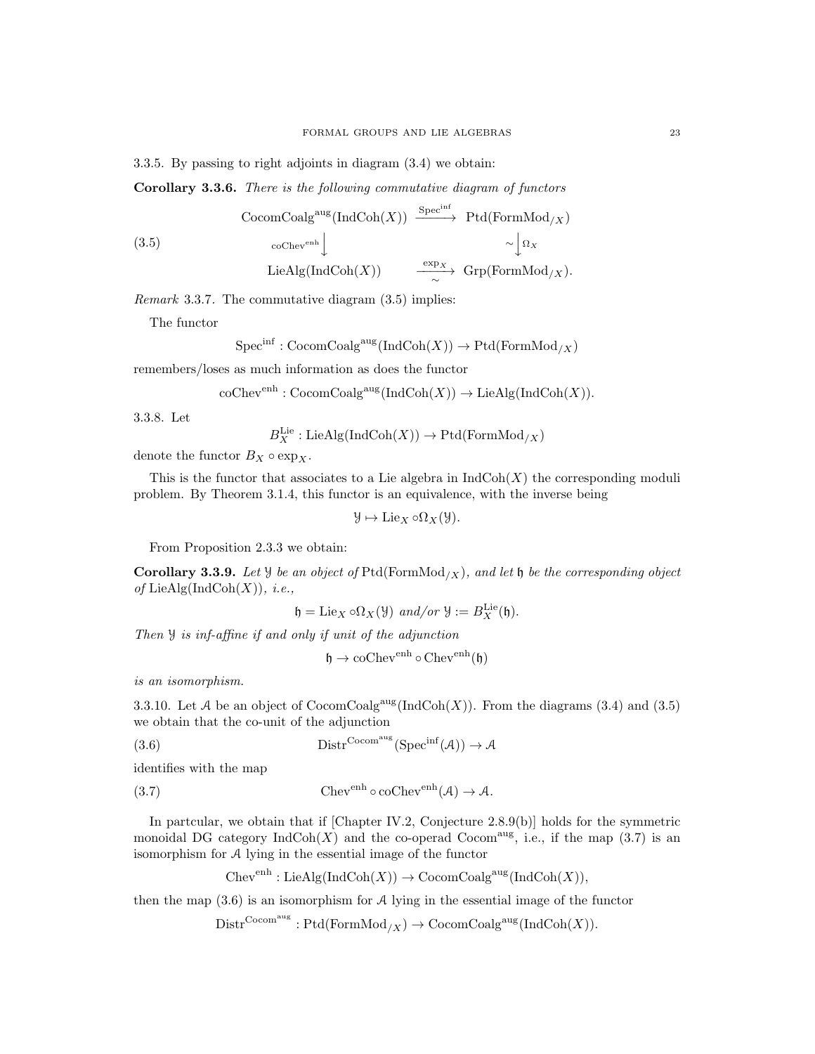3.3.5. By passing to right adjoints in diagram (3.4) we obtain:

**Corollary 3.3.6.** *There is the following commutative diagram of functors*

$$
\begin{array}{ccc}
\text{CocomCoalg}^{\text{aug}}(\text{IndCoh}(X)) & \xrightarrow{\text{Spec}^{\text{inf}}} & \text{Ptd}(\text{FormMod}_{/X}) \\
{\scriptstyle \text{coChev}^{\text{enh}}}\big\downarrow & & \sim\big\downarrow{\scriptstyle \Omega_X} \\
\text{LieAlg}(\text{IndCoh}(X)) & \underset{\sim}{\xrightarrow{\exp_X}} & \text{Grp}(\text{FormMod}_{/X}).
\end{array}
\tag{3.5}
$$

*Remark* 3.3.7. The commutative diagram (3.5) implies:

The functor

$$\text{Spec}^{\text{inf}} : \text{CocomCoalg}^{\text{aug}}(\text{IndCoh}(X)) \to \text{Ptd}(\text{FormMod}_{/X})$$

remembers/loses as much information as does the functor

$$\text{coChev}^{\text{enh}} : \text{CocomCoalg}^{\text{aug}}(\text{IndCoh}(X)) \to \text{LieAlg}(\text{IndCoh}(X)).$$

3.3.8. Let

$$B_X^{\text{Lie}} : \text{LieAlg}(\text{IndCoh}(X)) \to \text{Ptd}(\text{FormMod}_{/X})$$

denote the functor $B_X \circ \exp_X$.

This is the functor that associates to a Lie algebra in $\text{IndCoh}(X)$ the corresponding moduli problem. By Theorem 3.1.4, this functor is an equivalence, with the inverse being

$$\mathcal{Y} \mapsto \text{Lie}_X \circ \Omega_X(\mathcal{Y}).$$

From Proposition 2.3.3 we obtain:

**Corollary 3.3.9.** *Let $\mathcal{Y}$ be an object of $\text{Ptd}(\text{FormMod}_{/X})$, and let $\mathfrak{h}$ be the corresponding object of $\text{LieAlg}(\text{IndCoh}(X))$, i.e.,*

$$\mathfrak{h} = \text{Lie}_X \circ \Omega_X(\mathcal{Y}) \text{ and/or } \mathcal{Y} := B_X^{\text{Lie}}(\mathfrak{h}).$$

*Then $\mathcal{Y}$ is inf-affine if and only if unit of the adjunction*

$$\mathfrak{h} \to \text{coChev}^{\text{enh}} \circ \text{Chev}^{\text{enh}}(\mathfrak{h})$$

*is an isomorphism.*

3.3.10. Let $\mathcal{A}$ be an object of $\text{CocomCoalg}^{\text{aug}}(\text{IndCoh}(X))$. From the diagrams (3.4) and (3.5) we obtain that the co-unit of the adjunction

$$\text{Distr}^{\text{Cocom}^{\text{aug}}}(\text{Spec}^{\text{inf}}(\mathcal{A})) \to \mathcal{A} \tag{3.6}$$

identifies with the map

$$\text{Chev}^{\text{enh}} \circ \text{coChev}^{\text{enh}}(\mathcal{A}) \to \mathcal{A}. \tag{3.7}$$

In partcular, we obtain that if [Chapter IV.2, Conjecture 2.8.9(b)] holds for the symmetric monoidal DG category $\text{IndCoh}(X)$ and the co-operad $\text{Cocom}^{\text{aug}}$, i.e., if the map (3.7) is an isomorphism for $\mathcal{A}$ lying in the essential image of the functor

$$\text{Chev}^{\text{enh}} : \text{LieAlg}(\text{IndCoh}(X)) \to \text{CocomCoalg}^{\text{aug}}(\text{IndCoh}(X)),$$

then the map (3.6) is an isomorphism for $\mathcal{A}$ lying in the essential image of the functor

$$\text{Distr}^{\text{Cocom}^{\text{aug}}} : \text{Ptd}(\text{FormMod}_{/X}) \to \text{CocomCoalg}^{\text{aug}}(\text{IndCoh}(X)).$$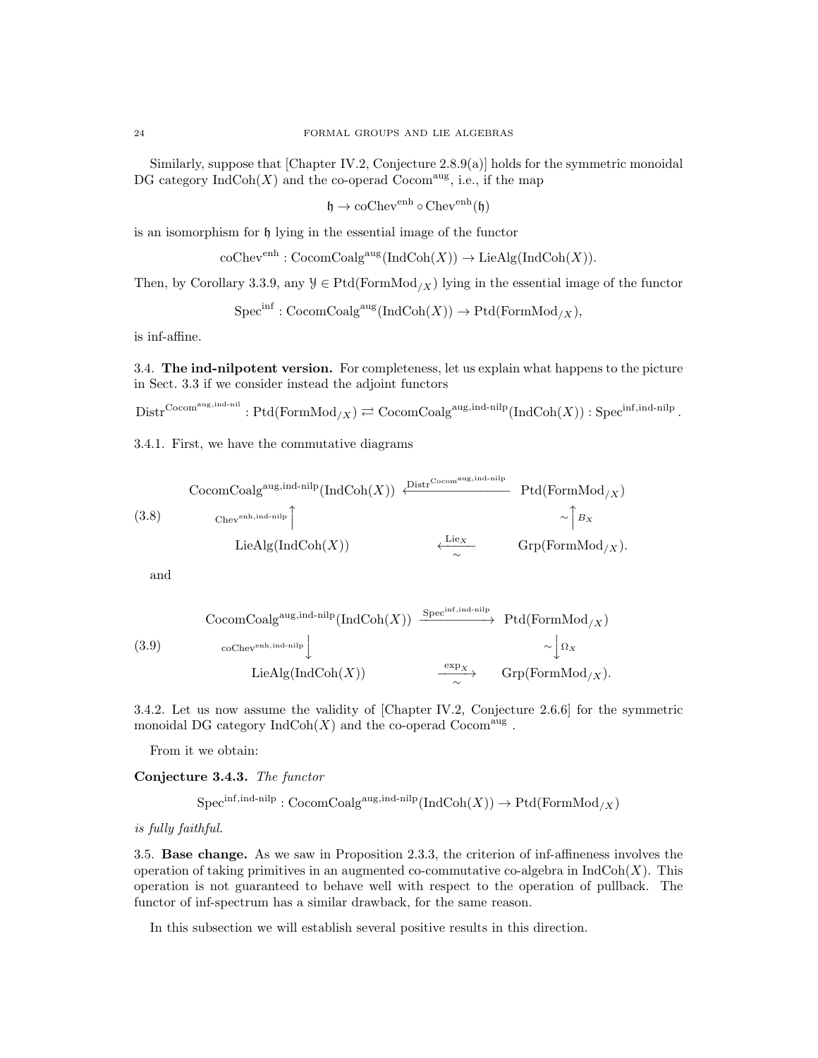Similarly, suppose that [Chapter IV.2, Conjecture 2.8.9(a)] holds for the symmetric monoidal DG category $\mathrm{IndCoh}(X)$ and the co-operad $\mathrm{Cocom}^{\mathrm{aug}}$, i.e., if the map

$$\mathfrak{h} \to \mathrm{coChev}^{\mathrm{enh}} \circ \mathrm{Chev}^{\mathrm{enh}}(\mathfrak{h})$$

is an isomorphism for $\mathfrak{h}$ lying in the essential image of the functor

$$\mathrm{coChev}^{\mathrm{enh}} : \mathrm{CocomCoalg}^{\mathrm{aug}}(\mathrm{IndCoh}(X)) \to \mathrm{LieAlg}(\mathrm{IndCoh}(X)).$$

Then, by Corollary 3.3.9, any $\mathcal{Y} \in \mathrm{Ptd}(\mathrm{FormMod}_{/X})$ lying in the essential image of the functor

$$\mathrm{Spec}^{\mathrm{inf}} : \mathrm{CocomCoalg}^{\mathrm{aug}}(\mathrm{IndCoh}(X)) \to \mathrm{Ptd}(\mathrm{FormMod}_{/X}),$$

is inf-affine.

3.4. **The ind-nilpotent version.** For completeness, let us explain what happens to the picture in Sect. 3.3 if we consider instead the adjoint functors

$$\mathrm{Distr}^{\mathrm{Cocom}^{\mathrm{aug,ind\text{-}nil}}} : \mathrm{Ptd}(\mathrm{FormMod}_{/X}) \rightleftarrows \mathrm{CocomCoalg}^{\mathrm{aug,ind\text{-}nilp}}(\mathrm{IndCoh}(X)) : \mathrm{Spec}^{\mathrm{inf,ind\text{-}nilp}}.$$

3.4.1. First, we have the commutative diagrams

$$\begin{array}{ccc} \mathrm{CocomCoalg}^{\mathrm{aug,ind\text{-}nilp}}(\mathrm{IndCoh}(X)) & \xleftarrow{\mathrm{Distr}^{\mathrm{Cocom}^{\mathrm{aug,ind\text{-}nilp}}}} & \mathrm{Ptd}(\mathrm{FormMod}_{/X}) \\ {\scriptstyle \mathrm{Chev}^{\mathrm{enh,ind\text{-}nilp}}}\uparrow & & \sim\uparrow{\scriptstyle B_X} \\ \mathrm{LieAlg}(\mathrm{IndCoh}(X)) & \xleftarrow[\sim]{\mathrm{Lie}_X} & \mathrm{Grp}(\mathrm{FormMod}_{/X}). \end{array} \tag{3.8}$$

and

$$\begin{array}{ccc} \mathrm{CocomCoalg}^{\mathrm{aug,ind\text{-}nilp}}(\mathrm{IndCoh}(X)) & \xrightarrow{\mathrm{Spec}^{\mathrm{inf,ind\text{-}nilp}}} & \mathrm{Ptd}(\mathrm{FormMod}_{/X}) \\ {\scriptstyle \mathrm{coChev}^{\mathrm{enh,ind\text{-}nilp}}}\downarrow & & \sim\downarrow{\scriptstyle \Omega_X} \\ \mathrm{LieAlg}(\mathrm{IndCoh}(X)) & \xrightarrow[\sim]{\exp_X} & \mathrm{Grp}(\mathrm{FormMod}_{/X}). \end{array} \tag{3.9}$$

3.4.2. Let us now assume the validity of [Chapter IV.2, Conjecture 2.6.6] for the symmetric monoidal DG category $\mathrm{IndCoh}(X)$ and the co-operad $\mathrm{Cocom}^{\mathrm{aug}}$.

From it we obtain:

**Conjecture 3.4.3.** *The functor*

$$\mathrm{Spec}^{\mathrm{inf,ind\text{-}nilp}} : \mathrm{CocomCoalg}^{\mathrm{aug,ind\text{-}nilp}}(\mathrm{IndCoh}(X)) \to \mathrm{Ptd}(\mathrm{FormMod}_{/X})$$

*is fully faithful.*

3.5. **Base change.** As we saw in Proposition 2.3.3, the criterion of inf-affineness involves the operation of taking primitives in an augmented co-commutative co-algebra in $\mathrm{IndCoh}(X)$. This operation is not guaranteed to behave well with respect to the operation of pullback. The functor of inf-spectrum has a similar drawback, for the same reason.

In this subsection we will establish several positive results in this direction.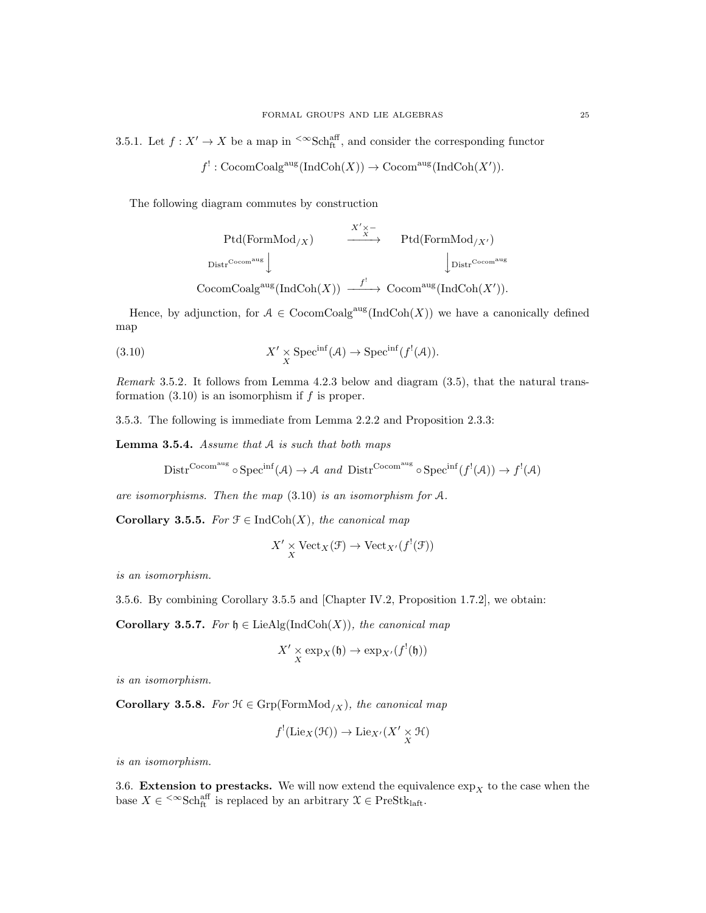3.5.1. Let $f : X' \to X$ be a map in ${}^{<\infty}\mathrm{Sch}^{\mathrm{aff}}_{\mathrm{ft}}$, and consider the corresponding functor

$$f^! : \mathrm{CocomCoalg}^{\mathrm{aug}}(\mathrm{IndCoh}(X)) \to \mathrm{Cocom}^{\mathrm{aug}}(\mathrm{IndCoh}(X')).$$

The following diagram commutes by construction

$$\begin{array}{ccc}
\mathrm{Ptd}(\mathrm{FormMod}_{/X}) & \xrightarrow{X' \underset{X}{\times} -} & \mathrm{Ptd}(\mathrm{FormMod}_{/X'}) \\
{\scriptstyle \mathrm{Distr}^{\mathrm{Cocom}^{\mathrm{aug}}}} \downarrow & & \downarrow {\scriptstyle \mathrm{Distr}^{\mathrm{Cocom}^{\mathrm{aug}}}} \\
\mathrm{CocomCoalg}^{\mathrm{aug}}(\mathrm{IndCoh}(X)) & \xrightarrow{f^!} & \mathrm{Cocom}^{\mathrm{aug}}(\mathrm{IndCoh}(X')).
\end{array}$$

Hence, by adjunction, for $\mathcal{A} \in \mathrm{CocomCoalg}^{\mathrm{aug}}(\mathrm{IndCoh}(X))$ we have a canonically defined map

$$X' \underset{X}{\times} \mathrm{Spec}^{\mathrm{inf}}(\mathcal{A}) \to \mathrm{Spec}^{\mathrm{inf}}(f^!(\mathcal{A})). \tag{3.10}$$

*Remark* 3.5.2. It follows from Lemma 4.2.3 below and diagram (3.5), that the natural transformation (3.10) is an isomorphism if $f$ is proper.

3.5.3. The following is immediate from Lemma 2.2.2 and Proposition 2.3.3:

**Lemma 3.5.4.** *Assume that $\mathcal{A}$ is such that both maps*

$$\mathrm{Distr}^{\mathrm{Cocom}^{\mathrm{aug}}} \circ \mathrm{Spec}^{\mathrm{inf}}(\mathcal{A}) \to \mathcal{A} \text{ and } \mathrm{Distr}^{\mathrm{Cocom}^{\mathrm{aug}}} \circ \mathrm{Spec}^{\mathrm{inf}}(f^!(\mathcal{A})) \to f^!(\mathcal{A})$$

*are isomorphisms. Then the map* (3.10) *is an isomorphism for $\mathcal{A}$.*

**Corollary 3.5.5.** *For $\mathcal{F} \in \mathrm{IndCoh}(X)$, the canonical map*

$$X' \underset{X}{\times} \mathrm{Vect}_X(\mathcal{F}) \to \mathrm{Vect}_{X'}(f^!(\mathcal{F}))$$

*is an isomorphism.*

3.5.6. By combining Corollary 3.5.5 and [Chapter IV.2, Proposition 1.7.2], we obtain:

**Corollary 3.5.7.** *For $\mathfrak{h} \in \mathrm{LieAlg}(\mathrm{IndCoh}(X))$, the canonical map*

$$X' \underset{X}{\times} \exp_X(\mathfrak{h}) \to \exp_{X'}(f^!(\mathfrak{h}))$$

*is an isomorphism.*

**Corollary 3.5.8.** *For $\mathcal{H} \in \mathrm{Grp}(\mathrm{FormMod}_{/X})$, the canonical map*

$$f^!(\mathrm{Lie}_X(\mathcal{H})) \to \mathrm{Lie}_{X'}(X' \underset{X}{\times} \mathcal{H})$$

*is an isomorphism.*

3.6. **Extension to prestacks.** We will now extend the equivalence $\exp_X$ to the case when the base $X \in {}^{<\infty}\mathrm{Sch}^{\mathrm{aff}}_{\mathrm{ft}}$ is replaced by an arbitrary $\mathcal{X} \in \mathrm{PreStk}_{\mathrm{laft}}$.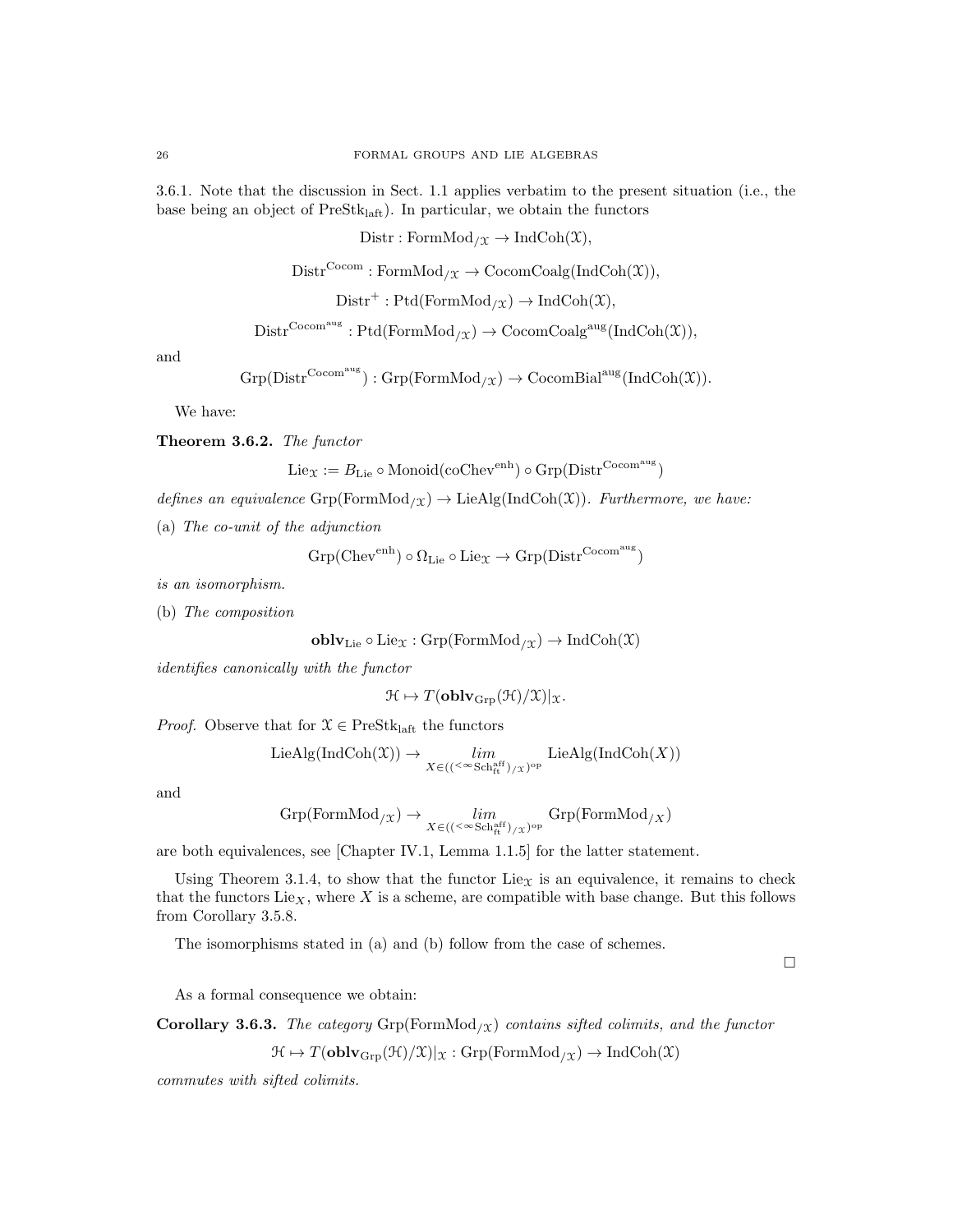3.6.1. Note that the discussion in Sect. 1.1 applies verbatim to the present situation (i.e., the base being an object of $\mathrm{PreStk}_{\mathrm{laft}}$). In particular, we obtain the functors

$$\mathrm{Distr} : \mathrm{FormMod}_{/\mathcal{X}} \to \mathrm{IndCoh}(\mathcal{X}),$$

$$\mathrm{Distr}^{\mathrm{Cocom}} : \mathrm{FormMod}_{/\mathcal{X}} \to \mathrm{CocomCoalg}(\mathrm{IndCoh}(\mathcal{X})),$$

$$\mathrm{Distr}^{+} : \mathrm{Ptd}(\mathrm{FormMod}_{/\mathcal{X}}) \to \mathrm{IndCoh}(\mathcal{X}),$$

$$\mathrm{Distr}^{\mathrm{Cocom}^{\mathrm{aug}}} : \mathrm{Ptd}(\mathrm{FormMod}_{/\mathcal{X}}) \to \mathrm{CocomCoalg}^{\mathrm{aug}}(\mathrm{IndCoh}(\mathcal{X})),$$

and

$$\mathrm{Grp}(\mathrm{Distr}^{\mathrm{Cocom}^{\mathrm{aug}}}) : \mathrm{Grp}(\mathrm{FormMod}_{/\mathcal{X}}) \to \mathrm{CocomBial}^{\mathrm{aug}}(\mathrm{IndCoh}(\mathcal{X})).$$

We have:

**Theorem 3.6.2.** *The functor*

$$\mathrm{Lie}_{\mathcal{X}} := B_{\mathrm{Lie}} \circ \mathrm{Monoid}(\mathrm{coChev}^{\mathrm{enh}}) \circ \mathrm{Grp}(\mathrm{Distr}^{\mathrm{Cocom}^{\mathrm{aug}}})$$

*defines an equivalence* $\mathrm{Grp}(\mathrm{FormMod}_{/\mathcal{X}}) \to \mathrm{LieAlg}(\mathrm{IndCoh}(\mathcal{X}))$*. Furthermore, we have:*

(a) *The co-unit of the adjunction*

$$\mathrm{Grp}(\mathrm{Chev}^{\mathrm{enh}}) \circ \Omega_{\mathrm{Lie}} \circ \mathrm{Lie}_{\mathcal{X}} \to \mathrm{Grp}(\mathrm{Distr}^{\mathrm{Cocom}^{\mathrm{aug}}})$$

*is an isomorphism.*

(b) *The composition*

$$\mathbf{oblv}_{\mathrm{Lie}} \circ \mathrm{Lie}_{\mathcal{X}} : \mathrm{Grp}(\mathrm{FormMod}_{/\mathcal{X}}) \to \mathrm{IndCoh}(\mathcal{X})$$

*identifies canonically with the functor*

$$\mathcal{H} \mapsto T(\mathbf{oblv}_{\mathrm{Grp}}(\mathcal{H})/\mathcal{X})|_{\mathcal{X}}.$$

*Proof.* Observe that for $\mathcal{X} \in \mathrm{PreStk}_{\mathrm{laft}}$ the functors

$$\mathrm{LieAlg}(\mathrm{IndCoh}(\mathcal{X})) \to \underset{X \in ((^{<\infty}\mathrm{Sch}^{\mathrm{aff}}_{\mathrm{ft}})_{/\mathcal{X}})^{\mathrm{op}}}{lim} \mathrm{LieAlg}(\mathrm{IndCoh}(X))$$

and

$$\mathrm{Grp}(\mathrm{FormMod}_{/\mathcal{X}}) \to \underset{X \in ((^{<\infty}\mathrm{Sch}^{\mathrm{aff}}_{\mathrm{ft}})_{/\mathcal{X}})^{\mathrm{op}}}{lim} \mathrm{Grp}(\mathrm{FormMod}_{/X})$$

are both equivalences, see [Chapter IV.1, Lemma 1.1.5] for the latter statement.

Using Theorem 3.1.4, to show that the functor $\mathrm{Lie}_{\mathcal{X}}$ is an equivalence, it remains to check that the functors $\mathrm{Lie}_X$, where $X$ is a scheme, are compatible with base change. But this follows from Corollary 3.5.8.

The isomorphisms stated in (a) and (b) follow from the case of schemes.

□

As a formal consequence we obtain:

**Corollary 3.6.3.** *The category* $\mathrm{Grp}(\mathrm{FormMod}_{/\mathcal{X}})$ *contains sifted colimits, and the functor*

$$\mathcal{H} \mapsto T(\mathbf{oblv}_{\mathrm{Grp}}(\mathcal{H})/\mathcal{X})|_{\mathcal{X}} : \mathrm{Grp}(\mathrm{FormMod}_{/\mathcal{X}}) \to \mathrm{IndCoh}(\mathcal{X})$$

*commutes with sifted colimits.*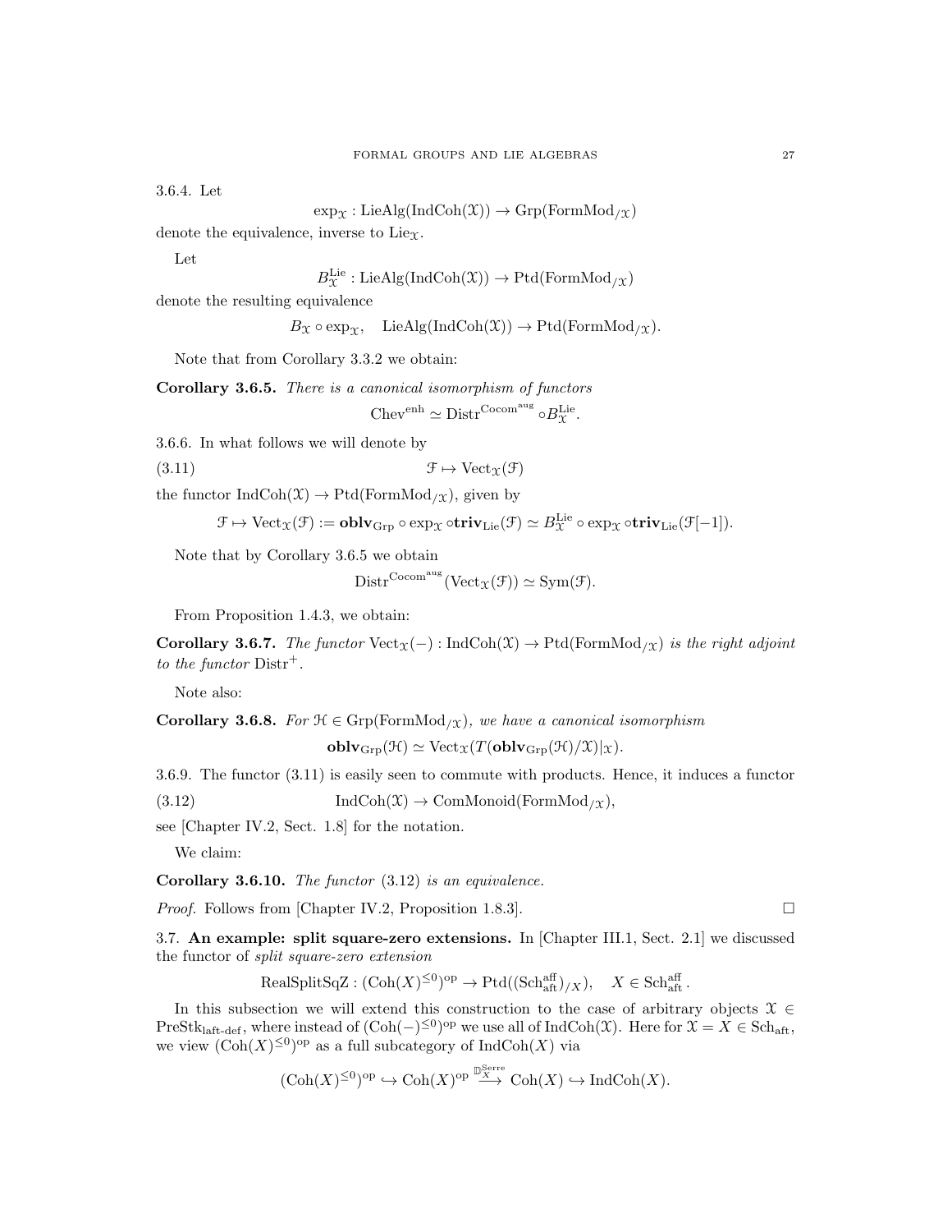3.6.4. Let

$$\exp_{\mathcal{X}} : \mathrm{LieAlg}(\mathrm{IndCoh}(\mathcal{X})) \to \mathrm{Grp}(\mathrm{FormMod}_{/\mathcal{X}})$$

denote the equivalence, inverse to $\mathrm{Lie}_{\mathcal{X}}$.

Let

$$B^{\mathrm{Lie}}_{\mathcal{X}} : \mathrm{LieAlg}(\mathrm{IndCoh}(\mathcal{X})) \to \mathrm{Ptd}(\mathrm{FormMod}_{/\mathcal{X}})$$

denote the resulting equivalence

$$B_{\mathcal{X}} \circ \exp_{\mathcal{X}}, \quad \mathrm{LieAlg}(\mathrm{IndCoh}(\mathcal{X})) \to \mathrm{Ptd}(\mathrm{FormMod}_{/\mathcal{X}}).$$

Note that from Corollary 3.3.2 we obtain:

**Corollary 3.6.5.** *There is a canonical isomorphism of functors*

$$\mathrm{Chev}^{\mathrm{enh}} \simeq \mathrm{Distr}^{\mathrm{Cocom}^{\mathrm{aug}}} \circ B^{\mathrm{Lie}}_{\mathcal{X}}.$$

3.6.6. In what follows we will denote by

$$\mathcal{F} \mapsto \mathrm{Vect}_{\mathcal{X}}(\mathcal{F}) \tag{3.11}$$

the functor $\mathrm{IndCoh}(\mathcal{X}) \to \mathrm{Ptd}(\mathrm{FormMod}_{/\mathcal{X}})$, given by

$$\mathcal{F} \mapsto \mathrm{Vect}_{\mathcal{X}}(\mathcal{F}) := \mathbf{oblv}_{\mathrm{Grp}} \circ \exp_{\mathcal{X}} \circ \mathbf{triv}_{\mathrm{Lie}}(\mathcal{F}) \simeq B^{\mathrm{Lie}}_{\mathcal{X}} \circ \exp_{\mathcal{X}} \circ \mathbf{triv}_{\mathrm{Lie}}(\mathcal{F}[-1]).$$

Note that by Corollary 3.6.5 we obtain

$$\mathrm{Distr}^{\mathrm{Cocom}^{\mathrm{aug}}}(\mathrm{Vect}_{\mathcal{X}}(\mathcal{F})) \simeq \mathrm{Sym}(\mathcal{F}).$$

From Proposition 1.4.3, we obtain:

**Corollary 3.6.7.** *The functor $\mathrm{Vect}_{\mathcal{X}}(-) : \mathrm{IndCoh}(\mathcal{X}) \to \mathrm{Ptd}(\mathrm{FormMod}_{/\mathcal{X}})$ is the right adjoint to the functor $\mathrm{Distr}^{+}$.*

Note also:

**Corollary 3.6.8.** *For $\mathcal{H} \in \mathrm{Grp}(\mathrm{FormMod}_{/\mathcal{X}})$, we have a canonical isomorphism*

$$\mathbf{oblv}_{\mathrm{Grp}}(\mathcal{H}) \simeq \mathrm{Vect}_{\mathcal{X}}(T(\mathbf{oblv}_{\mathrm{Grp}}(\mathcal{H})/\mathcal{X})|_{\mathcal{X}}).$$

3.6.9. The functor (3.11) is easily seen to commute with products. Hence, it induces a functor

$$\mathrm{IndCoh}(\mathcal{X}) \to \mathrm{ComMonoid}(\mathrm{FormMod}_{/\mathcal{X}}), \tag{3.12}$$

see [Chapter IV.2, Sect. 1.8] for the notation.

We claim:

**Corollary 3.6.10.** *The functor* (3.12) *is an equivalence.*

*Proof.* Follows from [Chapter IV.2, Proposition 1.8.3]. □

3.7. **An example: split square-zero extensions.** In [Chapter III.1, Sect. 2.1] we discussed the functor of *split square-zero extension*

$$\mathrm{RealSplitSqZ} : (\mathrm{Coh}(X)^{\leq 0})^{\mathrm{op}} \to \mathrm{Ptd}((\mathrm{Sch}^{\mathrm{aff}}_{\mathrm{aft}})_{/X}), \quad X \in \mathrm{Sch}^{\mathrm{aff}}_{\mathrm{aft}}.$$

In this subsection we will extend this construction to the case of arbitrary objects $\mathcal{X} \in \mathrm{PreStk}_{\mathrm{laft\text{-}def}}$, where instead of $(\mathrm{Coh}(-)^{\leq 0})^{\mathrm{op}}$ we use all of $\mathrm{IndCoh}(\mathcal{X})$. Here for $\mathcal{X} = X \in \mathrm{Sch}_{\mathrm{aft}}$, we view $(\mathrm{Coh}(X)^{\leq 0})^{\mathrm{op}}$ as a full subcategory of $\mathrm{IndCoh}(X)$ via

$$(\mathrm{Coh}(X)^{\leq 0})^{\mathrm{op}} \hookrightarrow \mathrm{Coh}(X)^{\mathrm{op}} \overset{\mathbb{D}^{\mathrm{Serre}}_X}{\longrightarrow} \mathrm{Coh}(X) \hookrightarrow \mathrm{IndCoh}(X).$$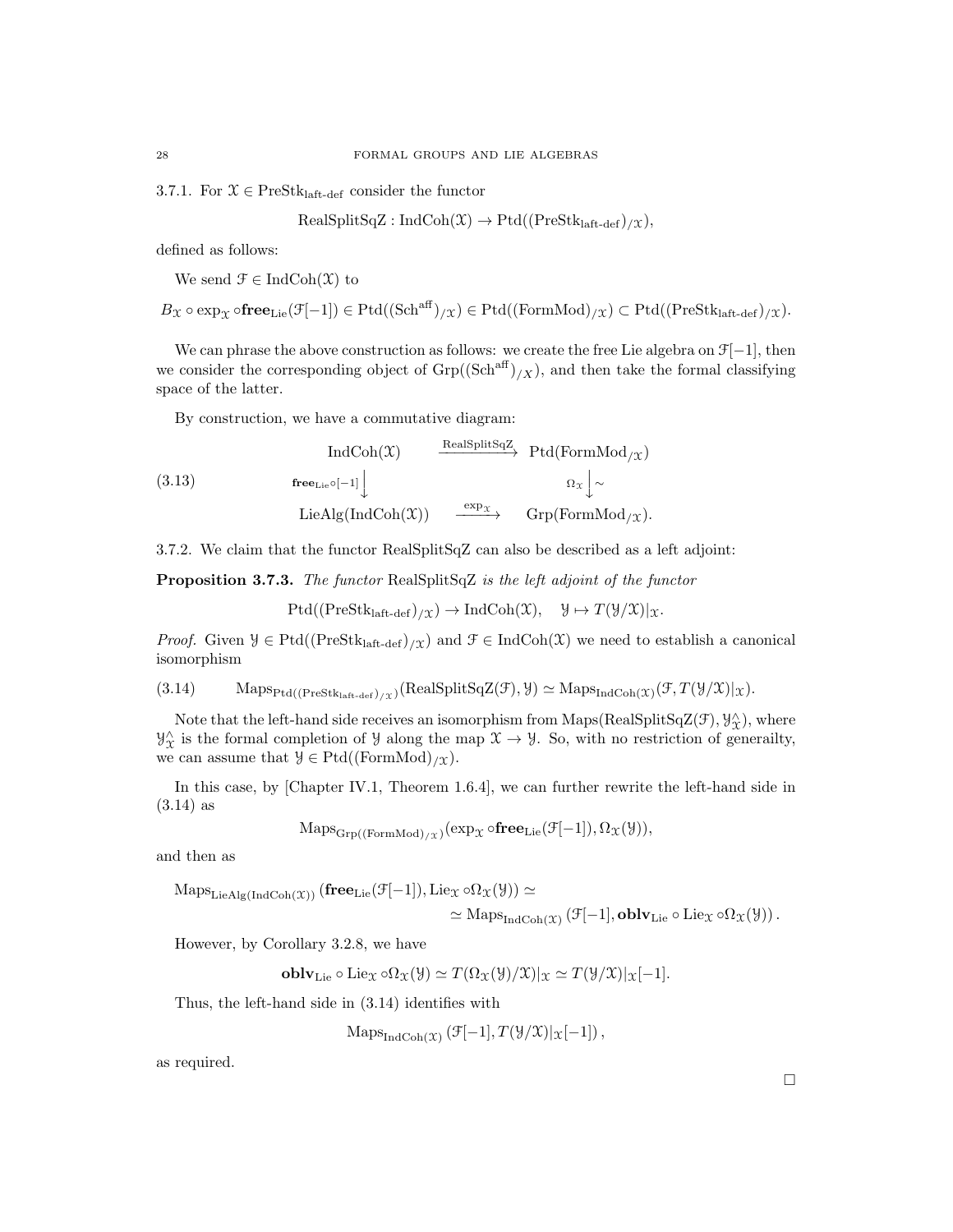3.7.1. For $\mathcal{X} \in \mathrm{PreStk}_{\mathrm{laft\text{-}def}}$ consider the functor

$$\mathrm{RealSplitSqZ} : \mathrm{IndCoh}(\mathcal{X}) \to \mathrm{Ptd}((\mathrm{PreStk}_{\mathrm{laft\text{-}def}})_{/\mathcal{X}}),$$

defined as follows:

We send $\mathcal{F} \in \mathrm{IndCoh}(\mathcal{X})$ to

$$B_{\mathcal{X}} \circ \exp_{\mathcal{X}} \circ \mathbf{free}_{\mathrm{Lie}}(\mathcal{F}[-1]) \in \mathrm{Ptd}((\mathrm{Sch}^{\mathrm{aff}})_{/\mathcal{X}}) \in \mathrm{Ptd}((\mathrm{FormMod})_{/\mathcal{X}}) \subset \mathrm{Ptd}((\mathrm{PreStk}_{\mathrm{laft\text{-}def}})_{/\mathcal{X}}).$$

We can phrase the above construction as follows: we create the free Lie algebra on $\mathcal{F}[-1]$, then we consider the corresponding object of $\mathrm{Grp}((\mathrm{Sch}^{\mathrm{aff}})_{/X})$, and then take the formal classifying space of the latter.

By construction, we have a commutative diagram:

$$\begin{array}{ccc} \mathrm{IndCoh}(\mathcal{X}) & \xrightarrow{\mathrm{RealSplitSqZ}} & \mathrm{Ptd}(\mathrm{FormMod}_{/\mathcal{X}}) \\ {\scriptstyle \mathbf{free}_{\mathrm{Lie}} \circ [-1]} \big\downarrow & & {\scriptstyle \Omega_{\mathcal{X}}} \big\downarrow {\scriptstyle \sim} \\ \mathrm{LieAlg}(\mathrm{IndCoh}(\mathcal{X})) & \xrightarrow{\exp_{\mathcal{X}}} & \mathrm{Grp}(\mathrm{FormMod}_{/\mathcal{X}}). \end{array} \tag{3.13}$$

3.7.2. We claim that the functor RealSplitSqZ can also be described as a left adjoint:

**Proposition 3.7.3.** *The functor* RealSplitSqZ *is the left adjoint of the functor*

$$\mathrm{Ptd}((\mathrm{PreStk}_{\mathrm{laft\text{-}def}})_{/\mathcal{X}}) \to \mathrm{IndCoh}(\mathcal{X}), \quad \mathcal{Y} \mapsto T(\mathcal{Y}/\mathcal{X})|_{\mathcal{X}}.$$

*Proof.* Given $\mathcal{Y} \in \mathrm{Ptd}((\mathrm{PreStk}_{\mathrm{laft\text{-}def}})_{/\mathcal{X}})$ and $\mathcal{F} \in \mathrm{IndCoh}(\mathcal{X})$ we need to establish a canonical isomorphism

$$\mathrm{Maps}_{\mathrm{Ptd}((\mathrm{PreStk}_{\mathrm{laft\text{-}def}})_{/\mathcal{X}})}(\mathrm{RealSplitSqZ}(\mathcal{F}), \mathcal{Y}) \simeq \mathrm{Maps}_{\mathrm{IndCoh}(\mathcal{X})}(\mathcal{F}, T(\mathcal{Y}/\mathcal{X})|_{\mathcal{X}}). \tag{3.14}$$

Note that the left-hand side receives an isomorphism from $\mathrm{Maps}(\mathrm{RealSplitSqZ}(\mathcal{F}), \mathcal{Y}^{\wedge}_{\mathcal{X}})$, where $\mathcal{Y}^{\wedge}_{\mathcal{X}}$ is the formal completion of $\mathcal{Y}$ along the map $\mathcal{X} \to \mathcal{Y}$. So, with no restriction of generailty, we can assume that $\mathcal{Y} \in \mathrm{Ptd}((\mathrm{FormMod})_{/\mathcal{X}})$.

In this case, by [Chapter IV.1, Theorem 1.6.4], we can further rewrite the left-hand side in (3.14) as

$$\mathrm{Maps}_{\mathrm{Grp}((\mathrm{FormMod})_{/\mathcal{X}})}(\exp_{\mathcal{X}} \circ \mathbf{free}_{\mathrm{Lie}}(\mathcal{F}[-1]), \Omega_{\mathcal{X}}(\mathcal{Y})),$$

and then as

$$\mathrm{Maps}_{\mathrm{LieAlg}(\mathrm{IndCoh}(\mathcal{X}))}\left(\mathbf{free}_{\mathrm{Lie}}(\mathcal{F}[-1]), \mathrm{Lie}_{\mathcal{X}} \circ \Omega_{\mathcal{X}}(\mathcal{Y})\right) \simeq$$
$$\simeq \mathrm{Maps}_{\mathrm{IndCoh}(\mathcal{X})}\left(\mathcal{F}[-1], \mathbf{oblv}_{\mathrm{Lie}} \circ \mathrm{Lie}_{\mathcal{X}} \circ \Omega_{\mathcal{X}}(\mathcal{Y})\right).$$

However, by Corollary 3.2.8, we have

$$\mathbf{oblv}_{\mathrm{Lie}} \circ \mathrm{Lie}_{\mathcal{X}} \circ \Omega_{\mathcal{X}}(\mathcal{Y}) \simeq T(\Omega_{\mathcal{X}}(\mathcal{Y})/\mathcal{X})|_{\mathcal{X}} \simeq T(\mathcal{Y}/\mathcal{X})|_{\mathcal{X}}[-1].$$

Thus, the left-hand side in (3.14) identifies with

$$\mathrm{Maps}_{\mathrm{IndCoh}(\mathcal{X})}\left(\mathcal{F}[-1], T(\mathcal{Y}/\mathcal{X})|_{\mathcal{X}}[-1]\right),$$

as required.

$\square$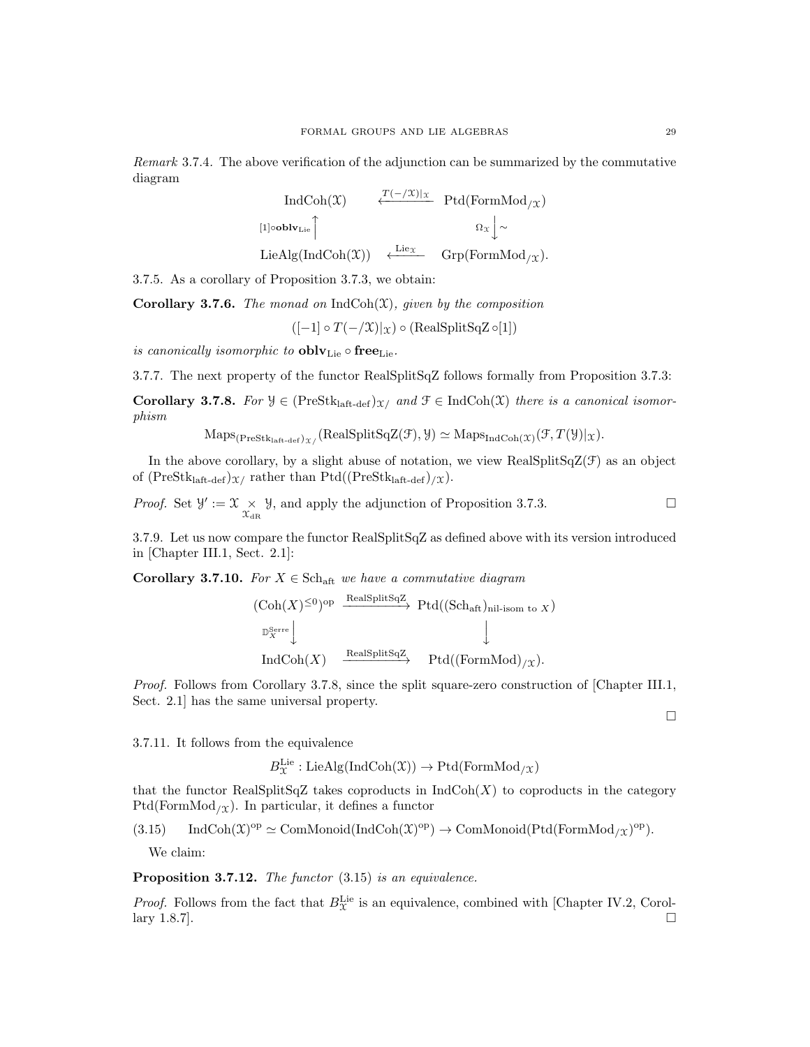*Remark* 3.7.4. The above verification of the adjunction can be summarized by the commutative diagram

$$\begin{array}{ccc} \operatorname{IndCoh}(\mathcal{X}) & \xleftarrow{T(-/\mathcal{X})|_{\mathcal{X}}} & \operatorname{Ptd}(\operatorname{FormMod}_{/\mathcal{X}}) \\ {\scriptstyle [1]\circ \mathbf{oblv}_{\operatorname{Lie}}}\uparrow & & \downarrow {\scriptstyle \Omega_{\mathcal{X}}}\ \sim \\ \operatorname{LieAlg}(\operatorname{IndCoh}(\mathcal{X})) & \xleftarrow{\operatorname{Lie}_{\mathcal{X}}} & \operatorname{Grp}(\operatorname{FormMod}_{/\mathcal{X}}). \end{array}$$

3.7.5. As a corollary of Proposition 3.7.3, we obtain:

**Corollary 3.7.6.** *The monad on* $\operatorname{IndCoh}(\mathcal{X})$*, given by the composition*

$$([-1] \circ T(-/\mathcal{X})|_{\mathcal{X}}) \circ (\operatorname{RealSplitSqZ} \circ [1])$$

*is canonically isomorphic to* $\mathbf{oblv}_{\operatorname{Lie}} \circ \mathbf{free}_{\operatorname{Lie}}$.

3.7.7. The next property of the functor RealSplitSqZ follows formally from Proposition 3.7.3:

**Corollary 3.7.8.** *For* $\mathcal{Y} \in (\operatorname{PreStk}_{\text{laft-def}})_{\mathcal{X}/}$ *and* $\mathcal{F} \in \operatorname{IndCoh}(\mathcal{X})$ *there is a canonical isomorphism*

$$\operatorname{Maps}_{(\operatorname{PreStk}_{\text{laft-def}})_{\mathcal{X}/}}(\operatorname{RealSplitSqZ}(\mathcal{F}), \mathcal{Y}) \simeq \operatorname{Maps}_{\operatorname{IndCoh}(\mathcal{X})}(\mathcal{F}, T(\mathcal{Y})|_{\mathcal{X}}).$$

In the above corollary, by a slight abuse of notation, we view $\operatorname{RealSplitSqZ}(\mathcal{F})$ as an object of $(\operatorname{PreStk}_{\text{laft-def}})_{\mathcal{X}/}$ rather than $\operatorname{Ptd}((\operatorname{PreStk}_{\text{laft-def}})_{/\mathcal{X}})$.

*Proof.* Set $\mathcal{Y}' := \mathcal{X} \underset{\mathcal{X}_{\mathrm{dR}}}{\times} \mathcal{Y}$, and apply the adjunction of Proposition 3.7.3. □

3.7.9. Let us now compare the functor RealSplitSqZ as defined above with its version introduced in [Chapter III.1, Sect. 2.1]:

**Corollary 3.7.10.** *For* $X \in \operatorname{Sch}_{\mathrm{aft}}$ *we have a commutative diagram*

$$\begin{array}{ccc} (\operatorname{Coh}(X)^{\leq 0})^{\mathrm{op}} & \xrightarrow{\operatorname{RealSplitSqZ}} & \operatorname{Ptd}((\operatorname{Sch}_{\mathrm{aft}})_{\text{nil-isom to } X}) \\ {\scriptstyle \mathbb{D}_X^{\mathrm{Serre}}}\downarrow & & \downarrow \\ \operatorname{IndCoh}(X) & \xrightarrow{\operatorname{RealSplitSqZ}} & \operatorname{Ptd}((\operatorname{FormMod})_{/X}). \end{array}$$

*Proof.* Follows from Corollary 3.7.8, since the split square-zero construction of [Chapter III.1, Sect. 2.1] has the same universal property. □

3.7.11. It follows from the equivalence

$$B_{\mathcal{X}}^{\operatorname{Lie}} : \operatorname{LieAlg}(\operatorname{IndCoh}(\mathcal{X})) \to \operatorname{Ptd}(\operatorname{FormMod}_{/\mathcal{X}})$$

that the functor RealSplitSqZ takes coproducts in $\operatorname{IndCoh}(X)$ to coproducts in the category $\operatorname{Ptd}(\operatorname{FormMod}_{/\mathcal{X}})$. In particular, it defines a functor

$$\operatorname{IndCoh}(\mathcal{X})^{\mathrm{op}} \simeq \operatorname{ComMonoid}(\operatorname{IndCoh}(\mathcal{X})^{\mathrm{op}}) \to \operatorname{ComMonoid}(\operatorname{Ptd}(\operatorname{FormMod}_{/\mathcal{X}})^{\mathrm{op}}). \tag{3.15}$$

We claim:

**Proposition 3.7.12.** *The functor* (3.15) *is an equivalence.*

*Proof.* Follows from the fact that $B_{\mathcal{X}}^{\operatorname{Lie}}$ is an equivalence, combined with [Chapter IV.2, Corollary 1.8.7]. □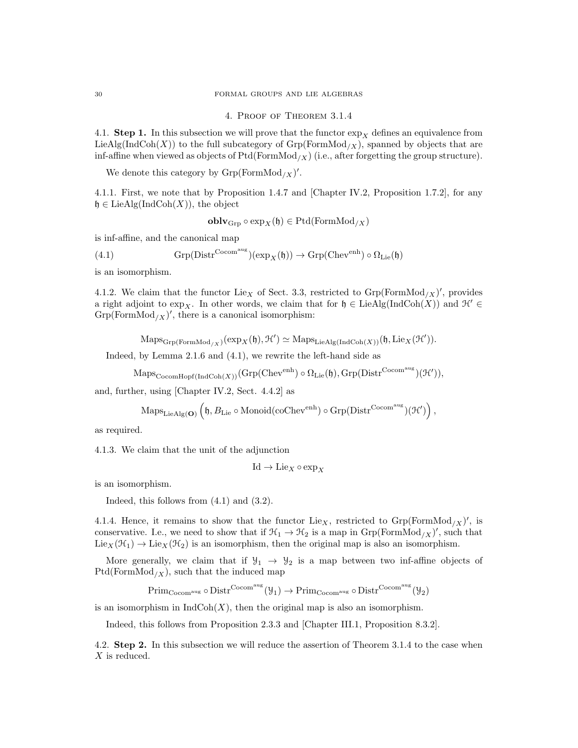## 4. Proof of Theorem 3.1.4

4.1. **Step 1.** In this subsection we will prove that the functor $\exp_X$ defines an equivalence from $\mathrm{LieAlg}(\mathrm{IndCoh}(X))$ to the full subcategory of $\mathrm{Grp}(\mathrm{FormMod}_{/X})$, spanned by objects that are inf-affine when viewed as objects of $\mathrm{Ptd}(\mathrm{FormMod}_{/X})$ (i.e., after forgetting the group structure).

We denote this category by $\mathrm{Grp}(\mathrm{FormMod}_{/X})'$.

4.1.1. First, we note that by Proposition 1.4.7 and [Chapter IV.2, Proposition 1.7.2], for any $\mathfrak{h} \in \mathrm{LieAlg}(\mathrm{IndCoh}(X))$, the object

$$\mathbf{oblv}_{\mathrm{Grp}} \circ \exp_X(\mathfrak{h}) \in \mathrm{Ptd}(\mathrm{FormMod}_{/X})$$

is inf-affine, and the canonical map

$$\mathrm{Grp}(\mathrm{Distr}^{\mathrm{Cocom}^{\mathrm{aug}}})(\exp_X(\mathfrak{h})) \to \mathrm{Grp}(\mathrm{Chev}^{\mathrm{enh}}) \circ \Omega_{\mathrm{Lie}}(\mathfrak{h}) \tag{4.1}$$

is an isomorphism.

4.1.2. We claim that the functor $\mathrm{Lie}_X$ of Sect. 3.3, restricted to $\mathrm{Grp}(\mathrm{FormMod}_{/X})'$, provides a right adjoint to $\exp_X$. In other words, we claim that for $\mathfrak{h} \in \mathrm{LieAlg}(\mathrm{IndCoh}(X))$ and $\mathcal{H}' \in \mathrm{Grp}(\mathrm{FormMod}_{/X})'$, there is a canonical isomorphism:

$$\mathrm{Maps}_{\mathrm{Grp}(\mathrm{FormMod}_{/X})}(\exp_X(\mathfrak{h}), \mathcal{H}') \simeq \mathrm{Maps}_{\mathrm{LieAlg}(\mathrm{IndCoh}(X))}(\mathfrak{h}, \mathrm{Lie}_X(\mathcal{H}')).$$

Indeed, by Lemma 2.1.6 and (4.1), we rewrite the left-hand side as

$$\mathrm{Maps}_{\mathrm{CocomHopf}(\mathrm{IndCoh}(X))}(\mathrm{Grp}(\mathrm{Chev}^{\mathrm{enh}}) \circ \Omega_{\mathrm{Lie}}(\mathfrak{h}), \mathrm{Grp}(\mathrm{Distr}^{\mathrm{Cocom}^{\mathrm{aug}}})(\mathcal{H}')),$$

and, further, using [Chapter IV.2, Sect. 4.4.2] as

$$\mathrm{Maps}_{\mathrm{LieAlg}(\mathbf{O})}\left(\mathfrak{h}, B_{\mathrm{Lie}} \circ \mathrm{Monoid}(\mathrm{coChev}^{\mathrm{enh}}) \circ \mathrm{Grp}(\mathrm{Distr}^{\mathrm{Cocom}^{\mathrm{aug}}})(\mathcal{H}')\right),$$

as required.

4.1.3. We claim that the unit of the adjunction

$$\mathrm{Id} \to \mathrm{Lie}_X \circ \exp_X$$

is an isomorphism.

Indeed, this follows from (4.1) and (3.2).

4.1.4. Hence, it remains to show that the functor $\mathrm{Lie}_X$, restricted to $\mathrm{Grp}(\mathrm{FormMod}_{/X})'$, is conservative. I.e., we need to show that if $\mathcal{H}_1 \to \mathcal{H}_2$ is a map in $\mathrm{Grp}(\mathrm{FormMod}_{/X})'$, such that $\mathrm{Lie}_X(\mathcal{H}_1) \to \mathrm{Lie}_X(\mathcal{H}_2)$ is an isomorphism, then the original map is also an isomorphism.

More generally, we claim that if $\mathcal{Y}_1 \to \mathcal{Y}_2$ is a map between two inf-affine objects of $\mathrm{Ptd}(\mathrm{FormMod}_{/X})$, such that the induced map

$$\mathrm{Prim}_{\mathrm{Cocom}^{\mathrm{aug}}} \circ \mathrm{Distr}^{\mathrm{Cocom}^{\mathrm{aug}}}(\mathcal{Y}_1) \to \mathrm{Prim}_{\mathrm{Cocom}^{\mathrm{aug}}} \circ \mathrm{Distr}^{\mathrm{Cocom}^{\mathrm{aug}}}(\mathcal{Y}_2)$$

is an isomorphism in $\mathrm{IndCoh}(X)$, then the original map is also an isomorphism.

Indeed, this follows from Proposition 2.3.3 and [Chapter III.1, Proposition 8.3.2].

4.2. **Step 2.** In this subsection we will reduce the assertion of Theorem 3.1.4 to the case when $X$ is reduced.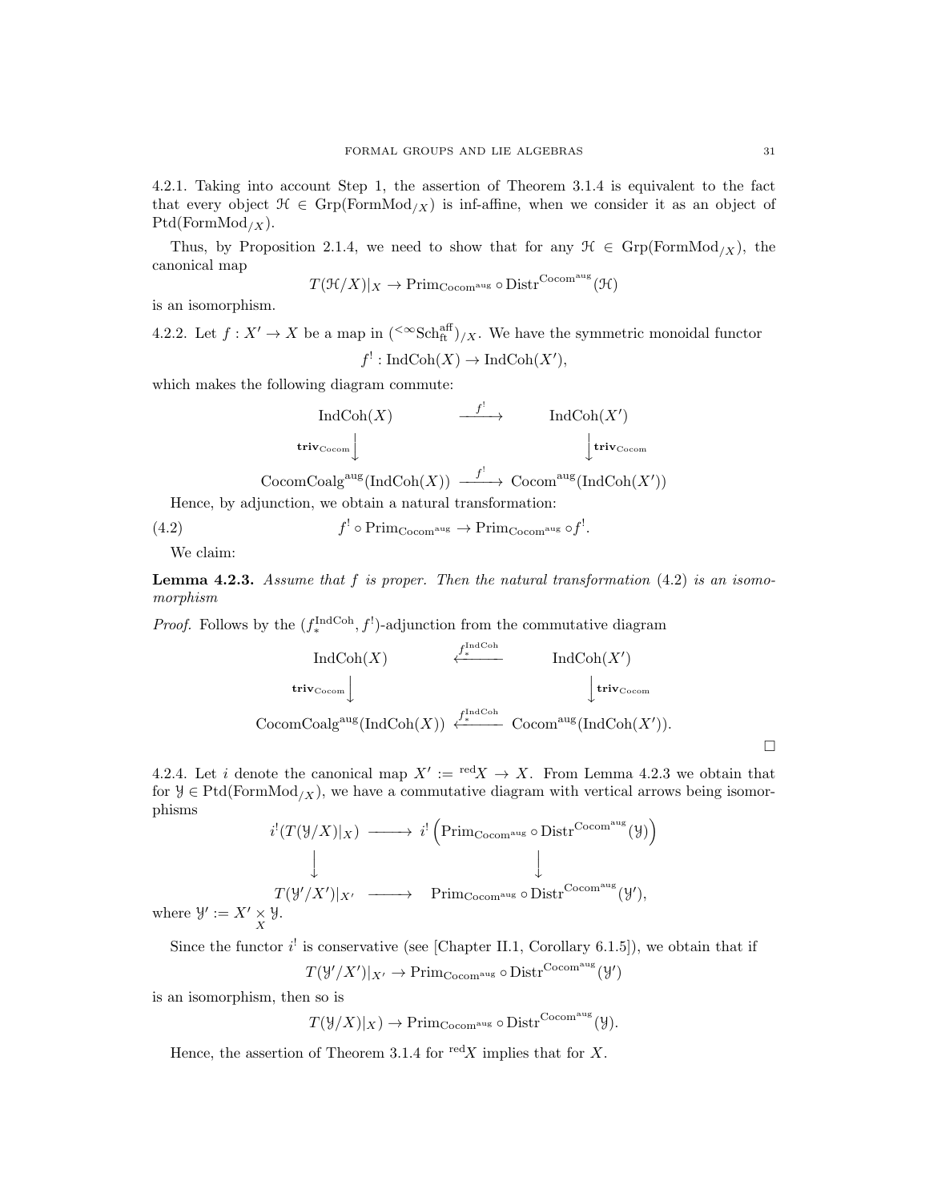4.2.1. Taking into account Step 1, the assertion of Theorem 3.1.4 is equivalent to the fact that every object $\mathcal{H} \in \mathrm{Grp}(\mathrm{FormMod}_{/X})$ is inf-affine, when we consider it as an object of $\mathrm{Ptd}(\mathrm{FormMod}_{/X})$.

Thus, by Proposition 2.1.4, we need to show that for any $\mathcal{H} \in \mathrm{Grp}(\mathrm{FormMod}_{/X})$, the canonical map

$$T(\mathcal{H}/X)|_X \to \mathrm{Prim}_{\mathrm{Cocom}^{\mathrm{aug}}} \circ \mathrm{Distr}^{\mathrm{Cocom}^{\mathrm{aug}}}(\mathcal{H})$$

is an isomorphism.

4.2.2. Let $f : X' \to X$ be a map in $({}^{<\infty}\mathrm{Sch}^{\mathrm{aff}}_{\mathrm{ft}})_{/X}$. We have the symmetric monoidal functor

$$f^! : \mathrm{IndCoh}(X) \to \mathrm{IndCoh}(X'),$$

which makes the following diagram commute:

$$\begin{array}{ccc} \mathrm{IndCoh}(X) & \xrightarrow{f^!} & \mathrm{IndCoh}(X') \\ {\scriptstyle \mathbf{triv}_{\mathrm{Cocom}}}\downarrow & & \downarrow{\scriptstyle \mathbf{triv}_{\mathrm{Cocom}}} \\ \mathrm{CocomCoalg}^{\mathrm{aug}}(\mathrm{IndCoh}(X)) & \xrightarrow{f^!} & \mathrm{Cocom}^{\mathrm{aug}}(\mathrm{IndCoh}(X')) \end{array}$$

Hence, by adjunction, we obtain a natural transformation:

$$f^! \circ \mathrm{Prim}_{\mathrm{Cocom}^{\mathrm{aug}}} \to \mathrm{Prim}_{\mathrm{Cocom}^{\mathrm{aug}}} \circ f^!. \tag{4.2}$$

We claim:

**Lemma 4.2.3.** *Assume that $f$ is proper. Then the natural transformation (4.2) is an isomorphism*

*Proof.* Follows by the $(f_*^{\mathrm{IndCoh}}, f^!)$-adjunction from the commutative diagram

$$\begin{array}{ccc} \mathrm{IndCoh}(X) & \xleftarrow{f_*^{\mathrm{IndCoh}}} & \mathrm{IndCoh}(X') \\ {\scriptstyle \mathbf{triv}_{\mathrm{Cocom}}}\downarrow & & \downarrow{\scriptstyle \mathbf{triv}_{\mathrm{Cocom}}} \\ \mathrm{CocomCoalg}^{\mathrm{aug}}(\mathrm{IndCoh}(X)) & \xleftarrow{f_*^{\mathrm{IndCoh}}} & \mathrm{Cocom}^{\mathrm{aug}}(\mathrm{IndCoh}(X')). \end{array}$$

□

4.2.4. Let $i$ denote the canonical map $X' := {}^{\mathrm{red}}X \to X$. From Lemma 4.2.3 we obtain that for $\mathcal{Y} \in \mathrm{Ptd}(\mathrm{FormMod}_{/X})$, we have a commutative diagram with vertical arrows being isomorphisms

$$\begin{array}{ccc} i^!(T(\mathcal{Y}/X)|_X) & \longrightarrow & i^!\left(\mathrm{Prim}_{\mathrm{Cocom}^{\mathrm{aug}}} \circ \mathrm{Distr}^{\mathrm{Cocom}^{\mathrm{aug}}}(\mathcal{Y})\right) \\ \downarrow & & \downarrow \\ T(\mathcal{Y}'/X')|_{X'} & \longrightarrow & \mathrm{Prim}_{\mathrm{Cocom}^{\mathrm{aug}}} \circ \mathrm{Distr}^{\mathrm{Cocom}^{\mathrm{aug}}}(\mathcal{Y}'), \end{array}$$

where $\mathcal{Y}' := X' \underset{X}{\times} \mathcal{Y}$.

Since the functor $i^!$ is conservative (see [Chapter II.1, Corollary 6.1.5]), we obtain that if

$$T(\mathcal{Y}'/X')|_{X'} \to \mathrm{Prim}_{\mathrm{Cocom}^{\mathrm{aug}}} \circ \mathrm{Distr}^{\mathrm{Cocom}^{\mathrm{aug}}}(\mathcal{Y}')$$

is an isomorphism, then so is

$$T(\mathcal{Y}/X)|_X) \to \mathrm{Prim}_{\mathrm{Cocom}^{\mathrm{aug}}} \circ \mathrm{Distr}^{\mathrm{Cocom}^{\mathrm{aug}}}(\mathcal{Y}).$$

Hence, the assertion of Theorem 3.1.4 for ${}^{\mathrm{red}}X$ implies that for $X$.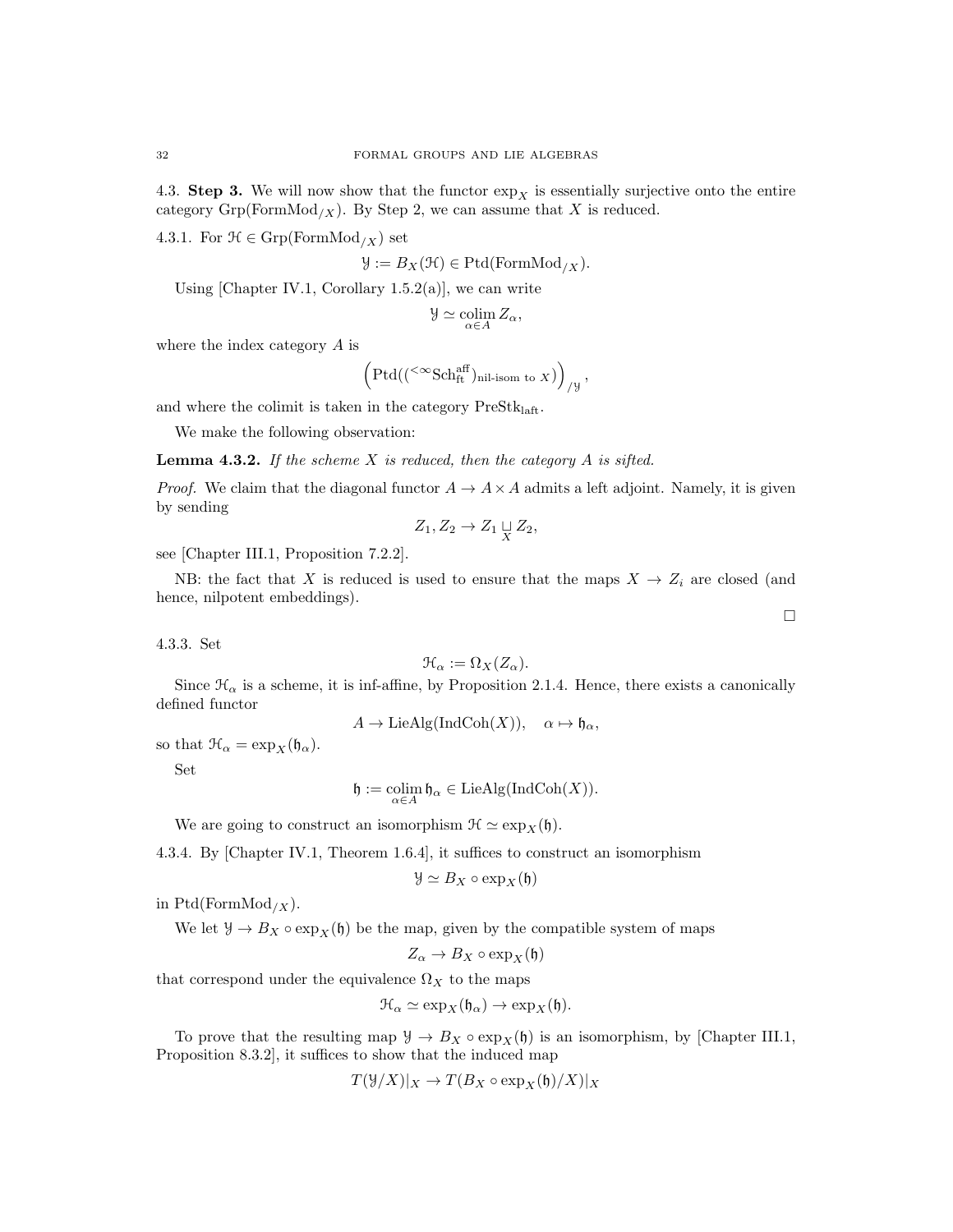4.3. **Step 3.** We will now show that the functor $\exp_X$ is essentially surjective onto the entire category $\mathrm{Grp}(\mathrm{FormMod}_{/X})$. By Step 2, we can assume that $X$ is reduced.

4.3.1. For $\mathcal{H} \in \mathrm{Grp}(\mathrm{FormMod}_{/X})$ set

$$\mathcal{Y} := B_X(\mathcal{H}) \in \mathrm{Ptd}(\mathrm{FormMod}_{/X}).$$

Using [Chapter IV.1, Corollary 1.5.2(a)], we can write

$$\mathcal{Y} \simeq \underset{\alpha \in A}{\mathrm{colim}}\, Z_\alpha,$$

where the index category $A$ is

$$\left(\mathrm{Ptd}(({}^{<\infty}\mathrm{Sch}^{\mathrm{aff}}_{\mathrm{ft}})_{\text{nil-isom to } X})\right)_{/\mathcal{Y}},$$

and where the colimit is taken in the category $\mathrm{PreStk}_{\mathrm{laft}}$.

We make the following observation:

**Lemma 4.3.2.** *If the scheme $X$ is reduced, then the category $A$ is sifted.*

*Proof.* We claim that the diagonal functor $A \to A \times A$ admits a left adjoint. Namely, it is given by sending

$$Z_1, Z_2 \to Z_1 \underset{X}{\sqcup} Z_2,$$

see [Chapter III.1, Proposition 7.2.2].

NB: the fact that $X$ is reduced is used to ensure that the maps $X \to Z_i$ are closed (and hence, nilpotent embeddings).

□

4.3.3. Set

$$\mathcal{H}_\alpha := \Omega_X(Z_\alpha).$$

Since $\mathcal{H}_\alpha$ is a scheme, it is inf-affine, by Proposition 2.1.4. Hence, there exists a canonically defined functor

$$A \to \mathrm{LieAlg}(\mathrm{IndCoh}(X)), \quad \alpha \mapsto \mathfrak{h}_\alpha,$$

so that $\mathcal{H}_\alpha = \exp_X(\mathfrak{h}_\alpha)$.

Set

$$\mathfrak{h} := \underset{\alpha \in A}{\mathrm{colim}}\, \mathfrak{h}_\alpha \in \mathrm{LieAlg}(\mathrm{IndCoh}(X)).$$

We are going to construct an isomorphism $\mathcal{H} \simeq \exp_X(\mathfrak{h})$.

4.3.4. By [Chapter IV.1, Theorem 1.6.4], it suffices to construct an isomorphism

$$\mathcal{Y} \simeq B_X \circ \exp_X(\mathfrak{h})$$

in $\mathrm{Ptd}(\mathrm{FormMod}_{/X})$.

We let $\mathcal{Y} \to B_X \circ \exp_X(\mathfrak{h})$ be the map, given by the compatible system of maps

$$Z_\alpha \to B_X \circ \exp_X(\mathfrak{h})$$

that correspond under the equivalence $\Omega_X$ to the maps

$$\mathcal{H}_\alpha \simeq \exp_X(\mathfrak{h}_\alpha) \to \exp_X(\mathfrak{h}).$$

To prove that the resulting map $\mathcal{Y} \to B_X \circ \exp_X(\mathfrak{h})$ is an isomorphism, by [Chapter III.1, Proposition 8.3.2], it suffices to show that the induced map

$$T(\mathcal{Y}/X)|_X \to T(B_X \circ \exp_X(\mathfrak{h})/X)|_X$$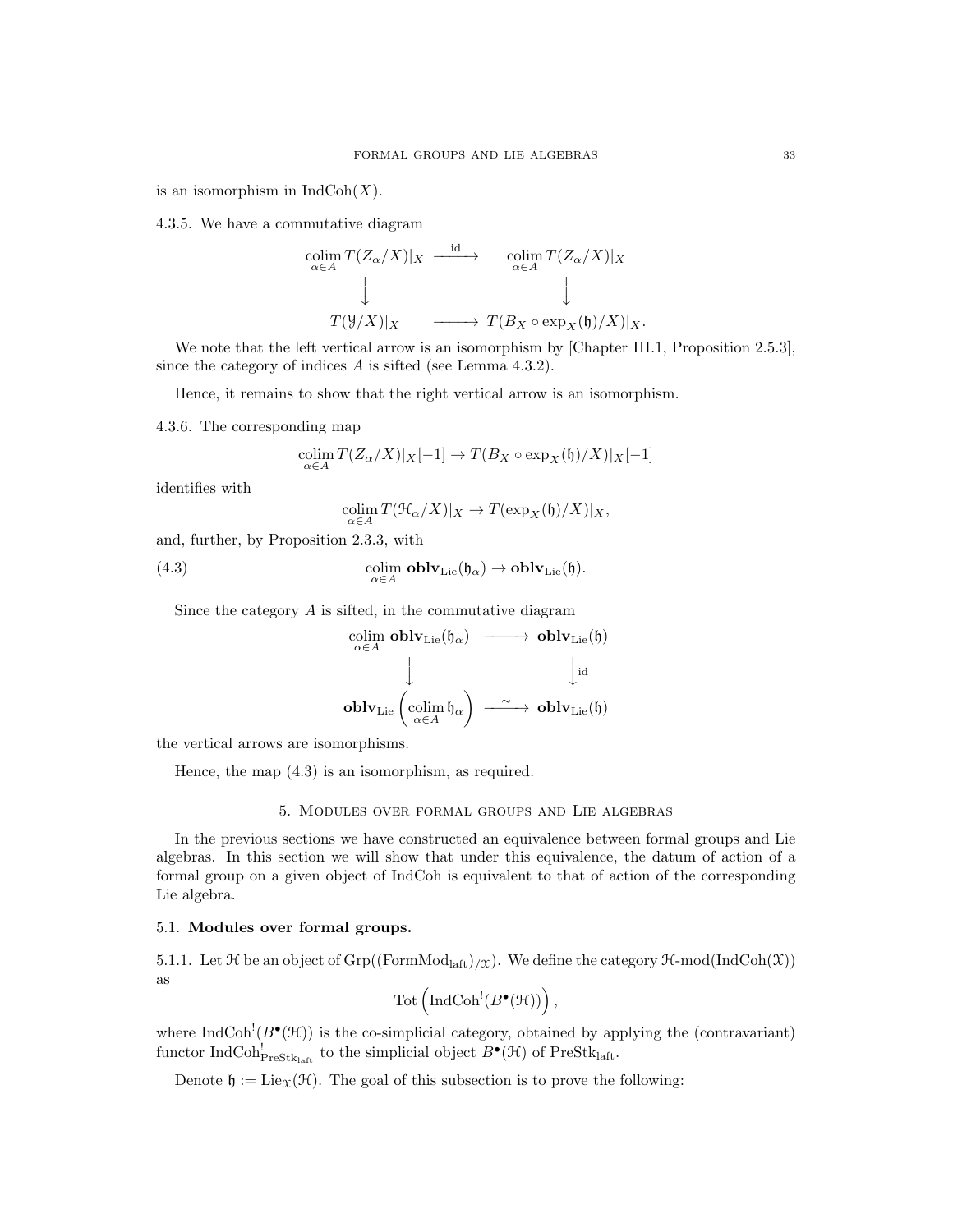is an isomorphism in $\mathrm{IndCoh}(X)$.

4.3.5. We have a commutative diagram

$$\begin{array}{ccc} \underset{\alpha \in A}{\mathrm{colim}}\, T(Z_\alpha/X)|_X & \xrightarrow{\mathrm{id}} & \underset{\alpha \in A}{\mathrm{colim}}\, T(Z_\alpha/X)|_X \\ \downarrow & & \downarrow \\ T(\mathcal{Y}/X)|_X & \longrightarrow & T(B_X \circ \exp_X(\mathfrak{h})/X)|_X. \end{array}$$

We note that the left vertical arrow is an isomorphism by [Chapter III.1, Proposition 2.5.3], since the category of indices $A$ is sifted (see Lemma 4.3.2).

Hence, it remains to show that the right vertical arrow is an isomorphism.

4.3.6. The corresponding map

$$\underset{\alpha \in A}{\mathrm{colim}}\, T(Z_\alpha/X)|_X[-1] \to T(B_X \circ \exp_X(\mathfrak{h})/X)|_X[-1]$$

identifies with

$$\underset{\alpha \in A}{\mathrm{colim}}\, T(\mathcal{H}_\alpha/X)|_X \to T(\exp_X(\mathfrak{h})/X)|_X,$$

and, further, by Proposition 2.3.3, with

$$\underset{\alpha \in A}{\mathrm{colim}}\, \mathbf{oblv}_{\mathrm{Lie}}(\mathfrak{h}_\alpha) \to \mathbf{oblv}_{\mathrm{Lie}}(\mathfrak{h}). \tag{4.3}$$

Since the category $A$ is sifted, in the commutative diagram

$$\begin{array}{ccc} \underset{\alpha \in A}{\mathrm{colim}}\, \mathbf{oblv}_{\mathrm{Lie}}(\mathfrak{h}_\alpha) & \longrightarrow & \mathbf{oblv}_{\mathrm{Lie}}(\mathfrak{h}) \\ \downarrow & & \downarrow \mathrm{id} \\ \mathbf{oblv}_{\mathrm{Lie}}\left(\underset{\alpha \in A}{\mathrm{colim}}\, \mathfrak{h}_\alpha\right) & \xrightarrow{\sim} & \mathbf{oblv}_{\mathrm{Lie}}(\mathfrak{h}) \end{array}$$

the vertical arrows are isomorphisms.

Hence, the map (4.3) is an isomorphism, as required.

## 5. Modules over formal groups and Lie algebras

In the previous sections we have constructed an equivalence between formal groups and Lie algebras. In this section we will show that under this equivalence, the datum of action of a formal group on a given object of IndCoh is equivalent to that of action of the corresponding Lie algebra.

### 5.1. Modules over formal groups.

5.1.1. Let $\mathcal{H}$ be an object of $\mathrm{Grp}((\mathrm{FormMod}_{\mathrm{laft}})_{/\mathcal{X}})$. We define the category $\mathcal{H}\text{-mod}(\mathrm{IndCoh}(\mathcal{X}))$ as

$$\mathrm{Tot}\left(\mathrm{IndCoh}^!(B^\bullet(\mathcal{H}))\right),$$

where $\mathrm{IndCoh}^!(B^\bullet(\mathcal{H}))$ is the co-simplicial category, obtained by applying the (contravariant) functor $\mathrm{IndCoh}^!_{\mathrm{PreStk}_{\mathrm{laft}}}$ to the simplicial object $B^\bullet(\mathcal{H})$ of $\mathrm{PreStk}_{\mathrm{laft}}$.

Denote $\mathfrak{h} := \mathrm{Lie}_{\mathcal{X}}(\mathcal{H})$. The goal of this subsection is to prove the following: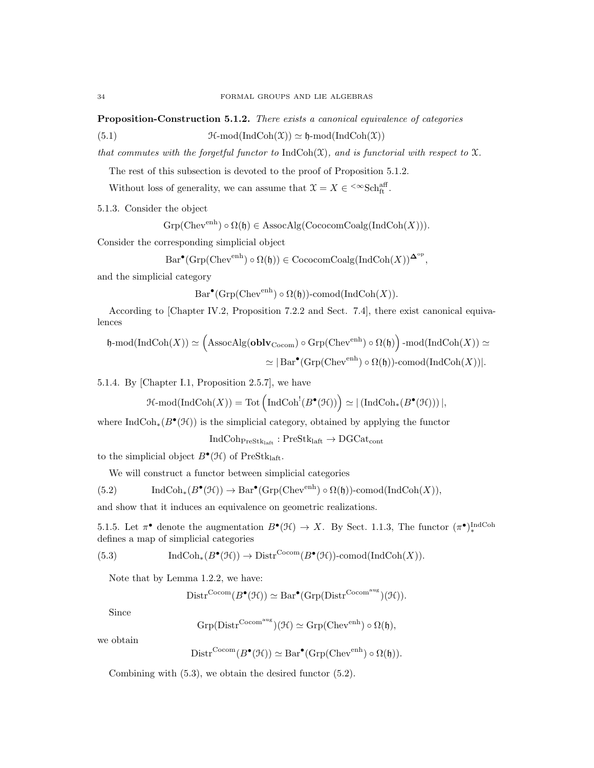**Proposition-Construction 5.1.2.** *There exists a canonical equivalence of categories*

$$\mathcal{H}\text{-mod}(\text{IndCoh}(\mathcal{X})) \simeq \mathfrak{h}\text{-mod}(\text{IndCoh}(\mathcal{X})) \tag{5.1}$$

*that commutes with the forgetful functor to* $\text{IndCoh}(\mathcal{X})$*, and is functorial with respect to* $\mathcal{X}$*.*

The rest of this subsection is devoted to the proof of Proposition 5.1.2.

Without loss of generality, we can assume that $\mathcal{X} = X \in {}^{<\infty}\text{Sch}^{\text{aff}}_{\text{ft}}$.

5.1.3. Consider the object

$$\text{Grp}(\text{Chev}^{\text{enh}}) \circ \Omega(\mathfrak{h}) \in \text{AssocAlg}(\text{CocomCoalg}(\text{IndCoh}(X))).$$

Consider the corresponding simplicial object

$$\text{Bar}^\bullet(\text{Grp}(\text{Chev}^{\text{enh}}) \circ \Omega(\mathfrak{h})) \in \text{CocomCoalg}(\text{IndCoh}(X))^{\mathbf{\Delta}^{\text{op}}},$$

and the simplicial category

$$\text{Bar}^\bullet(\text{Grp}(\text{Chev}^{\text{enh}}) \circ \Omega(\mathfrak{h}))\text{-comod}(\text{IndCoh}(X)).$$

According to [Chapter IV.2, Proposition 7.2.2 and Sect. 7.4], there exist canonical equivalences

$$\mathfrak{h}\text{-mod}(\text{IndCoh}(X)) \simeq \Big(\text{AssocAlg}(\mathbf{oblv}_{\text{Cocom}}) \circ \text{Grp}(\text{Chev}^{\text{enh}}) \circ \Omega(\mathfrak{h})\Big)\text{-mod}(\text{IndCoh}(X)) \simeq$$
$$\simeq |\,\text{Bar}^\bullet(\text{Grp}(\text{Chev}^{\text{enh}}) \circ \Omega(\mathfrak{h}))\text{-comod}(\text{IndCoh}(X))|.$$

5.1.4. By [Chapter I.1, Proposition 2.5.7], we have

$$\mathcal{H}\text{-mod}(\text{IndCoh}(X)) = \text{Tot}\Big(\text{IndCoh}^!(B^\bullet(\mathcal{H}))\Big) \simeq |\,(\text{IndCoh}_*(B^\bullet(\mathcal{H})))\,|,$$

where $\text{IndCoh}_*(B^\bullet(\mathcal{H}))$ is the simplicial category, obtained by applying the functor

$$\text{IndCoh}_{\text{PreStk}_{\text{laft}}} : \text{PreStk}_{\text{laft}} \to \text{DGCat}_{\text{cont}}$$

to the simplicial object $B^\bullet(\mathcal{H})$ of $\text{PreStk}_{\text{laft}}$.

We will construct a functor between simplicial categories

$$\text{IndCoh}_*(B^\bullet(\mathcal{H})) \to \text{Bar}^\bullet(\text{Grp}(\text{Chev}^{\text{enh}}) \circ \Omega(\mathfrak{h}))\text{-comod}(\text{IndCoh}(X)), \tag{5.2}$$

and show that it induces an equivalence on geometric realizations.

5.1.5. Let $\pi^\bullet$ denote the augmentation $B^\bullet(\mathcal{H}) \to X$. By Sect. 1.1.3, The functor $(\pi^\bullet)^{\text{IndCoh}}_*$ defines a map of simplicial categories

$$\text{IndCoh}_*(B^\bullet(\mathcal{H})) \to \text{Distr}^{\text{Cocom}}(B^\bullet(\mathcal{H}))\text{-comod}(\text{IndCoh}(X)). \tag{5.3}$$

Note that by Lemma 1.2.2, we have:

$$\text{Distr}^{\text{Cocom}}(B^\bullet(\mathcal{H})) \simeq \text{Bar}^\bullet(\text{Grp}(\text{Distr}^{\text{Cocom}^{\text{aug}}})(\mathcal{H})).$$

Since

$$\text{Grp}(\text{Distr}^{\text{Cocom}^{\text{aug}}})(\mathcal{H}) \simeq \text{Grp}(\text{Chev}^{\text{enh}}) \circ \Omega(\mathfrak{h}),$$

we obtain

$$\text{Distr}^{\text{Cocom}}(B^\bullet(\mathcal{H})) \simeq \text{Bar}^\bullet(\text{Grp}(\text{Chev}^{\text{enh}}) \circ \Omega(\mathfrak{h})).$$

Combining with (5.3), we obtain the desired functor (5.2).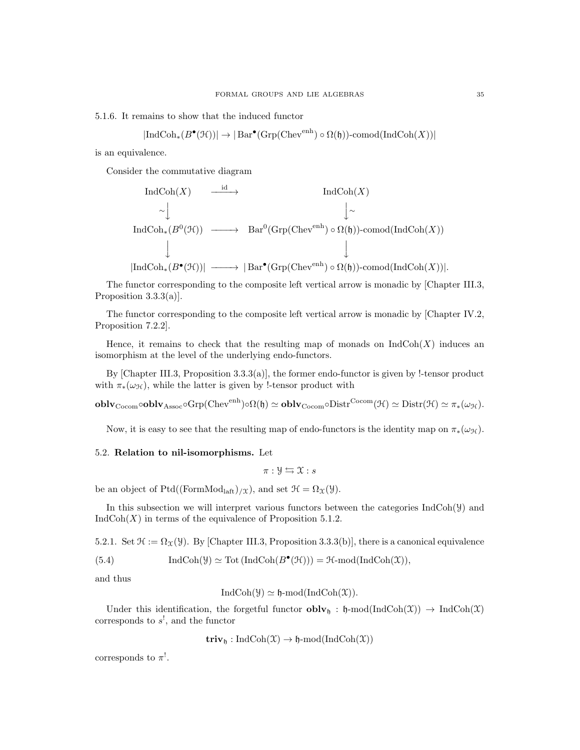5.1.6. It remains to show that the induced functor

$$|\mathrm{IndCoh}_*(B^\bullet(\mathcal{H}))| \to |\operatorname{Bar}^\bullet(\mathrm{Grp}(\mathrm{Chev}^{\mathrm{enh}}) \circ \Omega(\mathfrak{h}))\text{-comod}(\mathrm{IndCoh}(X))|$$

is an equivalence.

Consider the commutative diagram

$$\begin{array}{ccc}
\mathrm{IndCoh}(X) & \xrightarrow{\mathrm{id}} & \mathrm{IndCoh}(X) \\
\sim\downarrow & & \downarrow\sim \\
\mathrm{IndCoh}_*(B^0(\mathcal{H})) & \longrightarrow & \operatorname{Bar}^0(\mathrm{Grp}(\mathrm{Chev}^{\mathrm{enh}}) \circ \Omega(\mathfrak{h}))\text{-comod}(\mathrm{IndCoh}(X)) \\
\downarrow & & \downarrow \\
|\mathrm{IndCoh}_*(B^\bullet(\mathcal{H}))| & \longrightarrow & |\operatorname{Bar}^\bullet(\mathrm{Grp}(\mathrm{Chev}^{\mathrm{enh}}) \circ \Omega(\mathfrak{h}))\text{-comod}(\mathrm{IndCoh}(X))|.
\end{array}$$

The functor corresponding to the composite left vertical arrow is monadic by [Chapter III.3, Proposition 3.3.3(a)].

The functor corresponding to the composite left vertical arrow is monadic by [Chapter IV.2, Proposition 7.2.2].

Hence, it remains to check that the resulting map of monads on $\mathrm{IndCoh}(X)$ induces an isomorphism at the level of the underlying endo-functors.

By [Chapter III.3, Proposition 3.3.3(a)], the former endo-functor is given by !-tensor product with $\pi_*(\omega_{\mathcal{H}})$, while the latter is given by !-tensor product with

$$\mathbf{oblv}_{\mathrm{Cocom}} \circ \mathbf{oblv}_{\mathrm{Assoc}} \circ \mathrm{Grp}(\mathrm{Chev}^{\mathrm{enh}}) \circ \Omega(\mathfrak{h}) \simeq \mathbf{oblv}_{\mathrm{Cocom}} \circ \mathrm{Distr}^{\mathrm{Cocom}}(\mathcal{H}) \simeq \mathrm{Distr}(\mathcal{H}) \simeq \pi_*(\omega_{\mathcal{H}}).$$

Now, it is easy to see that the resulting map of endo-functors is the identity map on $\pi_*(\omega_{\mathcal{H}})$.

## 5.2. Relation to nil-isomorphisms.

Let

$$\pi : \mathcal{Y} \leftrightarrows \mathcal{X} : s$$

be an object of $\mathrm{Ptd}((\mathrm{FormMod}_{\mathrm{laft}})_{/\mathcal{X}})$, and set $\mathcal{H} = \Omega_{\mathcal{X}}(\mathcal{Y})$.

In this subsection we will interpret various functors between the categories $\mathrm{IndCoh}(\mathcal{Y})$ and $\mathrm{IndCoh}(X)$ in terms of the equivalence of Proposition 5.1.2.

5.2.1. Set $\mathcal{H} := \Omega_{\mathcal{X}}(\mathcal{Y})$. By [Chapter III.3, Proposition 3.3.3(b)], there is a canonical equivalence

$$\mathrm{IndCoh}(\mathcal{Y}) \simeq \mathrm{Tot}\left(\mathrm{IndCoh}(B^\bullet(\mathcal{H}))\right) = \mathcal{H}\text{-mod}(\mathrm{IndCoh}(\mathcal{X})), \tag{5.4}$$

and thus

$$\mathrm{IndCoh}(\mathcal{Y}) \simeq \mathfrak{h}\text{-mod}(\mathrm{IndCoh}(\mathcal{X})).$$

Under this identification, the forgetful functor $\mathbf{oblv}_{\mathfrak{h}} : \mathfrak{h}\text{-mod}(\mathrm{IndCoh}(\mathcal{X})) \to \mathrm{IndCoh}(\mathcal{X})$ corresponds to $s^!$, and the functor

$$\mathbf{triv}_{\mathfrak{h}} : \mathrm{IndCoh}(\mathcal{X}) \to \mathfrak{h}\text{-mod}(\mathrm{IndCoh}(\mathcal{X}))$$

corresponds to $\pi^!$.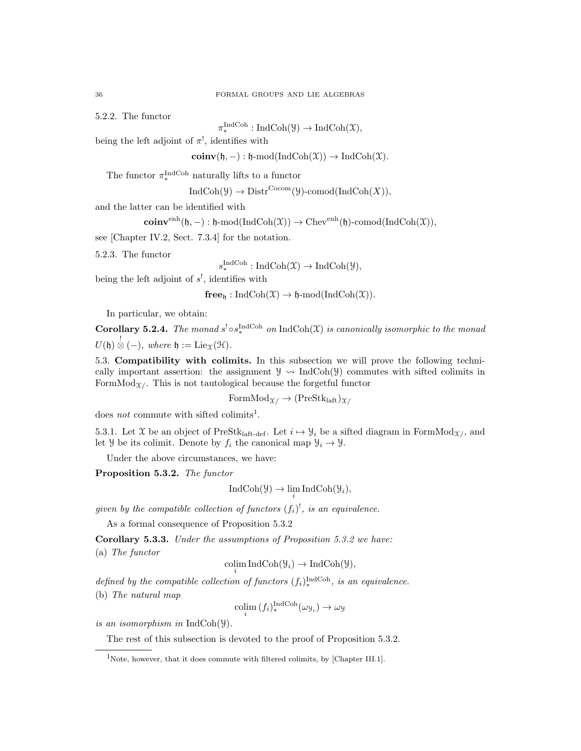5.2.2. The functor

$$\pi_*^{\mathrm{IndCoh}} : \mathrm{IndCoh}(\mathcal{Y}) \to \mathrm{IndCoh}(\mathcal{X}),$$

being the left adjoint of $\pi^!$, identifies with

$$\mathbf{coinv}(\mathfrak{h}, -) : \mathfrak{h}\text{-mod}(\mathrm{IndCoh}(\mathcal{X})) \to \mathrm{IndCoh}(\mathcal{X}).$$

The functor $\pi_*^{\mathrm{IndCoh}}$ naturally lifts to a functor

$$\mathrm{IndCoh}(\mathcal{Y}) \to \mathrm{Distr}^{\mathrm{Cocom}}(\mathcal{Y})\text{-comod}(\mathrm{IndCoh}(X)),$$

and the latter can be identified with

$$\mathbf{coinv}^{\mathrm{enh}}(\mathfrak{h}, -) : \mathfrak{h}\text{-mod}(\mathrm{IndCoh}(\mathcal{X})) \to \mathrm{Chev}^{\mathrm{enh}}(\mathfrak{h})\text{-comod}(\mathrm{IndCoh}(\mathcal{X})),$$

see [Chapter IV.2, Sect. 7.3.4] for the notation.

5.2.3. The functor

$$s_*^{\mathrm{IndCoh}} : \mathrm{IndCoh}(\mathcal{X}) \to \mathrm{IndCoh}(\mathcal{Y}),$$

being the left adjoint of $s^!$, identifies with

$$\mathbf{free}_{\mathfrak{h}} : \mathrm{IndCoh}(\mathcal{X}) \to \mathfrak{h}\text{-mod}(\mathrm{IndCoh}(\mathcal{X})).$$

In particular, we obtain:

**Corollary 5.2.4.** *The monad $s^! \circ s_*^{\mathrm{IndCoh}}$ on $\mathrm{IndCoh}(\mathcal{X})$ is canonically isomorphic to the monad $U(\mathfrak{h}) \overset{!}{\otimes} (-)$, where $\mathfrak{h} := \mathrm{Lie}_{\mathcal{X}}(\mathcal{H})$.*

## 5.3. Compatibility with colimits.

In this subsection we will prove the following technically important assertion: the assignment $\mathcal{Y} \rightsquigarrow \mathrm{IndCoh}(\mathcal{Y})$ commutes with sifted colimits in $\mathrm{FormMod}_{\mathcal{X}/}$. This is not tautological because the forgetful functor

$$\mathrm{FormMod}_{\mathcal{X}/} \to (\mathrm{PreStk}_{\mathrm{laft}})_{\mathcal{X}/}$$

does *not* commute with sifted colimits[1].

5.3.1. Let $\mathcal{X}$ be an object of $\mathrm{PreStk}_{\mathrm{laft\text{-}def}}$. Let $i \mapsto \mathcal{Y}_i$ be a sifted diagram in $\mathrm{FormMod}_{\mathcal{X}/}$, and let $\mathcal{Y}$ be its colimit. Denote by $f_i$ the canonical map $\mathcal{Y}_i \to \mathcal{Y}$.

Under the above circumstances, we have:

**Proposition 5.3.2.** *The functor*

$$\mathrm{IndCoh}(\mathcal{Y}) \to \lim_i \mathrm{IndCoh}(\mathcal{Y}_i),$$

*given by the compatible collection of functors $(f_i)^!$, is an equivalence.*

As a formal consequence of Proposition 5.3.2

**Corollary 5.3.3.** *Under the assumptions of Proposition 5.3.2 we have:*

(a) *The functor*

$$\operatorname*{colim}_i \mathrm{IndCoh}(\mathcal{Y}_i) \to \mathrm{IndCoh}(\mathcal{Y}),$$

*defined by the compatible collection of functors $(f_i)_*^{\mathrm{IndCoh}}$, is an equivalence.*

(b) *The natural map*

$$\operatorname*{colim}_i (f_i)_*^{\mathrm{IndCoh}}(\omega_{\mathcal{Y}_i}) \to \omega_{\mathcal{Y}}$$

*is an isomorphism in $\mathrm{IndCoh}(\mathcal{Y})$.*

The rest of this subsection is devoted to the proof of Proposition 5.3.2.

---

[1] Note, however, that it does commute with filtered colimits, by [Chapter III.1].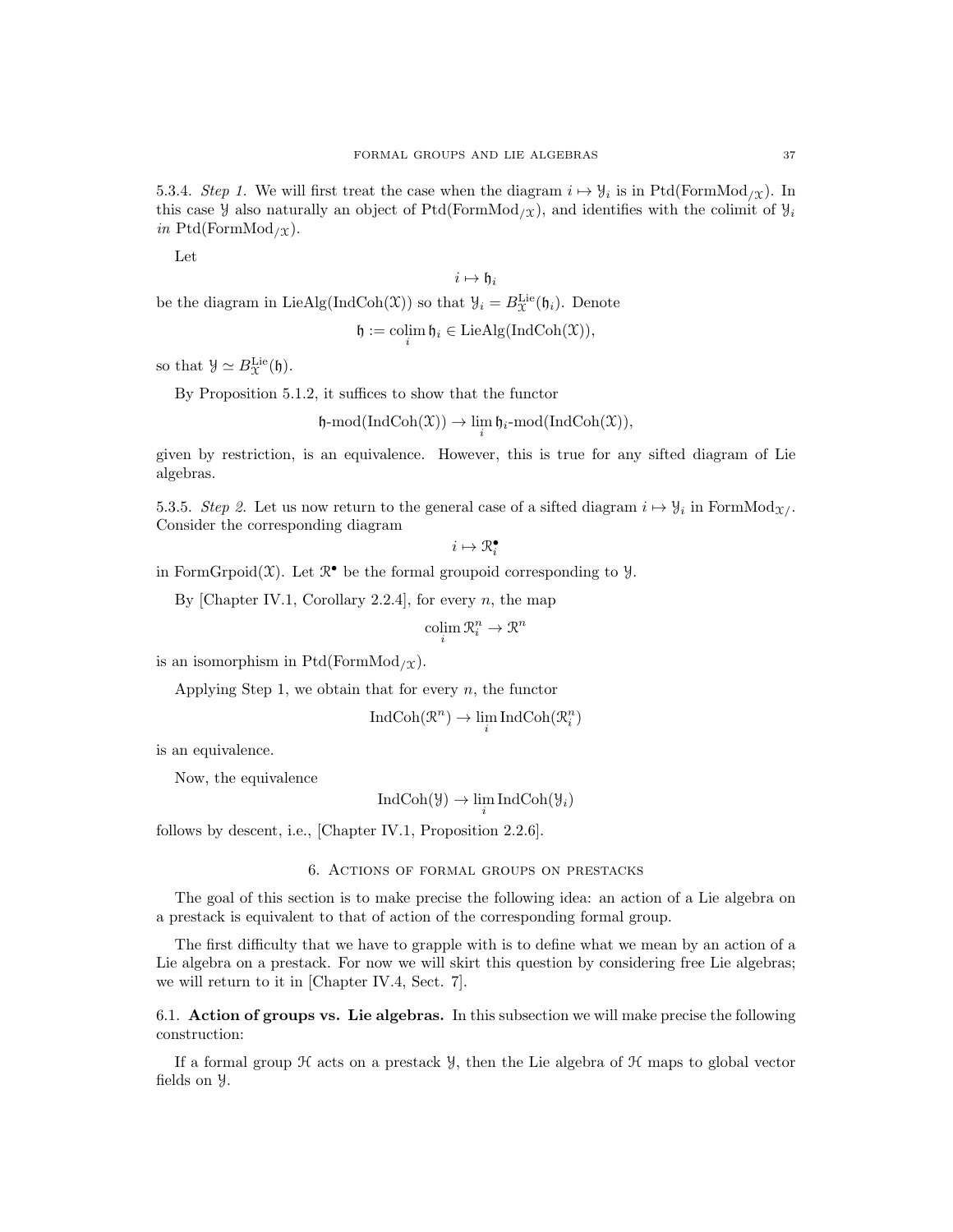5.3.4. *Step 1.* We will first treat the case when the diagram $i \mapsto \mathcal{Y}_i$ is in $\mathrm{Ptd}(\mathrm{FormMod}_{/\mathcal{X}})$. In this case $\mathcal{Y}$ also naturally an object of $\mathrm{Ptd}(\mathrm{FormMod}_{/\mathcal{X}})$, and identifies with the colimit of $\mathcal{Y}_i$ *in* $\mathrm{Ptd}(\mathrm{FormMod}_{/\mathcal{X}})$.

Let

$$i \mapsto \mathfrak{h}_i$$

be the diagram in $\mathrm{LieAlg}(\mathrm{IndCoh}(\mathcal{X}))$ so that $\mathcal{Y}_i = B^{\mathrm{Lie}}_{\mathcal{X}}(\mathfrak{h}_i)$. Denote

$$\mathfrak{h} := \underset{i}{\mathrm{colim}}\, \mathfrak{h}_i \in \mathrm{LieAlg}(\mathrm{IndCoh}(\mathcal{X})),$$

so that $\mathcal{Y} \simeq B^{\mathrm{Lie}}_{\mathcal{X}}(\mathfrak{h})$.

By Proposition 5.1.2, it suffices to show that the functor

$$\mathfrak{h}\text{-mod}(\mathrm{IndCoh}(\mathcal{X})) \to \lim_{i} \mathfrak{h}_i\text{-mod}(\mathrm{IndCoh}(\mathcal{X})),$$

given by restriction, is an equivalence. However, this is true for any sifted diagram of Lie algebras.

5.3.5. *Step 2.* Let us now return to the general case of a sifted diagram $i \mapsto \mathcal{Y}_i$ in $\mathrm{FormMod}_{\mathcal{X}/}$. Consider the corresponding diagram

$$i \mapsto \mathcal{R}^\bullet_i$$

in $\mathrm{FormGrpoid}(\mathcal{X})$. Let $\mathcal{R}^\bullet$ be the formal groupoid corresponding to $\mathcal{Y}$.

By [Chapter IV.1, Corollary 2.2.4], for every $n$, the map

$$\underset{i}{\mathrm{colim}}\, \mathcal{R}^n_i \to \mathcal{R}^n$$

is an isomorphism in $\mathrm{Ptd}(\mathrm{FormMod}_{/\mathcal{X}})$.

Applying Step 1, we obtain that for every $n$, the functor

$$\mathrm{IndCoh}(\mathcal{R}^n) \to \lim_{i} \mathrm{IndCoh}(\mathcal{R}^n_i)$$

is an equivalence.

Now, the equivalence

$$\mathrm{IndCoh}(\mathcal{Y}) \to \lim_{i} \mathrm{IndCoh}(\mathcal{Y}_i)$$

follows by descent, i.e., [Chapter IV.1, Proposition 2.2.6].

## 6. Actions of formal groups on prestacks

The goal of this section is to make precise the following idea: an action of a Lie algebra on a prestack is equivalent to that of action of the corresponding formal group.

The first difficulty that we have to grapple with is to define what we mean by an action of a Lie algebra on a prestack. For now we will skirt this question by considering free Lie algebras; we will return to it in [Chapter IV.4, Sect. 7].

6.1. **Action of groups vs. Lie algebras.** In this subsection we will make precise the following construction:

If a formal group $\mathcal{H}$ acts on a prestack $\mathcal{Y}$, then the Lie algebra of $\mathcal{H}$ maps to global vector fields on $\mathcal{Y}$.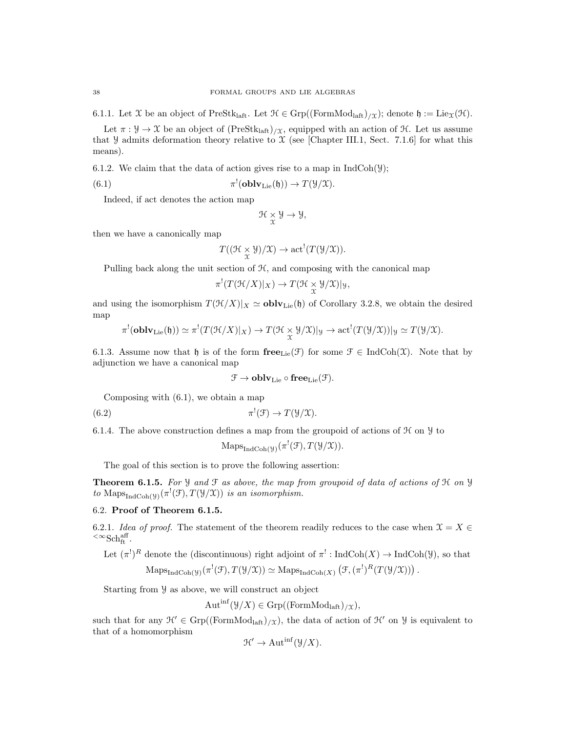6.1.1. Let $\mathcal{X}$ be an object of $\mathrm{PreStk}_{\mathrm{laft}}$. Let $\mathcal{H} \in \mathrm{Grp}((\mathrm{FormMod}_{\mathrm{laft}})_{/\mathcal{X}})$; denote $\mathfrak{h} := \mathrm{Lie}_{\mathcal{X}}(\mathcal{H})$.

Let $\pi : \mathcal{Y} \to \mathcal{X}$ be an object of $(\mathrm{PreStk}_{\mathrm{laft}})_{/\mathcal{X}}$, equipped with an action of $\mathcal{H}$. Let us assume that $\mathcal{Y}$ admits deformation theory relative to $\mathcal{X}$ (see [Chapter III.1, Sect. 7.1.6] for what this means).

6.1.2. We claim that the data of action gives rise to a map in $\mathrm{IndCoh}(\mathcal{Y})$;

$$\pi^!(\mathbf{oblv}_{\mathrm{Lie}}(\mathfrak{h})) \to T(\mathcal{Y}/\mathcal{X}). \tag{6.1}$$

Indeed, if act denotes the action map

$$\mathcal{H} \underset{\mathcal{X}}{\times} \mathcal{Y} \to \mathcal{Y},$$

then we have a canonically map

$$T((\mathcal{H} \underset{\mathcal{X}}{\times} \mathcal{Y})/\mathcal{X}) \to \mathrm{act}^!(T(\mathcal{Y}/\mathcal{X})).$$

Pulling back along the unit section of $\mathcal{H}$, and composing with the canonical map

$$\pi^!(T(\mathcal{H}/X)|_X) \to T(\mathcal{H} \underset{\mathcal{X}}{\times} \mathcal{Y}/\mathcal{X})|_{\mathcal{Y}},$$

and using the isomorphism $T(\mathcal{H}/X)|_X \simeq \mathbf{oblv}_{\mathrm{Lie}}(\mathfrak{h})$ of Corollary 3.2.8, we obtain the desired map

$$\pi^!(\mathbf{oblv}_{\mathrm{Lie}}(\mathfrak{h})) \simeq \pi^!(T(\mathcal{H}/X)|_X) \to T(\mathcal{H} \underset{\mathcal{X}}{\times} \mathcal{Y}/\mathcal{X})|_{\mathcal{Y}} \to \mathrm{act}^!(T(\mathcal{Y}/\mathcal{X}))|_{\mathcal{Y}} \simeq T(\mathcal{Y}/\mathcal{X}).$$

6.1.3. Assume now that $\mathfrak{h}$ is of the form $\mathbf{free}_{\mathrm{Lie}}(\mathcal{F})$ for some $\mathcal{F} \in \mathrm{IndCoh}(\mathcal{X})$. Note that by adjunction we have a canonical map

$$\mathcal{F} \to \mathbf{oblv}_{\mathrm{Lie}} \circ \mathbf{free}_{\mathrm{Lie}}(\mathcal{F}).$$

Composing with (6.1), we obtain a map

$$\pi^!(\mathcal{F}) \to T(\mathcal{Y}/\mathcal{X}). \tag{6.2}$$

6.1.4. The above construction defines a map from the groupoid of actions of $\mathcal{H}$ on $\mathcal{Y}$ to

$$\mathrm{Maps}_{\mathrm{IndCoh}(\mathcal{Y})}(\pi^!(\mathcal{F}), T(\mathcal{Y}/\mathcal{X})).$$

The goal of this section is to prove the following assertion:

**Theorem 6.1.5.** *For $\mathcal{Y}$ and $\mathcal{F}$ as above, the map from groupoid of data of actions of $\mathcal{H}$ on $\mathcal{Y}$ to $\mathrm{Maps}_{\mathrm{IndCoh}(\mathcal{Y})}(\pi^!(\mathcal{F}), T(\mathcal{Y}/\mathcal{X}))$ is an isomorphism.*

## 6.2. Proof of Theorem 6.1.5.

6.2.1. *Idea of proof.* The statement of the theorem readily reduces to the case when $\mathcal{X} = X \in {}^{<\infty}\mathrm{Sch}^{\mathrm{aff}}_{\mathrm{ft}}$.

Let $(\pi^!)^R$ denote the (discontinuous) right adjoint of $\pi^! : \mathrm{IndCoh}(X) \to \mathrm{IndCoh}(\mathcal{Y})$, so that

$$\mathrm{Maps}_{\mathrm{IndCoh}(\mathcal{Y})}(\pi^!(\mathcal{F}), T(\mathcal{Y}/\mathcal{X})) \simeq \mathrm{Maps}_{\mathrm{IndCoh}(X)}\left(\mathcal{F}, (\pi^!)^R(T(\mathcal{Y}/\mathcal{X}))\right).$$

Starting from $\mathcal{Y}$ as above, we will construct an object

$$\mathrm{Aut}^{\mathrm{inf}}(\mathcal{Y}/X) \in \mathrm{Grp}((\mathrm{FormMod}_{\mathrm{laft}})_{/\mathcal{X}}),$$

such that for any $\mathcal{H}' \in \mathrm{Grp}((\mathrm{FormMod}_{\mathrm{laft}})_{/\mathcal{X}})$, the data of action of $\mathcal{H}'$ on $\mathcal{Y}$ is equivalent to that of a homomorphism

$$\mathcal{H}' \to \mathrm{Aut}^{\mathrm{inf}}(\mathcal{Y}/X).$$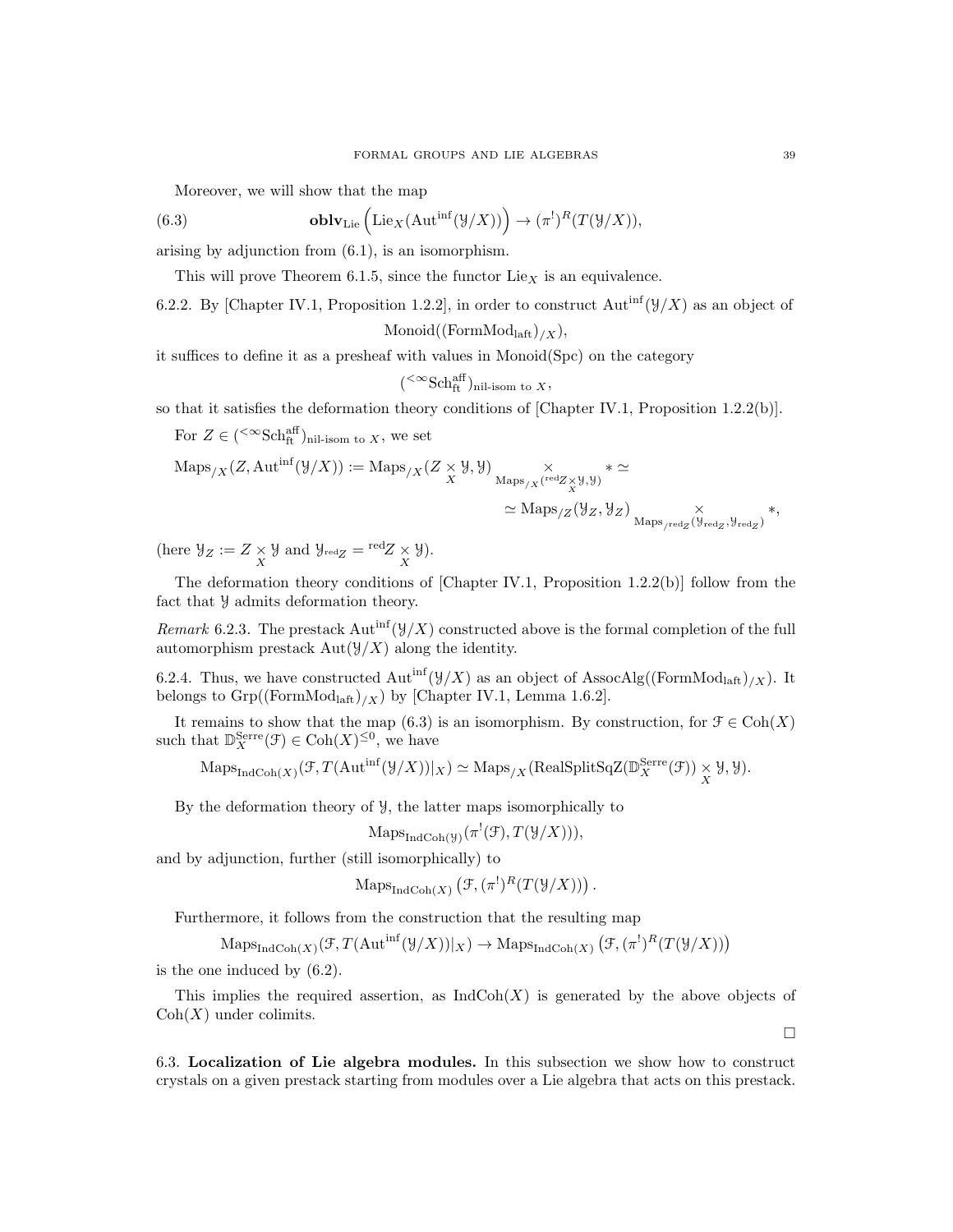Moreover, we will show that the map

$$\mathbf{oblv}_{\mathrm{Lie}}\left(\mathrm{Lie}_X(\mathrm{Aut}^{\mathrm{inf}}(\mathcal{Y}/X))\right) \to (\pi^!)^R(T(\mathcal{Y}/X)), \tag{6.3}$$

arising by adjunction from (6.1), is an isomorphism.

This will prove Theorem 6.1.5, since the functor $\mathrm{Lie}_X$ is an equivalence.

6.2.2. By [Chapter IV.1, Proposition 1.2.2], in order to construct $\mathrm{Aut}^{\mathrm{inf}}(\mathcal{Y}/X)$ as an object of

$$\mathrm{Monoid}((\mathrm{FormMod}_{\mathrm{laft}})_{/X}),$$

it suffices to define it as a presheaf with values in $\mathrm{Monoid}(\mathrm{Spc})$ on the category

$$({}^{<\infty}\mathrm{Sch}^{\mathrm{aff}}_{\mathrm{ft}})_{\text{nil-isom to } X},$$

so that it satisfies the deformation theory conditions of [Chapter IV.1, Proposition 1.2.2(b)].

For $Z \in ({}^{<\infty}\mathrm{Sch}^{\mathrm{aff}}_{\mathrm{ft}})_{\text{nil-isom to } X}$, we set

$$\mathrm{Maps}_{/X}(Z, \mathrm{Aut}^{\mathrm{inf}}(\mathcal{Y}/X)) := \mathrm{Maps}_{/X}(Z \underset{X}{\times} \mathcal{Y}, \mathcal{Y}) \underset{\mathrm{Maps}_{/X}({}^{\mathrm{red}}Z \underset{X}{\times} \mathcal{Y}, \mathcal{Y})}{\times} * \simeq$$

$$\simeq \mathrm{Maps}_{/Z}(\mathcal{Y}_Z, \mathcal{Y}_Z) \underset{\mathrm{Maps}_{/{}^{\mathrm{red}}Z}(\mathcal{Y}_{{}^{\mathrm{red}}Z}, \mathcal{Y}_{{}^{\mathrm{red}}Z})}{\times} *,$$

(here $\mathcal{Y}_Z := Z \underset{X}{\times} \mathcal{Y}$ and $\mathcal{Y}_{{}^{\mathrm{red}}Z} = {}^{\mathrm{red}}Z \underset{X}{\times} \mathcal{Y}$).

The deformation theory conditions of [Chapter IV.1, Proposition 1.2.2(b)] follow from the fact that $\mathcal{Y}$ admits deformation theory.

*Remark* 6.2.3. The prestack $\mathrm{Aut}^{\mathrm{inf}}(\mathcal{Y}/X)$ constructed above is the formal completion of the full automorphism prestack $\mathrm{Aut}(\mathcal{Y}/X)$ along the identity.

6.2.4. Thus, we have constructed $\mathrm{Aut}^{\mathrm{inf}}(\mathcal{Y}/X)$ as an object of $\mathrm{AssocAlg}((\mathrm{FormMod}_{\mathrm{laft}})_{/X})$. It belongs to $\mathrm{Grp}((\mathrm{FormMod}_{\mathrm{laft}})_{/X})$ by [Chapter IV.1, Lemma 1.6.2].

It remains to show that the map (6.3) is an isomorphism. By construction, for $\mathcal{F} \in \mathrm{Coh}(X)$ such that $\mathbb{D}^{\mathrm{Serre}}_X(\mathcal{F}) \in \mathrm{Coh}(X)^{\leq 0}$, we have

$$\mathrm{Maps}_{\mathrm{IndCoh}(X)}(\mathcal{F}, T(\mathrm{Aut}^{\mathrm{inf}}(\mathcal{Y}/X))|_X) \simeq \mathrm{Maps}_{/X}(\mathrm{RealSplitSqZ}(\mathbb{D}^{\mathrm{Serre}}_X(\mathcal{F})) \underset{X}{\times} \mathcal{Y}, \mathcal{Y}).$$

By the deformation theory of $\mathcal{Y}$, the latter maps isomorphically to

$$\mathrm{Maps}_{\mathrm{IndCoh}(\mathcal{Y})}(\pi^!(\mathcal{F}), T(\mathcal{Y}/X))),$$

and by adjunction, further (still isomorphically) to

$$\mathrm{Maps}_{\mathrm{IndCoh}(X)}\left(\mathcal{F}, (\pi^!)^R(T(\mathcal{Y}/X))\right).$$

Furthermore, it follows from the construction that the resulting map

$$\mathrm{Maps}_{\mathrm{IndCoh}(X)}(\mathcal{F}, T(\mathrm{Aut}^{\mathrm{inf}}(\mathcal{Y}/X))|_X) \to \mathrm{Maps}_{\mathrm{IndCoh}(X)}\left(\mathcal{F}, (\pi^!)^R(T(\mathcal{Y}/X))\right)$$

is the one induced by (6.2).

This implies the required assertion, as $\mathrm{IndCoh}(X)$ is generated by the above objects of $\mathrm{Coh}(X)$ under colimits.

□

6.3. **Localization of Lie algebra modules.** In this subsection we show how to construct crystals on a given prestack starting from modules over a Lie algebra that acts on this prestack.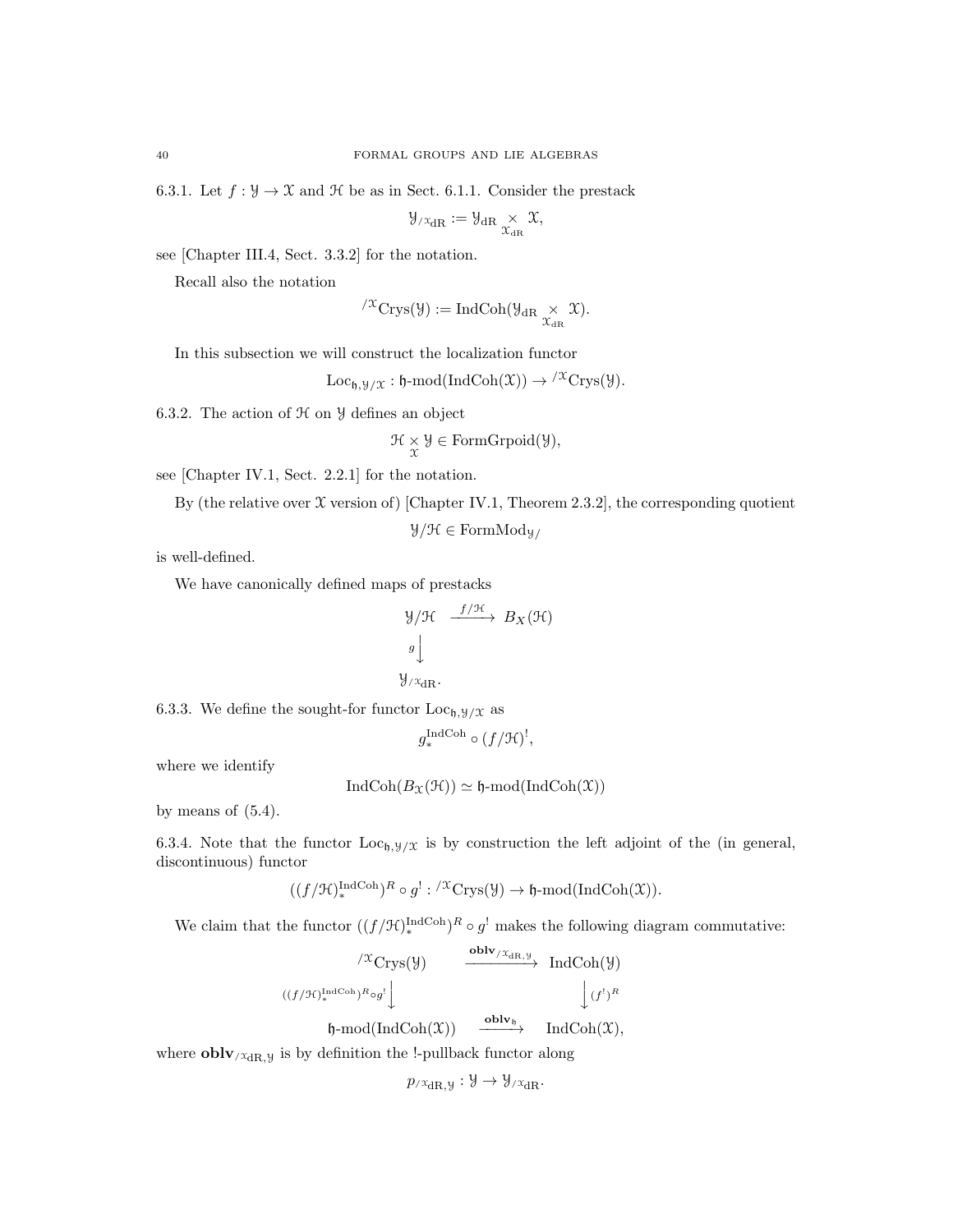6.3.1. Let $f : \mathcal{Y} \to \mathcal{X}$ and $\mathcal{H}$ be as in Sect. 6.1.1. Consider the prestack

$$\mathcal{Y}_{/\mathcal{X}_{\mathrm{dR}}} := \mathcal{Y}_{\mathrm{dR}} \underset{\mathcal{X}_{\mathrm{dR}}}{\times} \mathcal{X},$$

see [Chapter III.4, Sect. 3.3.2] for the notation.

Recall also the notation

$${}^{/\mathcal{X}}\mathrm{Crys}(\mathcal{Y}) := \mathrm{IndCoh}(\mathcal{Y}_{\mathrm{dR}} \underset{\mathcal{X}_{\mathrm{dR}}}{\times} \mathcal{X}).$$

In this subsection we will construct the localization functor

$$\mathrm{Loc}_{\mathfrak{h},\mathcal{Y}/\mathcal{X}} : \mathfrak{h}\text{-mod}(\mathrm{IndCoh}(\mathcal{X})) \to {}^{/\mathcal{X}}\mathrm{Crys}(\mathcal{Y}).$$

6.3.2. The action of $\mathcal{H}$ on $\mathcal{Y}$ defines an object

$$\mathcal{H} \underset{\mathcal{X}}{\times} \mathcal{Y} \in \mathrm{FormGrpoid}(\mathcal{Y}),$$

see [Chapter IV.1, Sect. 2.2.1] for the notation.

By (the relative over $\mathcal{X}$ version of) [Chapter IV.1, Theorem 2.3.2], the corresponding quotient

$$\mathcal{Y}/\mathcal{H} \in \mathrm{FormMod}_{\mathcal{Y}/}$$

is well-defined.

We have canonically defined maps of prestacks

$$\begin{array}{ccc} \mathcal{Y}/\mathcal{H} & \xrightarrow{f/\mathcal{H}} & B_X(\mathcal{H}) \\ {\scriptstyle g}\big\downarrow & & \\ \mathcal{Y}_{/\mathcal{X}_{\mathrm{dR}}}. & & \end{array}$$

6.3.3. We define the sought-for functor $\mathrm{Loc}_{\mathfrak{h},\mathcal{Y}/\mathcal{X}}$ as

$$g_*^{\mathrm{IndCoh}} \circ (f/\mathcal{H})^!,$$

where we identify

$$\mathrm{IndCoh}(B_{\mathcal{X}}(\mathcal{H})) \simeq \mathfrak{h}\text{-mod}(\mathrm{IndCoh}(\mathcal{X}))$$

by means of (5.4).

6.3.4. Note that the functor $\mathrm{Loc}_{\mathfrak{h},\mathcal{Y}/\mathcal{X}}$ is by construction the left adjoint of the (in general, discontinuous) functor

$$((f/\mathcal{H})_*^{\mathrm{IndCoh}})^R \circ g^! : {}^{/\mathcal{X}}\mathrm{Crys}(\mathcal{Y}) \to \mathfrak{h}\text{-mod}(\mathrm{IndCoh}(\mathcal{X})).$$

We claim that the functor $((f/\mathcal{H})_*^{\mathrm{IndCoh}})^R \circ g^!$ makes the following diagram commutative:

$$\begin{array}{ccc} {}^{/\mathcal{X}}\mathrm{Crys}(\mathcal{Y}) & \xrightarrow{\mathbf{oblv}_{/\mathcal{X}_{\mathrm{dR}},\mathcal{Y}}} & \mathrm{IndCoh}(\mathcal{Y}) \\ {\scriptstyle ((f/\mathcal{H})_*^{\mathrm{IndCoh}})^R \circ g^!}\big\downarrow & & \big\downarrow{\scriptstyle (f^!)^R} \\ \mathfrak{h}\text{-mod}(\mathrm{IndCoh}(\mathcal{X})) & \xrightarrow{\mathbf{oblv}_{\mathfrak{h}}} & \mathrm{IndCoh}(\mathcal{X}), \end{array}$$

where $\mathbf{oblv}_{/\mathcal{X}_{\mathrm{dR}},\mathcal{Y}}$ is by definition the !-pullback functor along

$$p_{/\mathcal{X}_{\mathrm{dR}},\mathcal{Y}} : \mathcal{Y} \to \mathcal{Y}_{/\mathcal{X}_{\mathrm{dR}}}.$$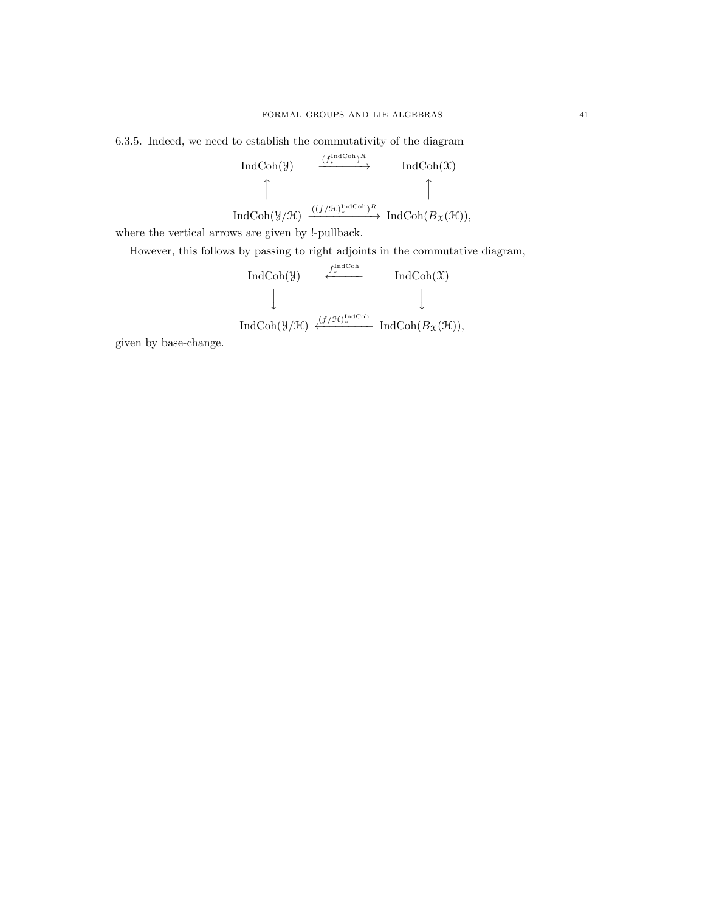6.3.5. Indeed, we need to establish the commutativity of the diagram

$$
\begin{array}{ccc}
\operatorname{IndCoh}(\mathcal{Y}) & \xrightarrow{(f_*^{\operatorname{IndCoh}})^R} & \operatorname{IndCoh}(\mathcal{X}) \\
\uparrow & & \uparrow \\
\operatorname{IndCoh}(\mathcal{Y}/\mathcal{H}) & \xrightarrow{((f/\mathcal{H})_*^{\operatorname{IndCoh}})^R} & \operatorname{IndCoh}(B_{\mathcal{X}}(\mathcal{H})),
\end{array}
$$

where the vertical arrows are given by !-pullback.

However, this follows by passing to right adjoints in the commutative diagram,

$$
\begin{array}{ccc}
\operatorname{IndCoh}(\mathcal{Y}) & \xleftarrow{f_*^{\operatorname{IndCoh}}} & \operatorname{IndCoh}(\mathcal{X}) \\
\downarrow & & \downarrow \\
\operatorname{IndCoh}(\mathcal{Y}/\mathcal{H}) & \xleftarrow{(f/\mathcal{H})_*^{\operatorname{IndCoh}}} & \operatorname{IndCoh}(B_{\mathcal{X}}(\mathcal{H})),
\end{array}
$$

given by base-change.